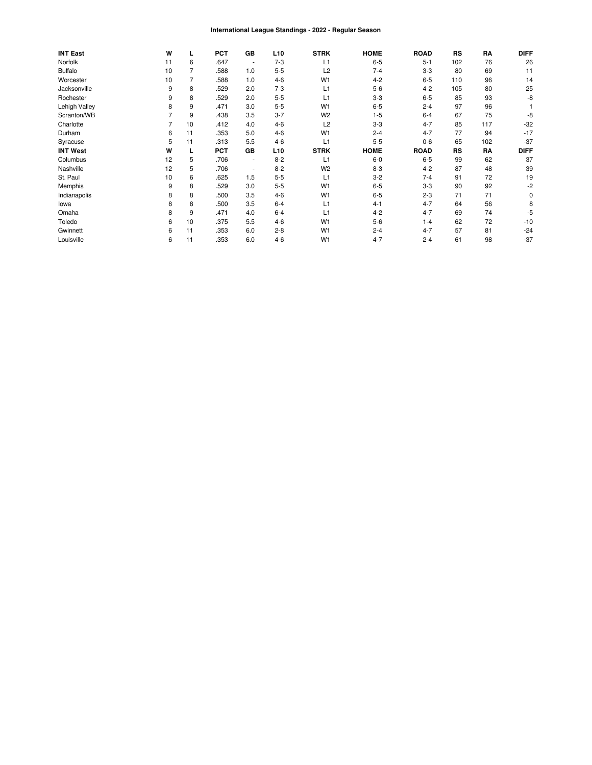# International League Standings - 2022 - Regular Season

| INT East | W | L | PCT | GB | L10 | STRK | HOME | ROAD | RS | RA | DIFF |
|---|---|---|---|---|---|---|---|---|---|---|---|
| Norfolk | 11 | 6 | .647 | - | 7-3 | L1 | 6-5 | 5-1 | 102 | 76 | 26 |
| Buffalo | 10 | 7 | .588 | 1.0 | 5-5 | L2 | 7-4 | 3-3 | 80 | 69 | 11 |
| Worcester | 10 | 7 | .588 | 1.0 | 4-6 | W1 | 4-2 | 6-5 | 110 | 96 | 14 |
| Jacksonville | 9 | 8 | .529 | 2.0 | 7-3 | L1 | 5-6 | 4-2 | 105 | 80 | 25 |
| Rochester | 9 | 8 | .529 | 2.0 | 5-5 | L1 | 3-3 | 6-5 | 85 | 93 | -8 |
| Lehigh Valley | 8 | 9 | .471 | 3.0 | 5-5 | W1 | 6-5 | 2-4 | 97 | 96 | 1 |
| Scranton/WB | 7 | 9 | .438 | 3.5 | 3-7 | W2 | 1-5 | 6-4 | 67 | 75 | -8 |
| Charlotte | 7 | 10 | .412 | 4.0 | 4-6 | L2 | 3-3 | 4-7 | 85 | 117 | -32 |
| Durham | 6 | 11 | .353 | 5.0 | 4-6 | W1 | 2-4 | 4-7 | 77 | 94 | -17 |
| Syracuse | 5 | 11 | .313 | 5.5 | 4-6 | L1 | 5-5 | 0-6 | 65 | 102 | -37 |
| **INT West** | **W** | **L** | **PCT** | **GB** | **L10** | **STRK** | **HOME** | **ROAD** | **RS** | **RA** | **DIFF** |
| Columbus | 12 | 5 | .706 | - | 8-2 | L1 | 6-0 | 6-5 | 99 | 62 | 37 |
| Nashville | 12 | 5 | .706 | - | 8-2 | W2 | 8-3 | 4-2 | 87 | 48 | 39 |
| St. Paul | 10 | 6 | .625 | 1.5 | 5-5 | L1 | 3-2 | 7-4 | 91 | 72 | 19 |
| Memphis | 9 | 8 | .529 | 3.0 | 5-5 | W1 | 6-5 | 3-3 | 90 | 92 | -2 |
| Indianapolis | 8 | 8 | .500 | 3.5 | 4-6 | W1 | 6-5 | 2-3 | 71 | 71 | 0 |
| Iowa | 8 | 8 | .500 | 3.5 | 6-4 | L1 | 4-1 | 4-7 | 64 | 56 | 8 |
| Omaha | 8 | 9 | .471 | 4.0 | 6-4 | L1 | 4-2 | 4-7 | 69 | 74 | -5 |
| Toledo | 6 | 10 | .375 | 5.5 | 4-6 | W1 | 5-6 | 1-4 | 62 | 72 | -10 |
| Gwinnett | 6 | 11 | .353 | 6.0 | 2-8 | W1 | 2-4 | 4-7 | 57 | 81 | -24 |
| Louisville | 6 | 11 | .353 | 6.0 | 4-6 | W1 | 4-7 | 2-4 | 61 | 98 | -37 |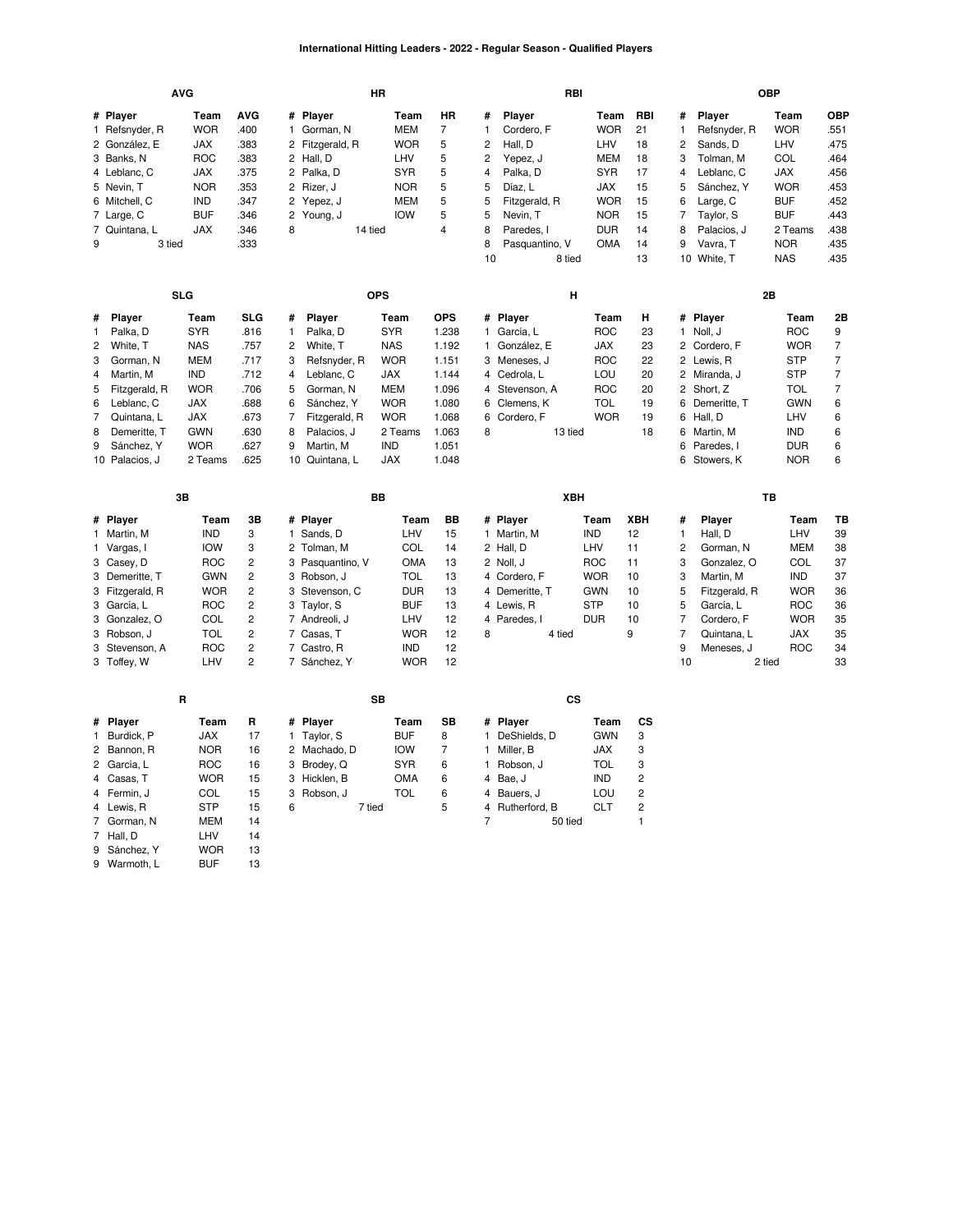# International Hitting Leaders - 2022 - Regular Season - Qualified Players

### AVG

| # | Player | Team | AVG |
|---|---|---|---|
| 1 | Refsnyder, R | WOR | .400 |
| 2 | González, E | JAX | .383 |
| 3 | Banks, N | ROC | .383 |
| 4 | Leblanc, C | JAX | .375 |
| 5 | Nevin, T | NOR | .353 |
| 6 | Mitchell, C | IND | .347 |
| 7 | Large, C | BUF | .346 |
| 7 | Quintana, L | JAX | .346 |
| 9 | 3 tied | | .333 |

### HR

| # | Player | Team | HR |
|---|---|---|---|
| 1 | Gorman, N | MEM | 7 |
| 2 | Fitzgerald, R | WOR | 5 |
| 2 | Hall, D | LHV | 5 |
| 2 | Palka, D | SYR | 5 |
| 2 | Rizer, J | NOR | 5 |
| 2 | Yepez, J | MEM | 5 |
| 2 | Young, J | IOW | 5 |
| 8 | 14 tied | | 4 |

### RBI

| # | Player | Team | RBI |
|---|---|---|---|
| 1 | Cordero, F | WOR | 21 |
| 2 | Hall, D | LHV | 18 |
| 2 | Yepez, J | MEM | 18 |
| 4 | Palka, D | SYR | 17 |
| 5 | Díaz, L | JAX | 15 |
| 5 | Fitzgerald, R | WOR | 15 |
| 5 | Nevin, T | NOR | 15 |
| 8 | Paredes, I | DUR | 14 |
| 8 | Pasquantino, V | OMA | 14 |
| 10 | 8 tied | | 13 |

### OBP

| # | Player | Team | OBP |
|---|---|---|---|
| 1 | Refsnyder, R | WOR | .551 |
| 2 | Sands, D | LHV | .475 |
| 3 | Tolman, M | COL | .464 |
| 4 | Leblanc, C | JAX | .456 |
| 5 | Sánchez, Y | WOR | .453 |
| 6 | Large, C | BUF | .452 |
| 7 | Taylor, S | BUF | .443 |
| 8 | Palacios, J | 2 Teams | .438 |
| 9 | Vavra, T | NOR | .435 |
| 10 | White, T | NAS | .435 |

### SLG

| # | Player | Team | SLG |
|---|---|---|---|
| 1 | Palka, D | SYR | .816 |
| 2 | White, T | NAS | .757 |
| 3 | Gorman, N | MEM | .717 |
| 4 | Martin, M | IND | .712 |
| 5 | Fitzgerald, R | WOR | .706 |
| 6 | Leblanc, C | JAX | .688 |
| 7 | Quintana, L | JAX | .673 |
| 8 | Demeritte, T | GWN | .630 |
| 9 | Sánchez, Y | WOR | .627 |
| 10 | Palacios, J | 2 Teams | .625 |

### OPS

| # | Player | Team | OPS |
|---|---|---|---|
| 1 | Palka, D | SYR | 1.238 |
| 2 | White, T | NAS | 1.192 |
| 3 | Refsnyder, R | WOR | 1.151 |
| 4 | Leblanc, C | JAX | 1.144 |
| 5 | Gorman, N | MEM | 1.096 |
| 6 | Sánchez, Y | WOR | 1.080 |
| 7 | Fitzgerald, R | WOR | 1.068 |
| 8 | Palacios, J | 2 Teams | 1.063 |
| 9 | Martin, M | IND | 1.051 |
| 10 | Quintana, L | JAX | 1.048 |

### H

| # | Player | Team | H |
|---|---|---|---|
| 1 | García, L | ROC | 23 |
| 1 | González, E | JAX | 23 |
| 3 | Meneses, J | ROC | 22 |
| 4 | Cedrola, L | LOU | 20 |
| 4 | Stevenson, A | ROC | 20 |
| 6 | Clemens, K | TOL | 19 |
| 6 | Cordero, F | WOR | 19 |
| 8 | 13 tied | | 18 |

### 2B

| # | Player | Team | 2B |
|---|---|---|---|
| 1 | Noll, J | ROC | 9 |
| 2 | Cordero, F | WOR | 7 |
| 2 | Lewis, R | STP | 7 |
| 2 | Miranda, J | STP | 7 |
| 2 | Short, Z | TOL | 7 |
| 6 | Demeritte, T | GWN | 6 |
| 6 | Hall, D | LHV | 6 |
| 6 | Martin, M | IND | 6 |
| 6 | Paredes, I | DUR | 6 |
| 6 | Stowers, K | NOR | 6 |

### 3B

| # | Player | Team | 3B |
|---|---|---|---|
| 1 | Martin, M | IND | 3 |
| 1 | Vargas, I | IOW | 3 |
| 3 | Casey, D | ROC | 2 |
| 3 | Demeritte, T | GWN | 2 |
| 3 | Fitzgerald, R | WOR | 2 |
| 3 | García, L | ROC | 2 |
| 3 | Gonzalez, O | COL | 2 |
| 3 | Robson, J | TOL | 2 |
| 3 | Stevenson, A | ROC | 2 |
| 3 | Toffey, W | LHV | 2 |

### BB

| # | Player | Team | BB |
|---|---|---|---|
| 1 | Sands, D | LHV | 15 |
| 2 | Tolman, M | COL | 14 |
| 3 | Pasquantino, V | OMA | 13 |
| 3 | Robson, J | TOL | 13 |
| 3 | Stevenson, C | DUR | 13 |
| 3 | Taylor, S | BUF | 13 |
| 7 | Andreoli, J | LHV | 12 |
| 7 | Casas, T | WOR | 12 |
| 7 | Castro, R | IND | 12 |
| 7 | Sánchez, Y | WOR | 12 |

### XBH

| # | Player | Team | XBH |
|---|---|---|---|
| 1 | Martin, M | IND | 12 |
| 2 | Hall, D | LHV | 11 |
| 2 | Noll, J | ROC | 11 |
| 4 | Cordero, F | WOR | 10 |
| 4 | Demeritte, T | GWN | 10 |
| 4 | Lewis, R | STP | 10 |
| 4 | Paredes, I | DUR | 10 |
| 8 | 4 tied | | 9 |

### TB

| # | Player | Team | TB |
|---|---|---|---|
| 1 | Hall, D | LHV | 39 |
| 2 | Gorman, N | MEM | 38 |
| 3 | Gonzalez, O | COL | 37 |
| 3 | Martin, M | IND | 37 |
| 5 | Fitzgerald, R | WOR | 36 |
| 5 | García, L | ROC | 36 |
| 7 | Cordero, F | WOR | 35 |
| 7 | Quintana, L | JAX | 35 |
| 9 | Meneses, J | ROC | 34 |
| 10 | 2 tied | | 33 |

### R

| # | Player | Team | R |
|---|---|---|---|
| 1 | Burdick, P | JAX | 17 |
| 2 | Bannon, R | NOR | 16 |
| 2 | García, L | ROC | 16 |
| 4 | Casas, T | WOR | 15 |
| 4 | Fermin, J | COL | 15 |
| 4 | Lewis, R | STP | 15 |
| 7 | Gorman, N | MEM | 14 |
| 7 | Hall, D | LHV | 14 |
| 9 | Sánchez, Y | WOR | 13 |
| 9 | Warmoth, L | BUF | 13 |

### SB

| # | Player | Team | SB |
|---|---|---|---|
| 1 | Taylor, S | BUF | 8 |
| 2 | Machado, D | IOW | 7 |
| 3 | Brodey, Q | SYR | 6 |
| 3 | Hicklen, B | OMA | 6 |
| 3 | Robson, J | TOL | 6 |
| 6 | 7 tied | | 5 |

### CS

| # | Player | Team | CS |
|---|---|---|---|
| 1 | DeShields, D | GWN | 3 |
| 1 | Miller, B | JAX | 3 |
| 1 | Robson, J | TOL | 3 |
| 4 | Bae, J | IND | 2 |
| 4 | Bauers, J | LOU | 2 |
| 4 | Rutherford, B | CLT | 2 |
| 7 | 50 tied | | 1 |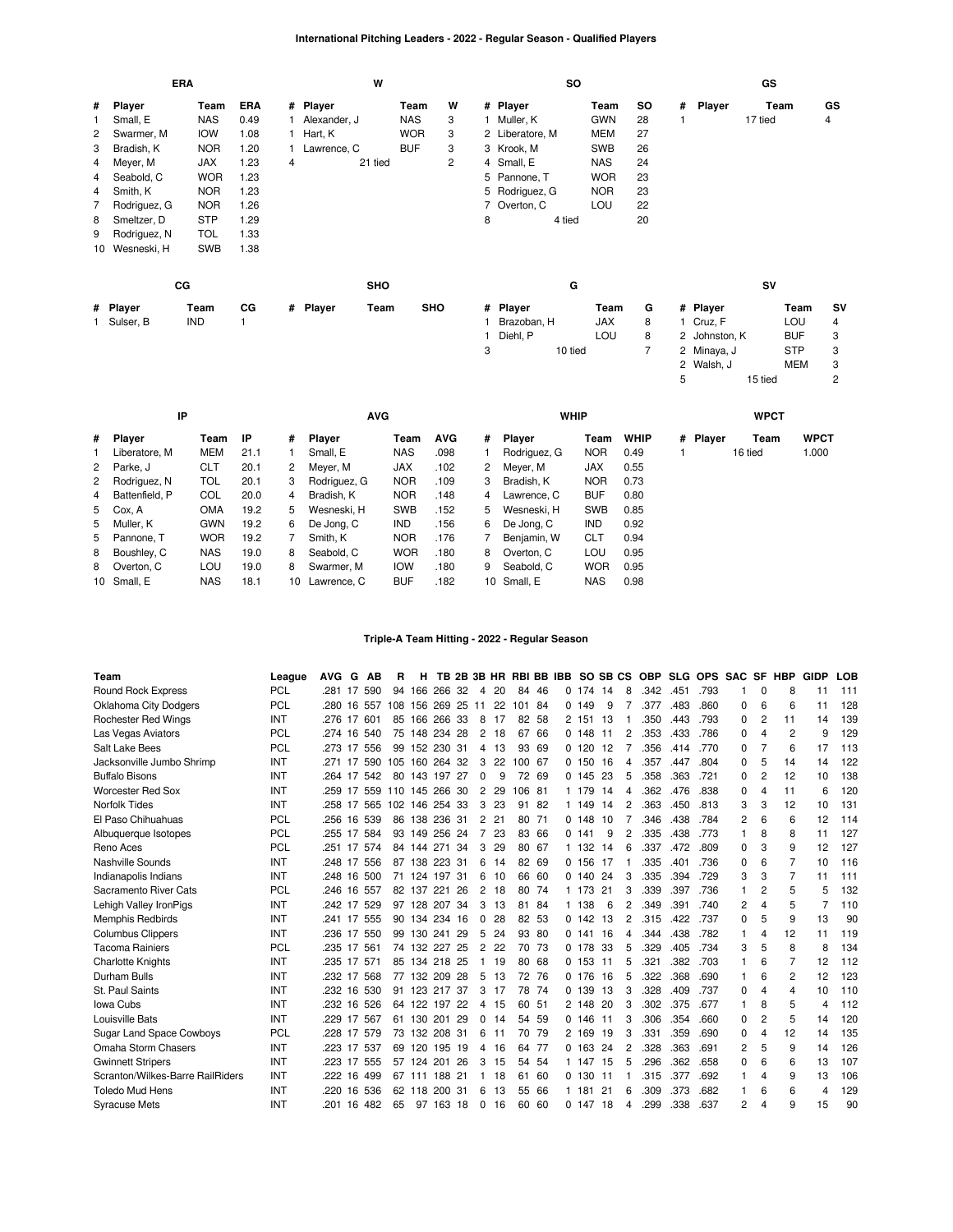## International Pitching Leaders - 2022 - Regular Season - Qualified Players

### ERA

| # | Player | Team | ERA |
|---|---|---|---|
| 1 | Small, E | NAS | 0.49 |
| 2 | Swarmer, M | IOW | 1.08 |
| 3 | Bradish, K | NOR | 1.20 |
| 4 | Meyer, M | JAX | 1.23 |
| 4 | Seabold, C | WOR | 1.23 |
| 4 | Smith, K | NOR | 1.23 |
| 7 | Rodriguez, G | NOR | 1.26 |
| 8 | Smeltzer, D | STP | 1.29 |
| 9 | Rodriguez, N | TOL | 1.33 |
| 10 | Wesneski, H | SWB | 1.38 |

### W

| # | Player | Team | W |
|---|---|---|---|
| 1 | Alexander, J | NAS | 3 |
| 1 | Hart, K | WOR | 3 |
| 1 | Lawrence, C | BUF | 3 |
| 4 | 21 tied | | 2 |

### SO

| # | Player | Team | SO |
|---|---|---|---|
| 1 | Muller, K | GWN | 28 |
| 2 | Liberatore, M | MEM | 27 |
| 3 | Krook, M | SWB | 26 |
| 4 | Small, E | NAS | 24 |
| 5 | Pannone, T | WOR | 23 |
| 5 | Rodriguez, G | NOR | 23 |
| 7 | Overton, C | LOU | 22 |
| 8 | 4 tied | | 20 |

### GS

| # | Player | Team | GS |
|---|---|---|---|
| 1 | 17 tied | | 4 |

### CG

| # | Player | Team | CG |
|---|---|---|---|
| 1 | Sulser, B | IND | 1 |

### SHO

| # | Player | Team | SHO |
|---|---|---|---|

### G

| # | Player | Team | G |
|---|---|---|---|
| 1 | Brazoban, H | JAX | 8 |
| 1 | Diehl, P | LOU | 8 |
| 3 | 10 tied | | 7 |

### SV

| # | Player | Team | SV |
|---|---|---|---|
| 1 | Cruz, F | LOU | 4 |
| 2 | Johnston, K | BUF | 3 |
| 2 | Minaya, J | STP | 3 |
| 2 | Walsh, J | MEM | 3 |
| 5 | 15 tied | | 2 |

### IP

| # | Player | Team | IP |
|---|---|---|---|
| 1 | Liberatore, M | MEM | 21.1 |
| 2 | Parke, J | CLT | 20.1 |
| 2 | Rodriguez, N | TOL | 20.1 |
| 4 | Battenfield, P | COL | 20.0 |
| 5 | Cox, A | OMA | 19.2 |
| 5 | Muller, K | GWN | 19.2 |
| 5 | Pannone, T | WOR | 19.2 |
| 8 | Boushley, C | NAS | 19.0 |
| 8 | Overton, C | LOU | 19.0 |
| 10 | Small, E | NAS | 18.1 |

### AVG

| # | Player | Team | AVG |
|---|---|---|---|
| 1 | Small, E | NAS | .098 |
| 2 | Meyer, M | JAX | .102 |
| 3 | Rodriguez, G | NOR | .109 |
| 4 | Bradish, K | NOR | .148 |
| 5 | Wesneski, H | SWB | .152 |
| 6 | De Jong, C | IND | .156 |
| 7 | Smith, K | NOR | .176 |
| 8 | Seabold, C | WOR | .180 |
| 8 | Swarmer, M | IOW | .180 |
| 10 | Lawrence, C | BUF | .182 |

### WHIP

| # | Player | Team | WHIP |
|---|---|---|---|
| 1 | Rodriguez, G | NOR | 0.49 |
| 2 | Meyer, M | JAX | 0.55 |
| 3 | Bradish, K | NOR | 0.73 |
| 4 | Lawrence, C | BUF | 0.80 |
| 5 | Wesneski, H | SWB | 0.85 |
| 6 | De Jong, C | IND | 0.92 |
| 7 | Benjamin, W | CLT | 0.94 |
| 8 | Overton, C | LOU | 0.95 |
| 9 | Seabold, C | WOR | 0.95 |
| 10 | Small, E | NAS | 0.98 |

### WPCT

| # | Player | Team | WPCT |
|---|---|---|---|
| 1 | 16 tied | | 1.000 |

## Triple-A Team Hitting - 2022 - Regular Season

| Team | League | AVG | G | AB | R | H | TB | 2B | 3B | HR | RBI | BB | IBB | SO | SB | CS | OBP | SLG | OPS | SAC | SF | HBP | GIDP | LOB |
|---|---|---|---|---|---|---|---|---|---|---|---|---|---|---|---|---|---|---|---|---|---|---|---|---|
| Round Rock Express | PCL | .281 | 17 | 590 | 94 | 166 | 266 | 32 | 4 | 20 | 84 | 46 | 0 | 174 | 14 | 8 | .342 | .451 | .793 | 1 | 0 | 8 | 11 | 111 |
| Oklahoma City Dodgers | PCL | .280 | 16 | 557 | 108 | 156 | 269 | 25 | 11 | 22 | 101 | 84 | 0 | 149 | 9 | 7 | .377 | .483 | .860 | 0 | 6 | 6 | 11 | 128 |
| Rochester Red Wings | INT | .276 | 17 | 601 | 85 | 166 | 266 | 33 | 8 | 17 | 82 | 58 | 2 | 151 | 13 | 1 | .350 | .443 | .793 | 0 | 2 | 11 | 14 | 139 |
| Las Vegas Aviators | PCL | .274 | 16 | 540 | 75 | 148 | 234 | 28 | 2 | 18 | 67 | 66 | 0 | 148 | 11 | 2 | .353 | .433 | .786 | 0 | 4 | 2 | 9 | 129 |
| Salt Lake Bees | PCL | .273 | 17 | 556 | 99 | 152 | 230 | 31 | 4 | 13 | 93 | 69 | 0 | 120 | 12 | 7 | .356 | .414 | .770 | 0 | 7 | 6 | 17 | 113 |
| Jacksonville Jumbo Shrimp | INT | .271 | 17 | 590 | 105 | 160 | 264 | 32 | 3 | 22 | 100 | 67 | 0 | 150 | 16 | 4 | .357 | .447 | .804 | 0 | 5 | 14 | 14 | 122 |
| Buffalo Bisons | INT | .264 | 17 | 542 | 80 | 143 | 197 | 27 | 0 | 9 | 72 | 69 | 0 | 145 | 23 | 5 | .358 | .363 | .721 | 0 | 2 | 12 | 10 | 138 |
| Worcester Red Sox | INT | .259 | 17 | 559 | 110 | 145 | 266 | 30 | 2 | 29 | 106 | 81 | 1 | 179 | 14 | 4 | .362 | .476 | .838 | 0 | 4 | 11 | 6 | 120 |
| Norfolk Tides | INT | .258 | 17 | 565 | 102 | 146 | 254 | 33 | 3 | 23 | 91 | 82 | 1 | 149 | 14 | 2 | .363 | .450 | .813 | 3 | 3 | 12 | 10 | 131 |
| El Paso Chihuahuas | PCL | .256 | 16 | 539 | 86 | 138 | 236 | 31 | 2 | 21 | 80 | 71 | 0 | 148 | 10 | 7 | .346 | .438 | .784 | 2 | 6 | 6 | 12 | 114 |
| Albuquerque Isotopes | PCL | .255 | 17 | 584 | 93 | 149 | 256 | 24 | 7 | 23 | 83 | 66 | 0 | 141 | 9 | 2 | .335 | .438 | .773 | 1 | 8 | 8 | 11 | 127 |
| Reno Aces | PCL | .251 | 17 | 574 | 84 | 144 | 271 | 34 | 3 | 29 | 80 | 67 | 1 | 132 | 14 | 6 | .337 | .472 | .809 | 0 | 3 | 9 | 12 | 127 |
| Nashville Sounds | INT | .248 | 17 | 556 | 87 | 138 | 223 | 31 | 6 | 14 | 82 | 69 | 0 | 156 | 17 | 1 | .335 | .401 | .736 | 0 | 6 | 7 | 10 | 116 |
| Indianapolis Indians | INT | .248 | 16 | 500 | 71 | 124 | 197 | 31 | 6 | 10 | 66 | 60 | 0 | 140 | 24 | 3 | .335 | .394 | .729 | 3 | 3 | 7 | 11 | 111 |
| Sacramento River Cats | PCL | .246 | 16 | 557 | 82 | 137 | 221 | 26 | 2 | 18 | 80 | 74 | 1 | 173 | 21 | 3 | .339 | .397 | .736 | 1 | 2 | 5 | 5 | 132 |
| Lehigh Valley IronPigs | INT | .242 | 17 | 529 | 97 | 128 | 207 | 34 | 3 | 13 | 81 | 84 | 1 | 138 | 6 | 2 | .349 | .391 | .740 | 2 | 4 | 5 | 7 | 110 |
| Memphis Redbirds | INT | .241 | 17 | 555 | 90 | 134 | 234 | 16 | 0 | 28 | 82 | 53 | 0 | 142 | 13 | 2 | .315 | .422 | .737 | 0 | 5 | 9 | 13 | 90 |
| Columbus Clippers | INT | .236 | 17 | 550 | 99 | 130 | 241 | 29 | 5 | 24 | 93 | 80 | 0 | 141 | 16 | 4 | .344 | .438 | .782 | 1 | 4 | 12 | 11 | 119 |
| Tacoma Rainiers | PCL | .235 | 17 | 561 | 74 | 132 | 227 | 25 | 2 | 22 | 70 | 73 | 0 | 178 | 33 | 5 | .329 | .405 | .734 | 3 | 5 | 8 | 8 | 134 |
| Charlotte Knights | INT | .235 | 17 | 571 | 85 | 134 | 218 | 25 | 1 | 19 | 80 | 68 | 0 | 153 | 11 | 5 | .321 | .382 | .703 | 1 | 6 | 7 | 12 | 112 |
| Durham Bulls | INT | .232 | 17 | 568 | 77 | 132 | 209 | 28 | 5 | 13 | 72 | 76 | 0 | 176 | 16 | 5 | .322 | .368 | .690 | 1 | 6 | 2 | 12 | 123 |
| St. Paul Saints | INT | .232 | 16 | 530 | 91 | 123 | 217 | 37 | 3 | 17 | 78 | 74 | 0 | 139 | 13 | 3 | .328 | .409 | .737 | 0 | 4 | 4 | 10 | 110 |
| Iowa Cubs | INT | .232 | 16 | 526 | 64 | 122 | 197 | 22 | 4 | 15 | 60 | 51 | 2 | 148 | 20 | 3 | .302 | .375 | .677 | 1 | 8 | 5 | 4 | 112 |
| Louisville Bats | INT | .229 | 17 | 567 | 61 | 130 | 201 | 29 | 0 | 14 | 54 | 59 | 0 | 146 | 11 | 3 | .306 | .354 | .660 | 0 | 2 | 5 | 14 | 120 |
| Sugar Land Space Cowboys | PCL | .228 | 17 | 579 | 73 | 132 | 208 | 31 | 6 | 11 | 70 | 79 | 2 | 169 | 19 | 3 | .331 | .359 | .690 | 0 | 4 | 12 | 14 | 135 |
| Omaha Storm Chasers | INT | .223 | 17 | 537 | 69 | 120 | 195 | 19 | 4 | 16 | 64 | 77 | 0 | 163 | 24 | 2 | .328 | .363 | .691 | 2 | 5 | 9 | 14 | 126 |
| Gwinnett Stripers | INT | .223 | 17 | 555 | 57 | 124 | 201 | 26 | 3 | 15 | 54 | 54 | 1 | 147 | 15 | 5 | .296 | .362 | .658 | 0 | 6 | 6 | 13 | 107 |
| Scranton/Wilkes-Barre RailRiders | INT | .222 | 16 | 499 | 67 | 111 | 188 | 21 | 1 | 18 | 61 | 60 | 0 | 130 | 11 | 1 | .315 | .377 | .692 | 1 | 4 | 9 | 13 | 106 |
| Toledo Mud Hens | INT | .220 | 16 | 536 | 62 | 118 | 200 | 31 | 6 | 13 | 55 | 66 | 1 | 181 | 21 | 6 | .309 | .373 | .682 | 1 | 6 | 6 | 4 | 129 |
| Syracuse Mets | INT | .201 | 16 | 482 | 65 | 97 | 163 | 18 | 0 | 16 | 60 | 60 | 0 | 147 | 18 | 4 | .299 | .338 | .637 | 2 | 4 | 9 | 15 | 90 |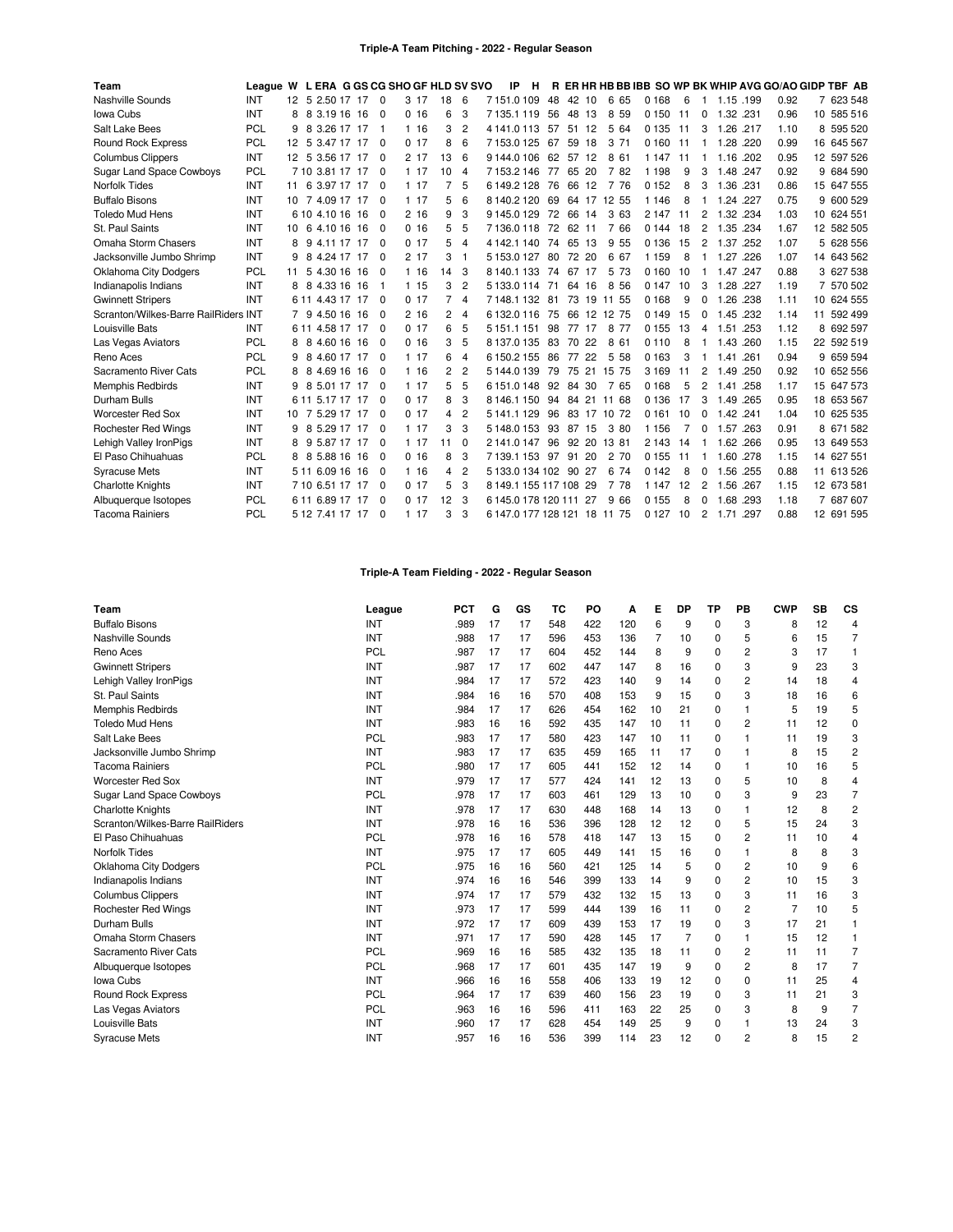# Triple-A Team Pitching - 2022 - Regular Season

| Team | League | W | L | ERA | G | GS | CG | SHO | GF | HLD | SV | SVO | IP | H | R | ER | HR | HB | BB | IBB | SO | WP | BK | WHIP | AVG | GO/AO | GIDP | TBF | AB |
|---|---|---|---|---|---|---|---|---|---|---|---|---|---|---|---|---|---|---|---|---|---|---|---|---|---|---|---|---|---|
| Nashville Sounds | INT | 12 | 5 | 2.50 | 17 | 17 | 0 | 3 | 17 | 18 | 6 | 7 | 151.0 | 109 | 48 | 42 | 10 | 6 | 65 | 0 | 168 | 6 | 1 | 1.15 | .199 | 0.92 | 7 | 623 | 548 |
| Iowa Cubs | INT | 8 | 8 | 3.19 | 16 | 16 | 0 | 0 | 16 | 6 | 3 | 7 | 135.1 | 119 | 56 | 48 | 13 | 6 | 59 | 0 | 150 | 11 | 0 | 1.32 | .231 | 0.96 | 10 | 585 | 516 |
| Salt Lake Bees | PCL | 9 | 8 | 3.26 | 17 | 17 | 1 | 1 | 16 | 3 | 2 | 4 | 141.0 | 113 | 57 | 51 | 12 | 5 | 64 | 0 | 135 | 11 | 3 | 1.26 | .217 | 1.10 | 8 | 595 | 520 |
| Round Rock Express | PCL | 12 | 5 | 3.47 | 17 | 17 | 0 | 0 | 17 | 8 | 6 | 7 | 153.0 | 125 | 67 | 59 | 18 | 3 | 71 | 0 | 160 | 11 | 1 | 1.28 | .220 | 0.99 | 16 | 645 | 567 |
| Columbus Clippers | INT | 12 | 5 | 3.56 | 17 | 17 | 0 | 2 | 17 | 13 | 6 | 9 | 144.0 | 106 | 62 | 57 | 12 | 8 | 61 | 1 | 147 | 11 | 1 | 1.16 | .202 | 0.95 | 12 | 597 | 526 |
| Sugar Land Space Cowboys | PCL | 7 | 10 | 3.81 | 17 | 17 | 0 | 1 | 17 | 10 | 4 | 7 | 153.2 | 146 | 77 | 65 | 20 | 7 | 82 | 1 | 198 | 9 | 3 | 1.48 | .247 | 0.92 | 9 | 684 | 590 |
| Norfolk Tides | INT | 11 | 6 | 3.97 | 17 | 17 | 0 | 1 | 17 | 7 | 5 | 6 | 149.2 | 128 | 76 | 66 | 12 | 7 | 76 | 0 | 152 | 8 | 3 | 1.36 | .231 | 0.86 | 15 | 647 | 555 |
| Buffalo Bisons | INT | 10 | 7 | 4.09 | 17 | 17 | 0 | 1 | 17 | 5 | 6 | 8 | 140.2 | 120 | 69 | 64 | 17 | 12 | 55 | 1 | 146 | 8 | 1 | 1.24 | .227 | 0.75 | 9 | 600 | 529 |
| Toledo Mud Hens | INT | 6 | 10 | 4.10 | 16 | 16 | 0 | 2 | 16 | 9 | 3 | 9 | 145.0 | 129 | 72 | 66 | 14 | 3 | 63 | 2 | 147 | 11 | 2 | 1.32 | .234 | 1.03 | 10 | 624 | 551 |
| St. Paul Saints | INT | 10 | 6 | 4.10 | 16 | 16 | 0 | 0 | 16 | 5 | 5 | 7 | 136.0 | 118 | 72 | 62 | 11 | 7 | 66 | 0 | 144 | 18 | 2 | 1.35 | .234 | 1.67 | 12 | 582 | 505 |
| Omaha Storm Chasers | INT | 8 | 9 | 4.11 | 17 | 17 | 0 | 0 | 17 | 5 | 4 | 4 | 142.1 | 140 | 74 | 65 | 13 | 9 | 55 | 0 | 136 | 15 | 2 | 1.37 | .252 | 1.07 | 5 | 628 | 556 |
| Jacksonville Jumbo Shrimp | INT | 9 | 8 | 4.24 | 17 | 17 | 0 | 2 | 17 | 3 | 1 | 5 | 153.0 | 127 | 80 | 72 | 20 | 6 | 67 | 1 | 159 | 8 | 1 | 1.27 | .226 | 1.07 | 14 | 643 | 562 |
| Oklahoma City Dodgers | PCL | 11 | 5 | 4.30 | 16 | 16 | 0 | 1 | 16 | 14 | 3 | 8 | 140.1 | 133 | 74 | 67 | 17 | 5 | 73 | 0 | 160 | 10 | 1 | 1.47 | .247 | 0.88 | 3 | 627 | 538 |
| Indianapolis Indians | INT | 8 | 8 | 4.33 | 16 | 16 | 1 | 1 | 15 | 3 | 2 | 5 | 133.0 | 114 | 71 | 64 | 16 | 8 | 56 | 0 | 147 | 10 | 3 | 1.28 | .227 | 1.19 | 7 | 570 | 502 |
| Gwinnett Stripers | INT | 6 | 11 | 4.43 | 17 | 17 | 0 | 0 | 17 | 7 | 4 | 7 | 148.1 | 132 | 81 | 73 | 19 | 11 | 55 | 0 | 168 | 9 | 0 | 1.26 | .238 | 1.11 | 10 | 624 | 555 |
| Scranton/Wilkes-Barre RailRiders | INT | 7 | 9 | 4.50 | 16 | 16 | 0 | 2 | 16 | 2 | 4 | 6 | 132.0 | 116 | 75 | 66 | 12 | 12 | 75 | 0 | 149 | 15 | 0 | 1.45 | .232 | 1.14 | 11 | 592 | 499 |
| Louisville Bats | INT | 6 | 11 | 4.58 | 17 | 17 | 0 | 0 | 17 | 6 | 5 | 5 | 151.1 | 151 | 98 | 77 | 17 | 8 | 77 | 0 | 155 | 13 | 4 | 1.51 | .253 | 1.12 | 8 | 692 | 597 |
| Las Vegas Aviators | PCL | 8 | 8 | 4.60 | 16 | 16 | 0 | 0 | 16 | 3 | 5 | 8 | 137.0 | 135 | 83 | 70 | 22 | 8 | 61 | 0 | 110 | 8 | 1 | 1.43 | .260 | 1.15 | 22 | 592 | 519 |
| Reno Aces | PCL | 9 | 8 | 4.60 | 17 | 17 | 0 | 1 | 17 | 6 | 4 | 6 | 150.2 | 155 | 86 | 77 | 22 | 5 | 58 | 0 | 163 | 3 | 1 | 1.41 | .261 | 0.94 | 9 | 659 | 594 |
| Sacramento River Cats | PCL | 8 | 8 | 4.69 | 16 | 16 | 0 | 1 | 16 | 2 | 2 | 5 | 144.0 | 139 | 79 | 75 | 21 | 15 | 75 | 3 | 169 | 11 | 2 | 1.49 | .250 | 0.92 | 10 | 652 | 556 |
| Memphis Redbirds | INT | 9 | 8 | 5.01 | 17 | 17 | 0 | 1 | 17 | 5 | 5 | 6 | 151.0 | 148 | 92 | 84 | 30 | 7 | 65 | 0 | 168 | 5 | 2 | 1.41 | .258 | 1.17 | 15 | 647 | 573 |
| Durham Bulls | INT | 6 | 11 | 5.17 | 17 | 17 | 0 | 0 | 17 | 8 | 3 | 8 | 146.1 | 150 | 94 | 84 | 21 | 11 | 68 | 0 | 136 | 17 | 3 | 1.49 | .265 | 0.95 | 18 | 653 | 567 |
| Worcester Red Sox | INT | 10 | 7 | 5.29 | 17 | 17 | 0 | 0 | 17 | 4 | 2 | 5 | 141.0 | 129 | 96 | 83 | 17 | 10 | 72 | 0 | 161 | 10 | 0 | 1.42 | .241 | 1.04 | 10 | 625 | 535 |
| Rochester Red Wings | INT | 9 | 8 | 5.29 | 17 | 17 | 0 | 1 | 17 | 3 | 3 | 5 | 148.0 | 153 | 93 | 87 | 15 | 3 | 80 | 1 | 156 | 7 | 0 | 1.57 | .263 | 0.91 | 8 | 671 | 582 |
| Lehigh Valley IronPigs | INT | 8 | 9 | 5.87 | 17 | 17 | 0 | 1 | 17 | 11 | 0 | 2 | 141.0 | 147 | 96 | 92 | 20 | 13 | 81 | 2 | 143 | 14 | 1 | 1.62 | .266 | 0.95 | 13 | 649 | 553 |
| El Paso Chihuahuas | PCL | 8 | 8 | 5.88 | 16 | 16 | 0 | 0 | 16 | 8 | 3 | 7 | 139.1 | 153 | 97 | 91 | 20 | 2 | 70 | 0 | 155 | 11 | 1 | 1.60 | .278 | 1.15 | 14 | 627 | 551 |
| Syracuse Mets | INT | 5 | 11 | 6.09 | 16 | 16 | 0 | 1 | 16 | 4 | 2 | 5 | 133.0 | 134 | 102 | 90 | 27 | 6 | 74 | 0 | 142 | 8 | 0 | 1.56 | .255 | 0.88 | 11 | 613 | 526 |
| Charlotte Knights | INT | 7 | 10 | 6.51 | 17 | 17 | 0 | 0 | 17 | 5 | 3 | 8 | 149.1 | 155 | 117 | 108 | 29 | 7 | 78 | 1 | 147 | 12 | 2 | 1.56 | .267 | 1.15 | 12 | 673 | 581 |
| Albuquerque Isotopes | PCL | 6 | 11 | 6.89 | 17 | 17 | 0 | 0 | 17 | 12 | 3 | 6 | 145.0 | 178 | 120 | 111 | 27 | 9 | 66 | 0 | 155 | 8 | 0 | 1.68 | .293 | 1.18 | 7 | 687 | 607 |
| Tacoma Rainiers | PCL | 5 | 12 | 7.41 | 17 | 17 | 0 | 1 | 17 | 3 | 3 | 6 | 147.0 | 177 | 128 | 121 | 18 | 11 | 75 | 0 | 127 | 10 | 2 | 1.71 | .297 | 0.88 | 12 | 691 | 595 |

# Triple-A Team Fielding - 2022 - Regular Season

| Team | League | PCT | G | GS | TC | PO | A | E | DP | TP | PB | CWP | SB | CS |
|---|---|---|---|---|---|---|---|---|---|---|---|---|---|---|
| Buffalo Bisons | INT | .989 | 17 | 17 | 548 | 422 | 120 | 6 | 9 | 0 | 3 | 8 | 12 | 4 |
| Nashville Sounds | INT | .988 | 17 | 17 | 596 | 453 | 136 | 7 | 10 | 0 | 5 | 6 | 15 | 7 |
| Reno Aces | PCL | .987 | 17 | 17 | 604 | 452 | 144 | 8 | 9 | 0 | 2 | 3 | 17 | 1 |
| Gwinnett Stripers | INT | .987 | 17 | 17 | 602 | 447 | 147 | 8 | 16 | 0 | 3 | 9 | 23 | 3 |
| Lehigh Valley IronPigs | INT | .984 | 17 | 17 | 572 | 423 | 140 | 9 | 14 | 0 | 2 | 14 | 18 | 4 |
| St. Paul Saints | INT | .984 | 16 | 16 | 570 | 408 | 153 | 9 | 15 | 0 | 3 | 18 | 16 | 6 |
| Memphis Redbirds | INT | .984 | 17 | 17 | 626 | 454 | 162 | 10 | 21 | 0 | 1 | 5 | 19 | 5 |
| Toledo Mud Hens | INT | .983 | 16 | 16 | 592 | 435 | 147 | 10 | 11 | 0 | 2 | 11 | 12 | 0 |
| Salt Lake Bees | PCL | .983 | 17 | 17 | 580 | 423 | 147 | 10 | 11 | 0 | 1 | 11 | 19 | 3 |
| Jacksonville Jumbo Shrimp | INT | .983 | 17 | 17 | 635 | 459 | 165 | 11 | 17 | 0 | 1 | 8 | 15 | 2 |
| Tacoma Rainiers | PCL | .980 | 17 | 17 | 605 | 441 | 152 | 12 | 14 | 0 | 1 | 10 | 16 | 5 |
| Worcester Red Sox | INT | .979 | 17 | 17 | 577 | 424 | 141 | 12 | 13 | 0 | 5 | 10 | 8 | 4 |
| Sugar Land Space Cowboys | PCL | .978 | 17 | 17 | 603 | 461 | 129 | 13 | 10 | 0 | 3 | 9 | 23 | 7 |
| Charlotte Knights | INT | .978 | 17 | 17 | 630 | 448 | 168 | 14 | 13 | 0 | 1 | 12 | 8 | 2 |
| Scranton/Wilkes-Barre RailRiders | INT | .978 | 16 | 16 | 536 | 396 | 128 | 12 | 12 | 0 | 5 | 15 | 24 | 3 |
| El Paso Chihuahuas | PCL | .978 | 16 | 16 | 578 | 418 | 147 | 13 | 15 | 0 | 2 | 11 | 10 | 4 |
| Norfolk Tides | INT | .975 | 17 | 17 | 605 | 449 | 141 | 15 | 16 | 0 | 1 | 8 | 8 | 3 |
| Oklahoma City Dodgers | PCL | .975 | 16 | 16 | 560 | 421 | 125 | 14 | 5 | 0 | 2 | 10 | 9 | 6 |
| Indianapolis Indians | INT | .974 | 16 | 16 | 546 | 399 | 133 | 14 | 9 | 0 | 2 | 10 | 15 | 3 |
| Columbus Clippers | INT | .974 | 17 | 17 | 579 | 432 | 132 | 15 | 13 | 0 | 3 | 11 | 16 | 3 |
| Rochester Red Wings | INT | .973 | 17 | 17 | 599 | 444 | 139 | 16 | 11 | 0 | 2 | 7 | 10 | 5 |
| Durham Bulls | INT | .972 | 17 | 17 | 609 | 439 | 153 | 17 | 19 | 0 | 3 | 17 | 21 | 1 |
| Omaha Storm Chasers | INT | .971 | 17 | 17 | 590 | 428 | 145 | 17 | 7 | 0 | 1 | 15 | 12 | 1 |
| Sacramento River Cats | PCL | .969 | 16 | 16 | 585 | 432 | 135 | 18 | 11 | 0 | 2 | 11 | 11 | 7 |
| Albuquerque Isotopes | PCL | .968 | 17 | 17 | 601 | 435 | 147 | 19 | 9 | 0 | 2 | 8 | 17 | 7 |
| Iowa Cubs | INT | .966 | 16 | 16 | 558 | 406 | 133 | 19 | 12 | 0 | 0 | 11 | 25 | 4 |
| Round Rock Express | PCL | .964 | 17 | 17 | 639 | 460 | 156 | 23 | 19 | 0 | 3 | 11 | 21 | 3 |
| Las Vegas Aviators | PCL | .963 | 16 | 16 | 596 | 411 | 163 | 22 | 25 | 0 | 3 | 8 | 9 | 7 |
| Louisville Bats | INT | .960 | 17 | 17 | 628 | 454 | 149 | 25 | 9 | 0 | 1 | 13 | 24 | 3 |
| Syracuse Mets | INT | .957 | 16 | 16 | 536 | 399 | 114 | 23 | 12 | 0 | 2 | 8 | 15 | 2 |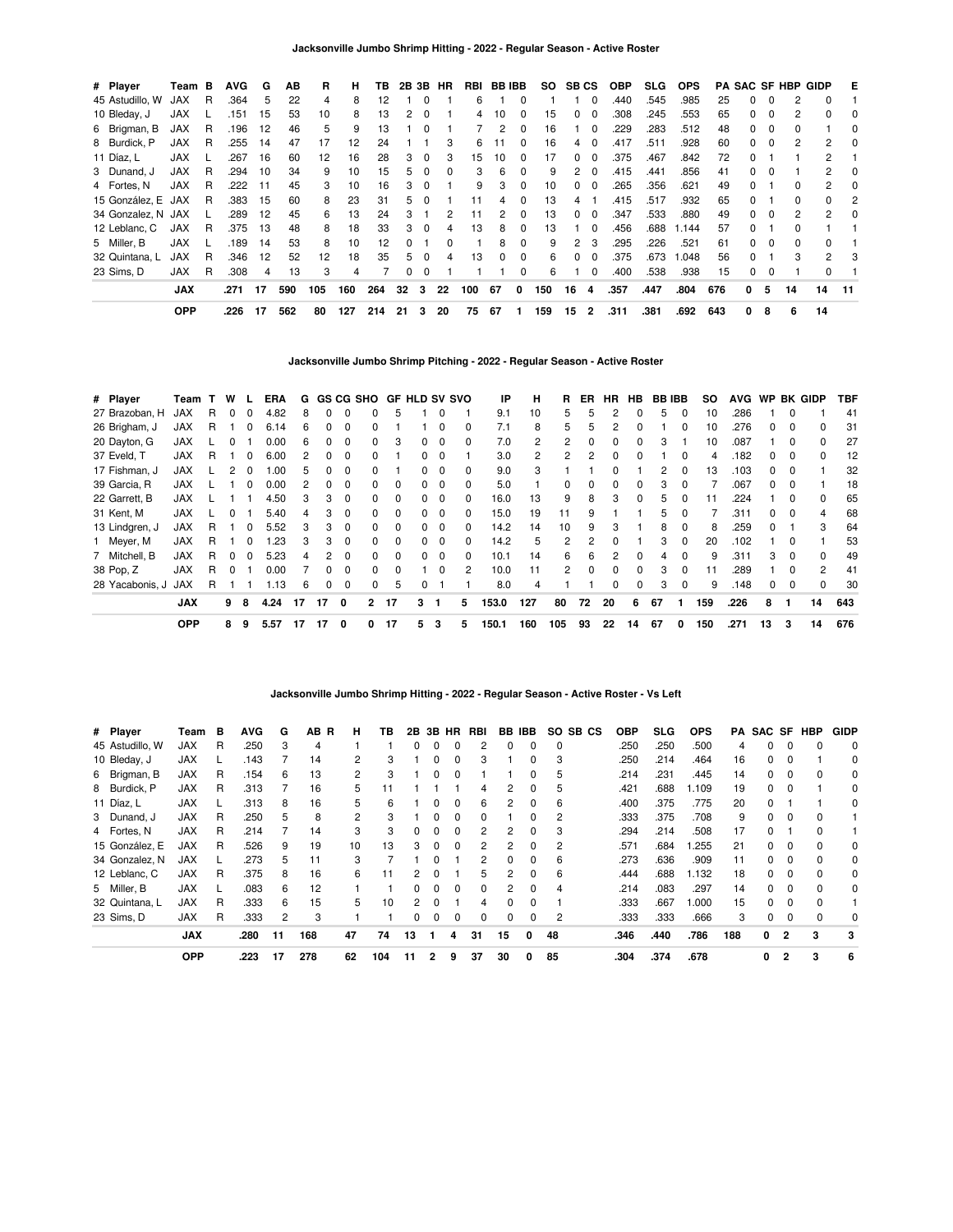### Jacksonville Jumbo Shrimp Hitting - 2022 - Regular Season - Active Roster

| # | Player | Team | B | AVG | G | AB | R | H | TB | 2B | 3B | HR | RBI | BB | IBB | SO | SB | CS | OBP | SLG | OPS | PA | SAC | SF | HBP | GIDP | E |
|---|---|---|---|---|---|---|---|---|---|---|---|---|---|---|---|---|---|---|---|---|---|---|---|---|---|---|---|
| 45 | Astudillo, W | JAX | R | .364 | 5 | 22 | 4 | 8 | 12 | 1 | 0 | 1 | 6 | 1 | 0 | 1 | 1 | 0 | .440 | .545 | .985 | 25 | 0 | 0 | 2 | 0 | 1 |
| 10 | Bleday, J | JAX | L | .151 | 15 | 53 | 10 | 8 | 13 | 2 | 0 | 1 | 4 | 10 | 0 | 15 | 0 | 0 | .308 | .245 | .553 | 65 | 0 | 0 | 2 | 0 | 0 |
| 6 | Brigman, B | JAX | R | .196 | 12 | 46 | 5 | 9 | 13 | 1 | 0 | 1 | 7 | 2 | 0 | 16 | 1 | 0 | .229 | .283 | .512 | 48 | 0 | 0 | 0 | 1 | 0 |
| 8 | Burdick, P | JAX | R | .255 | 14 | 47 | 17 | 12 | 24 | 1 | 1 | 3 | 6 | 11 | 0 | 16 | 4 | 0 | .417 | .511 | .928 | 60 | 0 | 0 | 2 | 2 | 0 |
| 11 | Díaz, L | JAX | L | .267 | 16 | 60 | 12 | 16 | 28 | 3 | 0 | 3 | 15 | 10 | 0 | 17 | 0 | 0 | .375 | .467 | .842 | 72 | 0 | 1 | 1 | 2 | 1 |
| 3 | Dunand, J | JAX | R | .294 | 10 | 34 | 9 | 10 | 15 | 5 | 0 | 0 | 3 | 6 | 0 | 9 | 2 | 0 | .415 | .441 | .856 | 41 | 0 | 0 | 1 | 2 | 0 |
| 4 | Fortes, N | JAX | R | .222 | 11 | 45 | 3 | 10 | 16 | 3 | 0 | 1 | 9 | 3 | 0 | 10 | 0 | 0 | .265 | .356 | .621 | 49 | 0 | 1 | 0 | 2 | 0 |
| 15 | González, E | JAX | R | .383 | 15 | 60 | 8 | 23 | 31 | 5 | 0 | 1 | 11 | 4 | 0 | 13 | 4 | 1 | .415 | .517 | .932 | 65 | 0 | 1 | 0 | 0 | 2 |
| 34 | Gonzalez, N | JAX | L | .289 | 12 | 45 | 6 | 13 | 24 | 3 | 1 | 2 | 11 | 2 | 0 | 13 | 0 | 0 | .347 | .533 | .880 | 49 | 0 | 0 | 2 | 2 | 0 |
| 12 | Leblanc, C | JAX | R | .375 | 13 | 48 | 8 | 18 | 33 | 3 | 0 | 4 | 13 | 8 | 0 | 13 | 1 | 0 | .456 | .688 | 1.144 | 57 | 0 | 1 | 0 | 1 | 1 |
| 5 | Miller, B | JAX | L | .189 | 14 | 53 | 8 | 10 | 12 | 0 | 1 | 0 | 1 | 8 | 0 | 9 | 2 | 3 | .295 | .226 | .521 | 61 | 0 | 0 | 0 | 0 | 1 |
| 32 | Quintana, L | JAX | R | .346 | 12 | 52 | 12 | 18 | 35 | 5 | 0 | 4 | 13 | 0 | 0 | 6 | 0 | 0 | .375 | .673 | 1.048 | 56 | 0 | 1 | 3 | 2 | 3 |
| 23 | Sims, D | JAX | R | .308 | 4 | 13 | 3 | 4 | 7 | 0 | 0 | 1 | 1 | 1 | 0 | 6 | 1 | 0 | .400 | .538 | .938 | 15 | 0 | 0 | 1 | 0 | 1 |
| | | **JAX** | | **.271** | **17** | **590** | **105** | **160** | **264** | **32** | **3** | **22** | **100** | **67** | **0** | **150** | **16** | **4** | **.357** | **.447** | **.804** | **676** | **0** | **5** | **14** | **14** | **11** |
| | | **OPP** | | **.226** | **17** | **562** | **80** | **127** | **214** | **21** | **3** | **20** | **75** | **67** | **1** | **159** | **15** | **2** | **.311** | **.381** | **.692** | **643** | **0** | **8** | **6** | **14** | |

### Jacksonville Jumbo Shrimp Pitching - 2022 - Regular Season - Active Roster

| # | Player | Team | T | W | L | ERA | G | GS | CG | SHO | GF | HLD | SV | SVO | IP | H | R | ER | HR | HB | BB | IBB | SO | AVG | WP | BK | GIDP | TBF |
|---|---|---|---|---|---|---|---|---|---|---|---|---|---|---|---|---|---|---|---|---|---|---|---|---|---|---|---|---|
| 27 | Brazoban, H | JAX | R | 0 | 0 | 4.82 | 8 | 0 | 0 | 0 | 5 | 1 | 0 | 1 | 9.1 | 10 | 5 | 5 | 2 | 0 | 5 | 0 | 10 | .286 | 1 | 0 | 1 | 41 |
| 26 | Brigham, J | JAX | R | 1 | 0 | 6.14 | 6 | 0 | 0 | 0 | 1 | 1 | 0 | 0 | 7.1 | 8 | 5 | 5 | 2 | 0 | 1 | 0 | 10 | .276 | 0 | 0 | 0 | 31 |
| 20 | Dayton, G | JAX | L | 0 | 1 | 0.00 | 6 | 0 | 0 | 0 | 3 | 0 | 0 | 0 | 7.0 | 2 | 2 | 0 | 0 | 0 | 3 | 1 | 10 | .087 | 1 | 0 | 0 | 27 |
| 37 | Eveld, T | JAX | R | 1 | 0 | 6.00 | 2 | 0 | 0 | 0 | 1 | 0 | 0 | 1 | 3.0 | 2 | 2 | 2 | 0 | 0 | 1 | 0 | 4 | .182 | 0 | 0 | 0 | 12 |
| 17 | Fishman, J | JAX | L | 2 | 0 | 1.00 | 5 | 0 | 0 | 0 | 1 | 0 | 0 | 0 | 9.0 | 3 | 1 | 1 | 0 | 1 | 2 | 0 | 13 | .103 | 0 | 0 | 1 | 32 |
| 39 | Garcia, R | JAX | L | 1 | 0 | 0.00 | 4 | 0 | 0 | 0 | 0 | 0 | 0 | 0 | 5.0 | 1 | 0 | 0 | 0 | 0 | 3 | 0 | 7 | .067 | 0 | 0 | 1 | 18 |
| 22 | Garrett, B | JAX | L | 1 | 1 | 4.50 | 3 | 3 | 0 | 0 | 0 | 0 | 0 | 0 | 16.0 | 13 | 9 | 8 | 3 | 0 | 5 | 0 | 11 | .224 | 1 | 0 | 0 | 65 |
| 31 | Kent, M | JAX | L | 0 | 1 | 5.40 | 4 | 3 | 0 | 0 | 0 | 0 | 0 | 0 | 15.0 | 19 | 11 | 9 | 1 | 1 | 5 | 0 | 7 | .311 | 0 | 0 | 4 | 68 |
| 13 | Lindgren, J | JAX | R | 1 | 0 | 5.52 | 3 | 3 | 0 | 0 | 0 | 0 | 0 | 0 | 14.2 | 14 | 10 | 9 | 3 | 1 | 8 | 0 | 8 | .259 | 0 | 1 | 3 | 64 |
| 1 | Meyer, M | JAX | R | 1 | 0 | 1.23 | 3 | 3 | 0 | 0 | 0 | 0 | 0 | 0 | 14.2 | 5 | 2 | 2 | 0 | 1 | 3 | 0 | 20 | .102 | 1 | 0 | 1 | 53 |
| 7 | Mitchell, B | JAX | R | 0 | 0 | 5.23 | 4 | 2 | 0 | 0 | 0 | 0 | 0 | 0 | 10.1 | 14 | 6 | 6 | 2 | 0 | 4 | 0 | 9 | .311 | 3 | 0 | 0 | 49 |
| 38 | Pop, Z | JAX | R | 0 | 1 | 0.00 | 7 | 0 | 0 | 0 | 0 | 1 | 0 | 2 | 10.0 | 11 | 2 | 0 | 0 | 0 | 3 | 0 | 11 | .289 | 1 | 0 | 2 | 41 |
| 28 | Yacabonis, J | JAX | R | 1 | 1 | 1.13 | 6 | 0 | 0 | 0 | 5 | 0 | 1 | 1 | 8.0 | 4 | 1 | 1 | 0 | 0 | 3 | 0 | 9 | .148 | 0 | 0 | 0 | 30 |
| | | **JAX** | | **9** | **8** | **4.24** | **17** | **17** | **0** | **2** | **17** | **3** | **1** | **5** | **153.0** | **127** | **80** | **72** | **20** | **6** | **67** | **1** | **159** | **.226** | **8** | **1** | **14** | **643** |
| | | **OPP** | | **8** | **9** | **5.57** | **17** | **17** | **0** | **0** | **17** | **5** | **3** | **5** | **150.1** | **160** | **105** | **93** | **22** | **14** | **67** | **0** | **150** | **.271** | **13** | **3** | **14** | **676** |

### Jacksonville Jumbo Shrimp Hitting - 2022 - Regular Season - Active Roster - Vs Left

| # | Player | Team | B | AVG | G | AB | R | H | TB | 2B | 3B | HR | RBI | BB | IBB | SO | SB | CS | OBP | SLG | OPS | PA | SAC | SF | HBP | GIDP |
|---|---|---|---|---|---|---|---|---|---|---|---|---|---|---|---|---|---|---|---|---|---|---|---|---|---|---|
| 45 | Astudillo, W | JAX | R | .250 | 3 | 4 | | 1 | 1 | 0 | 0 | 0 | 2 | 0 | 0 | 0 | | | .250 | .250 | .500 | 4 | 0 | 0 | 0 | 0 |
| 10 | Bleday, J | JAX | L | .143 | 7 | 14 | | 2 | 3 | 1 | 0 | 0 | 3 | 1 | 0 | 3 | | | .250 | .214 | .464 | 16 | 0 | 0 | 1 | 0 |
| 6 | Brigman, B | JAX | R | .154 | 6 | 13 | | 2 | 3 | 1 | 0 | 0 | 1 | 1 | 0 | 5 | | | .214 | .231 | .445 | 14 | 0 | 0 | 0 | 0 |
| 8 | Burdick, P | JAX | R | .313 | 7 | 16 | | 5 | 11 | 1 | 1 | 1 | 4 | 2 | 0 | 5 | | | .421 | .688 | 1.109 | 19 | 0 | 0 | 1 | 0 |
| 11 | Díaz, L | JAX | L | .313 | 8 | 16 | | 5 | 6 | 1 | 0 | 0 | 6 | 2 | 0 | 6 | | | .400 | .375 | .775 | 20 | 0 | 1 | 1 | 0 |
| 3 | Dunand, J | JAX | R | .250 | 5 | 8 | | 2 | 3 | 1 | 0 | 0 | 0 | 1 | 0 | 2 | | | .333 | .375 | .708 | 9 | 0 | 0 | 0 | 1 |
| 4 | Fortes, N | JAX | R | .214 | 7 | 14 | | 3 | 3 | 0 | 0 | 0 | 2 | 2 | 0 | 3 | | | .294 | .214 | .508 | 17 | 0 | 1 | 0 | 1 |
| 15 | González, E | JAX | R | .526 | 9 | 19 | | 10 | 13 | 3 | 0 | 0 | 2 | 2 | 0 | 2 | | | .571 | .684 | 1.255 | 21 | 0 | 0 | 0 | 0 |
| 34 | Gonzalez, N | JAX | L | .273 | 5 | 11 | | 3 | 7 | 1 | 0 | 1 | 2 | 0 | 0 | 6 | | | .273 | .636 | .909 | 11 | 0 | 0 | 0 | 0 |
| 12 | Leblanc, C | JAX | R | .375 | 8 | 16 | | 6 | 11 | 2 | 0 | 1 | 5 | 2 | 0 | 6 | | | .444 | .688 | 1.132 | 18 | 0 | 0 | 0 | 0 |
| 5 | Miller, B | JAX | L | .083 | 6 | 12 | | 1 | 1 | 0 | 0 | 0 | 0 | 2 | 0 | 4 | | | .214 | .083 | .297 | 14 | 0 | 0 | 0 | 0 |
| 32 | Quintana, L | JAX | R | .333 | 6 | 15 | | 5 | 10 | 2 | 0 | 1 | 4 | 0 | 0 | 1 | | | .333 | .667 | 1.000 | 15 | 0 | 0 | 0 | 1 |
| 23 | Sims, D | JAX | R | .333 | 2 | 3 | | 1 | 1 | 0 | 0 | 0 | 0 | 0 | 0 | 2 | | | .333 | .333 | .666 | 3 | 0 | 0 | 0 | 0 |
| | | **JAX** | | **.280** | **11** | **168** | | **47** | **74** | **13** | **1** | **4** | **31** | **15** | **0** | **48** | | | **.346** | **.440** | **.786** | **188** | **0** | **2** | **3** | **3** |
| | | **OPP** | | **.223** | **17** | **278** | | **62** | **104** | **11** | **2** | **9** | **37** | **30** | **0** | **85** | | | **.304** | **.374** | **.678** | | **0** | **2** | **3** | **6** |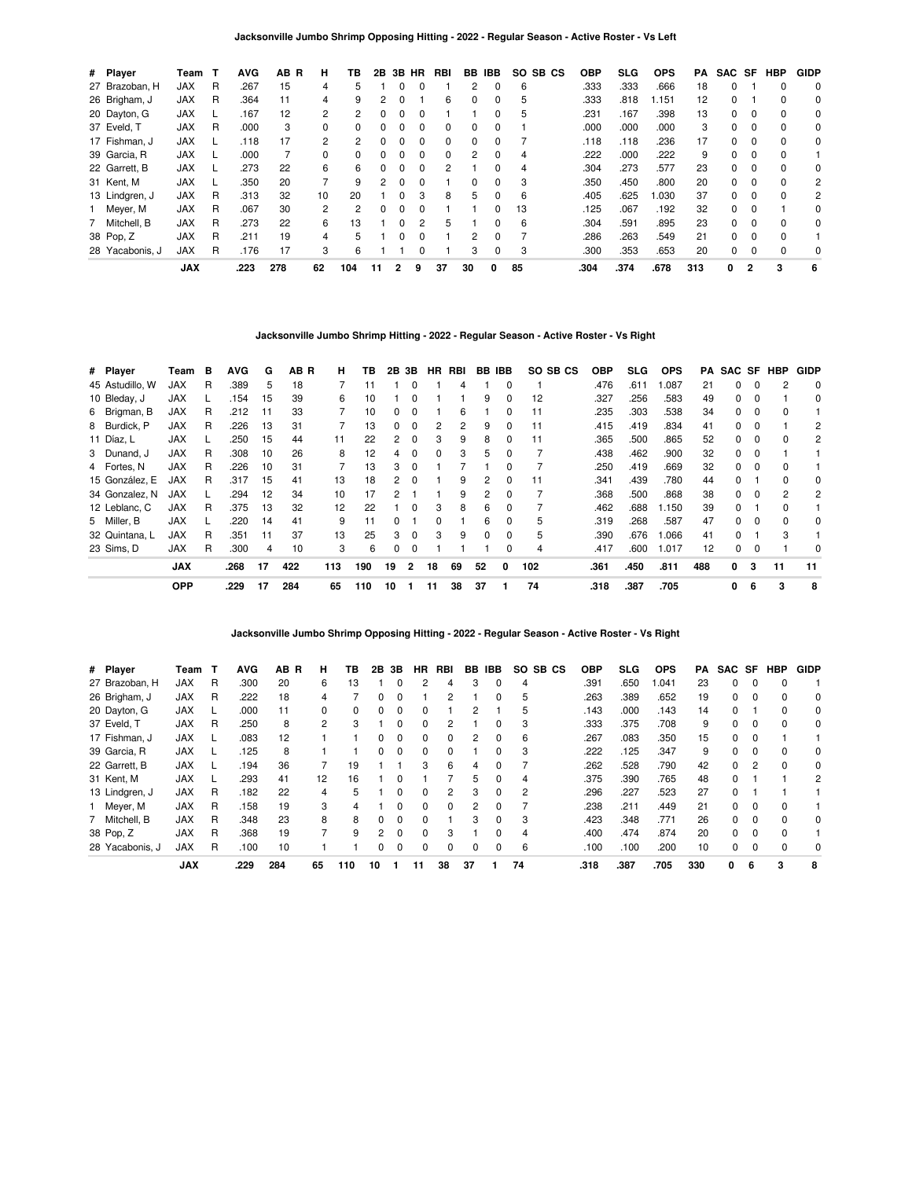**Jacksonville Jumbo Shrimp Opposing Hitting - 2022 - Regular Season - Active Roster - Vs Left**

| # | Player | Team | T | AVG | AB | R | H | TB | 2B | 3B | HR | RBI | BB | IBB | SO | SB | CS | OBP | SLG | OPS | PA | SAC | SF | HBP | GIDP |
|---|---|---|---|---|---|---|---|---|---|---|---|---|---|---|---|---|---|---|---|---|---|---|---|---|---|
| 27 | Brazoban, H | JAX | R | .267 | 15 | | 4 | 5 | 1 | 0 | 0 | 1 | 2 | 0 | 6 | | | .333 | .333 | .666 | 18 | 0 | 1 | 0 | 0 |
| 26 | Brigham, J | JAX | R | .364 | 11 | | 4 | 9 | 2 | 0 | 1 | 6 | 0 | 0 | 5 | | | .333 | .818 | 1.151 | 12 | 0 | 1 | 0 | 0 |
| 20 | Dayton, G | JAX | L | .167 | 12 | | 2 | 2 | 0 | 0 | 0 | 1 | 1 | 0 | 5 | | | .231 | .167 | .398 | 13 | 0 | 0 | 0 | 0 |
| 37 | Eveld, T | JAX | R | .000 | 3 | | 0 | 0 | 0 | 0 | 0 | 0 | 0 | 0 | 1 | | | .000 | .000 | .000 | 3 | 0 | 0 | 0 | 0 |
| 17 | Fishman, J | JAX | L | .118 | 17 | | 2 | 2 | 0 | 0 | 0 | 0 | 0 | 0 | 7 | | | .118 | .118 | .236 | 17 | 0 | 0 | 0 | 0 |
| 39 | Garcia, R | JAX | L | .000 | 7 | | 0 | 0 | 0 | 0 | 0 | 0 | 2 | 0 | 4 | | | .222 | .000 | .222 | 9 | 0 | 0 | 0 | 1 |
| 22 | Garrett, B | JAX | L | .273 | 22 | | 6 | 6 | 0 | 0 | 0 | 2 | 1 | 0 | 4 | | | .304 | .273 | .577 | 23 | 0 | 0 | 0 | 0 |
| 31 | Kent, M | JAX | L | .350 | 20 | | 7 | 9 | 2 | 0 | 0 | 1 | 0 | 0 | 3 | | | .350 | .450 | .800 | 20 | 0 | 0 | 0 | 2 |
| 13 | Lindgren, J | JAX | R | .313 | 32 | | 10 | 20 | 1 | 0 | 3 | 8 | 5 | 0 | 6 | | | .405 | .625 | 1.030 | 37 | 0 | 0 | 0 | 2 |
| 1 | Meyer, M | JAX | R | .067 | 30 | | 2 | 2 | 0 | 0 | 0 | 1 | 1 | 0 | 13 | | | .125 | .067 | .192 | 32 | 0 | 0 | 1 | 0 |
| 7 | Mitchell, B | JAX | R | .273 | 22 | | 6 | 13 | 1 | 0 | 2 | 5 | 1 | 0 | 6 | | | .304 | .591 | .895 | 23 | 0 | 0 | 0 | 0 |
| 38 | Pop, Z | JAX | R | .211 | 19 | | 4 | 5 | 1 | 0 | 0 | 1 | 2 | 0 | 7 | | | .286 | .263 | .549 | 21 | 0 | 0 | 0 | 1 |
| 28 | Yacabonis, J | JAX | R | .176 | 17 | | 3 | 6 | 1 | 1 | 0 | 1 | 3 | 0 | 3 | | | .300 | .353 | .653 | 20 | 0 | 0 | 0 | 0 |
| | | **JAX** | | **.223** | **278** | | **62** | **104** | **11** | **2** | **9** | **37** | **30** | **0** | **85** | | | **.304** | **.374** | **.678** | **313** | **0** | **2** | **3** | **6** |

**Jacksonville Jumbo Shrimp Hitting - 2022 - Regular Season - Active Roster - Vs Right**

| # | Player | Team | B | AVG | G | AB | R | H | TB | 2B | 3B | HR | RBI | BB | IBB | SO | SB | CS | OBP | SLG | OPS | PA | SAC | SF | HBP | GIDP |
|---|---|---|---|---|---|---|---|---|---|---|---|---|---|---|---|---|---|---|---|---|---|---|---|---|---|---|
| 45 | Astudillo, W | JAX | R | .389 | 5 | 18 | | 7 | 11 | 1 | 0 | 1 | 4 | 1 | 0 | 1 | | | .476 | .611 | 1.087 | 21 | 0 | 0 | 2 | 0 |
| 10 | Bleday, J | JAX | L | .154 | 15 | 39 | | 6 | 10 | 1 | 0 | 1 | 1 | 9 | 0 | 12 | | | .327 | .256 | .583 | 49 | 0 | 0 | 1 | 0 |
| 6 | Brigman, B | JAX | R | .212 | 11 | 33 | | 7 | 10 | 0 | 0 | 1 | 6 | 1 | 0 | 11 | | | .235 | .303 | .538 | 34 | 0 | 0 | 0 | 1 |
| 8 | Burdick, P | JAX | R | .226 | 13 | 31 | | 7 | 13 | 0 | 0 | 2 | 2 | 9 | 0 | 11 | | | .415 | .419 | .834 | 41 | 0 | 0 | 1 | 2 |
| 11 | Díaz, L | JAX | L | .250 | 15 | 44 | | 11 | 22 | 2 | 0 | 3 | 9 | 8 | 0 | 11 | | | .365 | .500 | .865 | 52 | 0 | 0 | 0 | 2 |
| 3 | Dunand, J | JAX | R | .308 | 10 | 26 | | 8 | 12 | 4 | 0 | 0 | 3 | 5 | 0 | 7 | | | .438 | .462 | .900 | 32 | 0 | 0 | 1 | 1 |
| 4 | Fortes, N | JAX | R | .226 | 10 | 31 | | 7 | 13 | 3 | 0 | 1 | 7 | 1 | 0 | 7 | | | .250 | .419 | .669 | 32 | 0 | 0 | 0 | 1 |
| 15 | González, E | JAX | R | .317 | 15 | 41 | | 13 | 18 | 2 | 0 | 1 | 9 | 2 | 0 | 11 | | | .341 | .439 | .780 | 44 | 0 | 1 | 0 | 0 |
| 34 | Gonzalez, N | JAX | L | .294 | 12 | 34 | | 10 | 17 | 2 | 1 | 1 | 9 | 2 | 0 | 7 | | | .368 | .500 | .868 | 38 | 0 | 0 | 2 | 2 |
| 12 | Leblanc, C | JAX | R | .375 | 13 | 32 | | 12 | 22 | 1 | 0 | 3 | 8 | 6 | 0 | 7 | | | .462 | .688 | 1.150 | 39 | 0 | 1 | 0 | 1 |
| 5 | Miller, B | JAX | L | .220 | 14 | 41 | | 9 | 11 | 0 | 1 | 0 | 1 | 6 | 0 | 5 | | | .319 | .268 | .587 | 47 | 0 | 0 | 0 | 0 |
| 32 | Quintana, L | JAX | R | .351 | 11 | 37 | | 13 | 25 | 3 | 0 | 3 | 9 | 0 | 0 | 5 | | | .390 | .676 | 1.066 | 41 | 0 | 1 | 3 | 1 |
| 23 | Sims, D | JAX | R | .300 | 4 | 10 | | 3 | 6 | 0 | 0 | 1 | 1 | 1 | 0 | 4 | | | .417 | .600 | 1.017 | 12 | 0 | 0 | 1 | 0 |
| | | **JAX** | | **.268** | **17** | **422** | | **113** | **190** | **19** | **2** | **18** | **69** | **52** | **0** | **102** | | | **.361** | **.450** | **.811** | **488** | **0** | **3** | **11** | **11** |
| | | **OPP** | | **.229** | **17** | **284** | | **65** | **110** | **10** | **1** | **11** | **38** | **37** | **1** | **74** | | | **.318** | **.387** | **.705** | | **0** | **6** | **3** | **8** |

**Jacksonville Jumbo Shrimp Opposing Hitting - 2022 - Regular Season - Active Roster - Vs Right**

| # | Player | Team | T | AVG | AB | R | H | TB | 2B | 3B | HR | RBI | BB | IBB | SO | SB | CS | OBP | SLG | OPS | PA | SAC | SF | HBP | GIDP |
|---|---|---|---|---|---|---|---|---|---|---|---|---|---|---|---|---|---|---|---|---|---|---|---|---|---|
| 27 | Brazoban, H | JAX | R | .300 | 20 | | 6 | 13 | 1 | 0 | 2 | 4 | 3 | 0 | 4 | | | .391 | .650 | 1.041 | 23 | 0 | 0 | 0 | 1 |
| 26 | Brigham, J | JAX | R | .222 | 18 | | 4 | 7 | 0 | 0 | 1 | 2 | 1 | 0 | 5 | | | .263 | .389 | .652 | 19 | 0 | 0 | 0 | 0 |
| 20 | Dayton, G | JAX | L | .000 | 11 | | 0 | 0 | 0 | 0 | 0 | 1 | 2 | 1 | 5 | | | .143 | .000 | .143 | 14 | 0 | 1 | 0 | 0 |
| 37 | Eveld, T | JAX | R | .250 | 8 | | 2 | 3 | 1 | 0 | 0 | 2 | 1 | 0 | 3 | | | .333 | .375 | .708 | 9 | 0 | 0 | 0 | 0 |
| 17 | Fishman, J | JAX | L | .083 | 12 | | 1 | 1 | 0 | 0 | 0 | 0 | 2 | 0 | 6 | | | .267 | .083 | .350 | 15 | 0 | 0 | 1 | 1 |
| 39 | Garcia, R | JAX | L | .125 | 8 | | 1 | 1 | 0 | 0 | 0 | 0 | 1 | 0 | 3 | | | .222 | .125 | .347 | 9 | 0 | 0 | 0 | 0 |
| 22 | Garrett, B | JAX | L | .194 | 36 | | 7 | 19 | 1 | 1 | 3 | 6 | 4 | 0 | 7 | | | .262 | .528 | .790 | 42 | 0 | 2 | 0 | 0 |
| 31 | Kent, M | JAX | L | .293 | 41 | | 12 | 16 | 1 | 0 | 1 | 7 | 5 | 0 | 4 | | | .375 | .390 | .765 | 48 | 0 | 1 | 1 | 2 |
| 13 | Lindgren, J | JAX | R | .182 | 22 | | 4 | 5 | 1 | 0 | 0 | 2 | 3 | 0 | 2 | | | .296 | .227 | .523 | 27 | 0 | 1 | 1 | 1 |
| 1 | Meyer, M | JAX | R | .158 | 19 | | 3 | 4 | 1 | 0 | 0 | 0 | 2 | 0 | 7 | | | .238 | .211 | .449 | 21 | 0 | 0 | 0 | 1 |
| 7 | Mitchell, B | JAX | R | .348 | 23 | | 8 | 8 | 0 | 0 | 0 | 1 | 3 | 0 | 3 | | | .423 | .348 | .771 | 26 | 0 | 0 | 0 | 0 |
| 38 | Pop, Z | JAX | R | .368 | 19 | | 7 | 9 | 2 | 0 | 0 | 3 | 1 | 0 | 4 | | | .400 | .474 | .874 | 20 | 0 | 0 | 0 | 1 |
| 28 | Yacabonis, J | JAX | R | .100 | 10 | | 1 | 1 | 0 | 0 | 0 | 0 | 0 | 0 | 6 | | | .100 | .100 | .200 | 10 | 0 | 0 | 0 | 0 |
| | | **JAX** | | **.229** | **284** | | **65** | **110** | **10** | **1** | **11** | **38** | **37** | **1** | **74** | | | **.318** | **.387** | **.705** | **330** | **0** | **6** | **3** | **8** |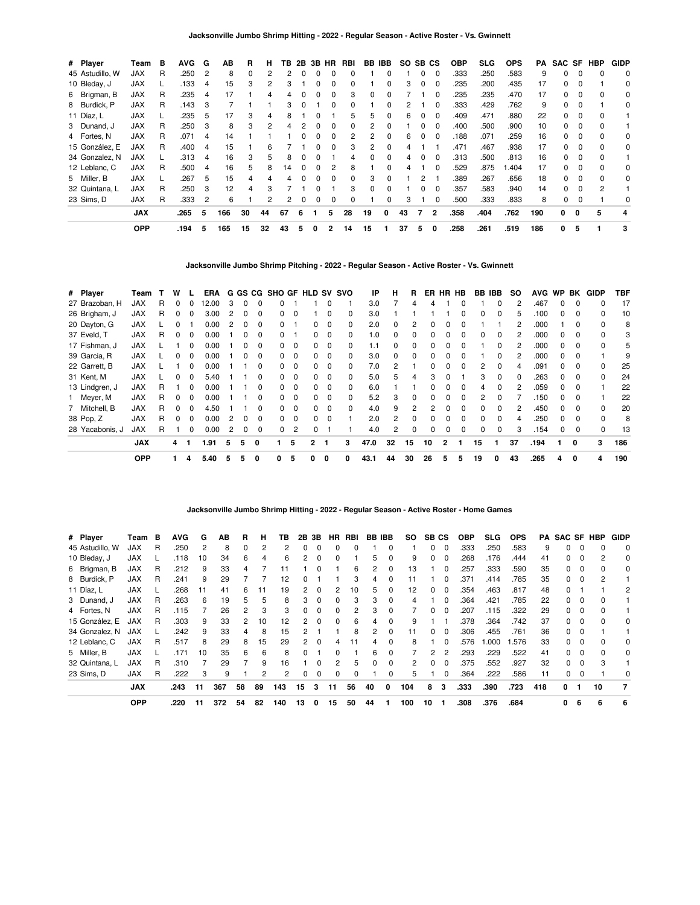### Jacksonville Jumbo Shrimp Hitting - 2022 - Regular Season - Active Roster - Vs. Gwinnett

| # | Player | Team | B | AVG | G | AB | R | H | TB | 2B | 3B | HR | RBI | BB | IBB | SO | SB | CS | OBP | SLG | OPS | PA | SAC | SF | HBP | GIDP |
|---|---|---|---|---|---|---|---|---|---|---|---|---|---|---|---|---|---|---|---|---|---|---|---|---|---|---|
| 45 | Astudillo, W | JAX | R | .250 | 2 | 8 | 0 | 2 | 2 | 0 | 0 | 0 | 0 | 1 | 0 | 1 | 0 | 0 | .333 | .250 | .583 | 9 | 0 | 0 | 0 | 0 |
| 10 | Bleday, J | JAX | L | .133 | 4 | 15 | 3 | 2 | 3 | 1 | 0 | 0 | 0 | 1 | 0 | 3 | 0 | 0 | .235 | .200 | .435 | 17 | 0 | 0 | 1 | 0 |
| 6 | Brigman, B | JAX | R | .235 | 4 | 17 | 1 | 4 | 4 | 0 | 0 | 0 | 3 | 0 | 0 | 7 | 1 | 0 | .235 | .235 | .470 | 17 | 0 | 0 | 0 | 0 |
| 8 | Burdick, P | JAX | R | .143 | 3 | 7 | 1 | 1 | 3 | 0 | 1 | 0 | 0 | 1 | 0 | 2 | 1 | 0 | .333 | .429 | .762 | 9 | 0 | 0 | 1 | 0 |
| 11 | Díaz, L | JAX | L | .235 | 5 | 17 | 3 | 4 | 8 | 1 | 0 | 1 | 5 | 5 | 0 | 6 | 0 | 0 | .409 | .471 | .880 | 22 | 0 | 0 | 0 | 1 |
| 3 | Dunand, J | JAX | R | .250 | 3 | 8 | 3 | 2 | 4 | 2 | 0 | 0 | 0 | 2 | 0 | 1 | 0 | 0 | .400 | .500 | .900 | 10 | 0 | 0 | 0 | 1 |
| 4 | Fortes, N | JAX | R | .071 | 4 | 14 | 1 | 1 | 1 | 0 | 0 | 0 | 2 | 2 | 0 | 6 | 0 | 0 | .188 | .071 | .259 | 16 | 0 | 0 | 0 | 0 |
| 15 | González, E | JAX | R | .400 | 4 | 15 | 1 | 6 | 7 | 1 | 0 | 0 | 3 | 2 | 0 | 4 | 1 | 1 | .471 | .467 | .938 | 17 | 0 | 0 | 0 | 0 |
| 34 | Gonzalez, N | JAX | L | .313 | 4 | 16 | 3 | 5 | 8 | 0 | 0 | 1 | 4 | 0 | 0 | 4 | 0 | 0 | .313 | .500 | .813 | 16 | 0 | 0 | 0 | 1 |
| 12 | Leblanc, C | JAX | R | .500 | 4 | 16 | 5 | 8 | 14 | 0 | 0 | 2 | 8 | 1 | 0 | 4 | 1 | 0 | .529 | .875 | 1.404 | 17 | 0 | 0 | 0 | 0 |
| 5 | Miller, B | JAX | L | .267 | 5 | 15 | 4 | 4 | 4 | 0 | 0 | 0 | 0 | 3 | 0 | 1 | 2 | 1 | .389 | .267 | .656 | 18 | 0 | 0 | 0 | 0 |
| 32 | Quintana, L | JAX | R | .250 | 3 | 12 | 4 | 3 | 7 | 1 | 0 | 1 | 3 | 0 | 0 | 1 | 0 | 0 | .357 | .583 | .940 | 14 | 0 | 0 | 2 | 1 |
| 23 | Sims, D | JAX | R | .333 | 2 | 6 | 1 | 2 | 2 | 0 | 0 | 0 | 0 | 1 | 0 | 3 | 1 | 0 | .500 | .333 | .833 | 8 | 0 | 0 | 1 | 0 |
| | | **JAX** | | **.265** | **5** | **166** | **30** | **44** | **67** | **6** | **1** | **5** | **28** | **19** | **0** | **43** | **7** | **2** | **.358** | **.404** | **.762** | **190** | **0** | **0** | **5** | **4** |
| | | **OPP** | | **.194** | **5** | **165** | **15** | **32** | **43** | **5** | **0** | **2** | **14** | **15** | **1** | **37** | **5** | **0** | **.258** | **.261** | **.519** | **186** | **0** | **5** | **1** | **3** |

### Jacksonville Jumbo Shrimp Pitching - 2022 - Regular Season - Active Roster - Vs. Gwinnett

| # | Player | Team | T | W | L | ERA | G | GS | CG | SHO | GF | HLD | SV | SVO | IP | H | R | ER | HR | HB | BB | IBB | SO | AVG | WP | BK | GIDP | TBF |
|---|---|---|---|---|---|---|---|---|---|---|---|---|---|---|---|---|---|---|---|---|---|---|---|---|---|---|---|---|
| 27 | Brazoban, H | JAX | R | 0 | 0 | 12.00 | 3 | 0 | 0 | 0 | 1 | 1 | 0 | 1 | 3.0 | 7 | 4 | 4 | 1 | 0 | 1 | 0 | 2 | .467 | 0 | 0 | 0 | 17 |
| 26 | Brigham, J | JAX | R | 0 | 0 | 3.00 | 2 | 0 | 0 | 0 | 0 | 1 | 0 | 0 | 3.0 | 1 | 1 | 1 | 1 | 0 | 0 | 0 | 5 | .100 | 0 | 0 | 0 | 10 |
| 20 | Dayton, G | JAX | L | 0 | 1 | 0.00 | 2 | 0 | 0 | 0 | 1 | 0 | 0 | 0 | 2.0 | 0 | 2 | 0 | 0 | 0 | 1 | 1 | 2 | .000 | 1 | 0 | 0 | 8 |
| 37 | Eveld, T | JAX | R | 0 | 0 | 0.00 | 1 | 0 | 0 | 0 | 1 | 0 | 0 | 0 | 1.0 | 0 | 0 | 0 | 0 | 0 | 0 | 0 | 2 | .000 | 0 | 0 | 0 | 3 |
| 17 | Fishman, J | JAX | L | 1 | 0 | 0.00 | 1 | 0 | 0 | 0 | 0 | 0 | 0 | 0 | 1.1 | 0 | 0 | 0 | 0 | 0 | 1 | 0 | 2 | .000 | 0 | 0 | 0 | 5 |
| 39 | Garcia, R | JAX | L | 0 | 0 | 0.00 | 1 | 0 | 0 | 0 | 0 | 0 | 0 | 0 | 3.0 | 0 | 0 | 0 | 0 | 0 | 1 | 0 | 2 | .000 | 0 | 0 | 1 | 9 |
| 22 | Garrett, B | JAX | L | 1 | 0 | 0.00 | 1 | 1 | 0 | 0 | 0 | 0 | 0 | 0 | 7.0 | 2 | 1 | 0 | 0 | 0 | 2 | 0 | 4 | .091 | 0 | 0 | 0 | 25 |
| 31 | Kent, M | JAX | L | 0 | 0 | 5.40 | 1 | 1 | 0 | 0 | 0 | 0 | 0 | 0 | 5.0 | 5 | 4 | 3 | 0 | 1 | 3 | 0 | 0 | .263 | 0 | 0 | 0 | 24 |
| 13 | Lindgren, J | JAX | R | 1 | 0 | 0.00 | 1 | 1 | 0 | 0 | 0 | 0 | 0 | 0 | 6.0 | 1 | 1 | 0 | 0 | 0 | 4 | 0 | 2 | .059 | 0 | 0 | 1 | 22 |
| 1 | Meyer, M | JAX | R | 0 | 0 | 0.00 | 1 | 1 | 0 | 0 | 0 | 0 | 0 | 0 | 5.2 | 3 | 0 | 0 | 0 | 0 | 2 | 0 | 7 | .150 | 0 | 0 | 1 | 22 |
| 7 | Mitchell, B | JAX | R | 0 | 0 | 4.50 | 1 | 1 | 0 | 0 | 0 | 0 | 0 | 0 | 4.0 | 9 | 2 | 2 | 0 | 0 | 0 | 0 | 2 | .450 | 0 | 0 | 0 | 20 |
| 38 | Pop, Z | JAX | R | 0 | 0 | 0.00 | 2 | 0 | 0 | 0 | 0 | 0 | 0 | 1 | 2.0 | 2 | 0 | 0 | 0 | 0 | 0 | 0 | 4 | .250 | 0 | 0 | 0 | 8 |
| 28 | Yacabonis, J | JAX | R | 1 | 0 | 0.00 | 2 | 0 | 0 | 0 | 2 | 0 | 1 | 1 | 4.0 | 2 | 0 | 0 | 0 | 0 | 0 | 0 | 3 | .154 | 0 | 0 | 0 | 13 |
| | | **JAX** | | **4** | **1** | **1.91** | **5** | **5** | **0** | **1** | **5** | **2** | **1** | **3** | **47.0** | **32** | **15** | **10** | **2** | **1** | **15** | **1** | **37** | **.194** | **1** | **0** | **3** | **186** |
| | | **OPP** | | **1** | **4** | **5.40** | **5** | **5** | **0** | **0** | **5** | **0** | **0** | **0** | **43.1** | **44** | **30** | **26** | **5** | **5** | **19** | **0** | **43** | **.265** | **4** | **0** | **4** | **190** |

### Jacksonville Jumbo Shrimp Hitting - 2022 - Regular Season - Active Roster - Home Games

| # | Player | Team | B | AVG | G | AB | R | H | TB | 2B | 3B | HR | RBI | BB | IBB | SO | SB | CS | OBP | SLG | OPS | PA | SAC | SF | HBP | GIDP |
|---|---|---|---|---|---|---|---|---|---|---|---|---|---|---|---|---|---|---|---|---|---|---|---|---|---|---|
| 45 | Astudillo, W | JAX | R | .250 | 2 | 8 | 0 | 2 | 2 | 0 | 0 | 0 | 0 | 1 | 0 | 1 | 0 | 0 | .333 | .250 | .583 | 9 | 0 | 0 | 0 | 0 |
| 10 | Bleday, J | JAX | L | .118 | 10 | 34 | 6 | 4 | 6 | 2 | 0 | 0 | 1 | 5 | 0 | 9 | 0 | 0 | .268 | .176 | .444 | 41 | 0 | 0 | 2 | 0 |
| 6 | Brigman, B | JAX | R | .212 | 9 | 33 | 4 | 7 | 11 | 1 | 0 | 1 | 6 | 2 | 0 | 13 | 1 | 0 | .257 | .333 | .590 | 35 | 0 | 0 | 0 | 0 |
| 8 | Burdick, P | JAX | R | .241 | 9 | 29 | 7 | 7 | 12 | 0 | 1 | 1 | 3 | 4 | 0 | 11 | 1 | 0 | .371 | .414 | .785 | 35 | 0 | 0 | 2 | 1 |
| 11 | Díaz, L | JAX | L | .268 | 11 | 41 | 6 | 11 | 19 | 2 | 0 | 2 | 10 | 5 | 0 | 12 | 0 | 0 | .354 | .463 | .817 | 48 | 0 | 1 | 1 | 2 |
| 3 | Dunand, J | JAX | R | .263 | 6 | 19 | 5 | 5 | 8 | 3 | 0 | 0 | 3 | 3 | 0 | 4 | 1 | 0 | .364 | .421 | .785 | 22 | 0 | 0 | 0 | 1 |
| 4 | Fortes, N | JAX | R | .115 | 7 | 26 | 2 | 3 | 3 | 0 | 0 | 0 | 2 | 3 | 0 | 7 | 0 | 0 | .207 | .115 | .322 | 29 | 0 | 0 | 0 | 1 |
| 15 | González, E | JAX | R | .303 | 9 | 33 | 2 | 10 | 12 | 2 | 0 | 0 | 6 | 4 | 0 | 9 | 1 | 1 | .378 | .364 | .742 | 37 | 0 | 0 | 0 | 0 |
| 34 | Gonzalez, N | JAX | L | .242 | 9 | 33 | 4 | 8 | 15 | 2 | 1 | 1 | 8 | 2 | 0 | 11 | 0 | 0 | .306 | .455 | .761 | 36 | 0 | 0 | 1 | 1 |
| 12 | Leblanc, C | JAX | R | .517 | 8 | 29 | 8 | 15 | 29 | 2 | 0 | 4 | 11 | 4 | 0 | 8 | 1 | 0 | .576 | 1.000 | 1.576 | 33 | 0 | 0 | 0 | 0 |
| 5 | Miller, B | JAX | L | .171 | 10 | 35 | 6 | 6 | 8 | 0 | 1 | 0 | 1 | 6 | 0 | 7 | 2 | 2 | .293 | .229 | .522 | 41 | 0 | 0 | 0 | 0 |
| 32 | Quintana, L | JAX | R | .310 | 7 | 29 | 7 | 9 | 16 | 1 | 0 | 2 | 5 | 0 | 0 | 2 | 0 | 0 | .375 | .552 | .927 | 32 | 0 | 0 | 3 | 1 |
| 23 | Sims, D | JAX | R | .222 | 3 | 9 | 1 | 2 | 2 | 0 | 0 | 0 | 0 | 1 | 0 | 5 | 1 | 0 | .364 | .222 | .586 | 11 | 0 | 0 | 1 | 0 |
| | | **JAX** | | **.243** | **11** | **367** | **58** | **89** | **143** | **15** | **3** | **11** | **56** | **40** | **0** | **104** | **8** | **3** | **.333** | **.390** | **.723** | **418** | **0** | **1** | **10** | **7** |
| | | **OPP** | | **.220** | **11** | **372** | **54** | **82** | **140** | **13** | **0** | **15** | **50** | **44** | **1** | **100** | **10** | **1** | **.308** | **.376** | **.684** | | **0** | **6** | **6** | **6** |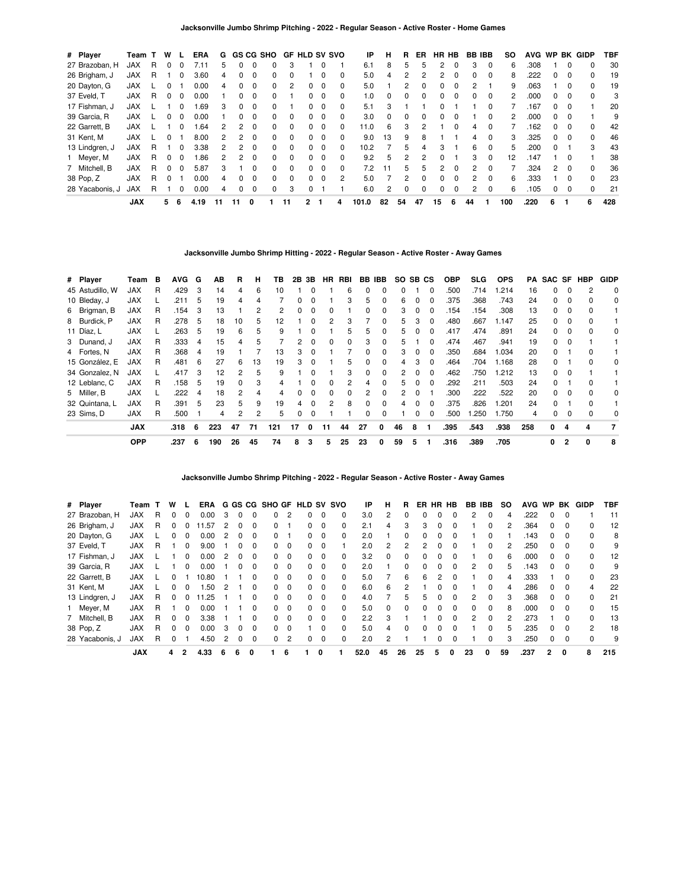### Jacksonville Jumbo Shrimp Pitching - 2022 - Regular Season - Active Roster - Home Games

| # | Player | Team | T | W | L | ERA | G | GS | CG | SHO | GF | HLD | SV | SVO | IP | H | R | ER | HR | HB | BB | IBB | SO | AVG | WP | BK | GIDP | TBF |
|---|---|---|---|---|---|---|---|---|---|---|---|---|---|---|---|---|---|---|---|---|---|---|---|---|---|---|---|---|
| 27 | Brazoban, H | JAX | R | 0 | 0 | 7.11 | 5 | 0 | 0 | 0 | 3 | 1 | 0 | 1 | 6.1 | 8 | 5 | 5 | 2 | 0 | 3 | 0 | 6 | .308 | 1 | 0 | 0 | 30 |
| 26 | Brigham, J | JAX | R | 1 | 0 | 3.60 | 4 | 0 | 0 | 0 | 0 | 1 | 0 | 0 | 5.0 | 4 | 2 | 2 | 2 | 0 | 0 | 0 | 8 | .222 | 0 | 0 | 0 | 19 |
| 20 | Dayton, G | JAX | L | 0 | 1 | 0.00 | 4 | 0 | 0 | 0 | 0 | 0 | 0 | 0 | 5.0 | 1 | 0 | 0 | 0 | 0 | 2 | 1 | 9 | .063 | 1 | 0 | 0 | 19 |
| 37 | Eveld, T | JAX | R | 0 | 0 | 0.00 | 1 | 0 | 0 | 0 | 1 | 0 | 0 | 0 | 1.0 | 0 | 0 | 0 | 0 | 0 | 0 | 0 | 2 | .000 | 0 | 0 | 0 | 3 |
| 17 | Fishman, J | JAX | L | 1 | 0 | 1.69 | 3 | 0 | 0 | 0 | 1 | 0 | 0 | 0 | 5.1 | 3 | 1 | 1 | 0 | 1 | 1 | 0 | 7 | .167 | 0 | 0 | 1 | 20 |
| 39 | Garcia, R | JAX | L | 0 | 0 | 0.00 | 1 | 0 | 0 | 0 | 0 | 0 | 0 | 0 | 3.0 | 0 | 0 | 0 | 0 | 0 | 1 | 0 | 2 | .000 | 0 | 0 | 1 | 9 |
| 22 | Garrett, B | JAX | L | 1 | 0 | 1.64 | 2 | 2 | 0 | 0 | 0 | 0 | 0 | 0 | 11.0 | 6 | 3 | 2 | 1 | 0 | 4 | 0 | 7 | .162 | 0 | 0 | 0 | 42 |
| 31 | Kent, M | JAX | L | 0 | 1 | 8.00 | 2 | 2 | 0 | 0 | 0 | 0 | 0 | 0 | 9.0 | 13 | 9 | 8 | 1 | 1 | 4 | 0 | 3 | .325 | 0 | 0 | 0 | 46 |
| 13 | Lindgren, J | JAX | R | 1 | 0 | 3.38 | 2 | 2 | 0 | 0 | 0 | 0 | 0 | 0 | 10.2 | 7 | 5 | 4 | 3 | 1 | 6 | 0 | 5 | .200 | 0 | 1 | 3 | 43 |
| 1 | Meyer, M | JAX | R | 0 | 0 | 1.86 | 2 | 2 | 0 | 0 | 0 | 0 | 0 | 0 | 9.2 | 5 | 2 | 2 | 0 | 1 | 3 | 0 | 12 | .147 | 1 | 0 | 1 | 38 |
| 7 | Mitchell, B | JAX | R | 0 | 0 | 5.87 | 3 | 1 | 0 | 0 | 0 | 0 | 0 | 0 | 7.2 | 11 | 5 | 5 | 2 | 0 | 2 | 0 | 7 | .324 | 2 | 0 | 0 | 36 |
| 38 | Pop, Z | JAX | R | 0 | 1 | 0.00 | 4 | 0 | 0 | 0 | 0 | 0 | 0 | 2 | 5.0 | 7 | 2 | 0 | 0 | 0 | 2 | 0 | 6 | .333 | 1 | 0 | 0 | 23 |
| 28 | Yacabonis, J | JAX | R | 1 | 0 | 0.00 | 4 | 0 | 0 | 0 | 3 | 0 | 1 | 1 | 6.0 | 2 | 0 | 0 | 0 | 0 | 2 | 0 | 6 | .105 | 0 | 0 | 0 | 21 |
| | | **JAX** | | **5** | **6** | **4.19** | **11** | **11** | **0** | **1** | **11** | **2** | **1** | **4** | **101.0** | **82** | **54** | **47** | **15** | **6** | **44** | **1** | **100** | **.220** | **6** | **1** | **6** | **428** |

### Jacksonville Jumbo Shrimp Hitting - 2022 - Regular Season - Active Roster - Away Games

| # | Player | Team | B | AVG | G | AB | R | H | TB | 2B | 3B | HR | RBI | BB | IBB | SO | SB | CS | OBP | SLG | OPS | PA | SAC | SF | HBP | GIDP |
|---|---|---|---|---|---|---|---|---|---|---|---|---|---|---|---|---|---|---|---|---|---|---|---|---|---|---|
| 45 | Astudillo, W | JAX | R | .429 | 3 | 14 | 4 | 6 | 10 | 1 | 0 | 1 | 6 | 0 | 0 | 0 | 1 | 0 | .500 | .714 | 1.214 | 16 | 0 | 0 | 2 | 0 |
| 10 | Bleday, J | JAX | L | .211 | 5 | 19 | 4 | 4 | 7 | 0 | 0 | 1 | 3 | 5 | 0 | 6 | 0 | 0 | .375 | .368 | .743 | 24 | 0 | 0 | 0 | 0 |
| 6 | Brigman, B | JAX | R | .154 | 3 | 13 | 1 | 2 | 2 | 0 | 0 | 0 | 1 | 0 | 0 | 3 | 0 | 0 | .154 | .154 | .308 | 13 | 0 | 0 | 0 | 1 |
| 8 | Burdick, P | JAX | R | .278 | 5 | 18 | 10 | 5 | 12 | 1 | 0 | 2 | 3 | 7 | 0 | 5 | 3 | 0 | .480 | .667 | 1.147 | 25 | 0 | 0 | 0 | 1 |
| 11 | Díaz, L | JAX | L | .263 | 5 | 19 | 6 | 5 | 9 | 1 | 0 | 1 | 5 | 5 | 0 | 5 | 0 | 0 | .417 | .474 | .891 | 24 | 0 | 0 | 0 | 0 |
| 3 | Dunand, J | JAX | R | .333 | 4 | 15 | 4 | 5 | 7 | 2 | 0 | 0 | 0 | 3 | 0 | 5 | 1 | 0 | .474 | .467 | .941 | 19 | 0 | 0 | 1 | 1 |
| 4 | Fortes, N | JAX | R | .368 | 4 | 19 | 1 | 7 | 13 | 3 | 0 | 1 | 7 | 0 | 0 | 3 | 0 | 0 | .350 | .684 | 1.034 | 20 | 0 | 1 | 0 | 1 |
| 15 | González, E | JAX | R | .481 | 6 | 27 | 6 | 13 | 19 | 3 | 0 | 1 | 5 | 0 | 0 | 4 | 3 | 0 | .464 | .704 | 1.168 | 28 | 0 | 1 | 0 | 0 |
| 34 | Gonzalez, N | JAX | L | .417 | 3 | 12 | 2 | 5 | 9 | 1 | 0 | 1 | 3 | 0 | 0 | 2 | 0 | 0 | .462 | .750 | 1.212 | 13 | 0 | 0 | 1 | 1 |
| 12 | Leblanc, C | JAX | R | .158 | 5 | 19 | 0 | 3 | 4 | 1 | 0 | 0 | 2 | 4 | 0 | 5 | 0 | 0 | .292 | .211 | .503 | 24 | 0 | 1 | 0 | 1 |
| 5 | Miller, B | JAX | L | .222 | 4 | 18 | 2 | 4 | 4 | 0 | 0 | 0 | 0 | 2 | 0 | 2 | 0 | 1 | .300 | .222 | .522 | 20 | 0 | 0 | 0 | 0 |
| 32 | Quintana, L | JAX | R | .391 | 5 | 23 | 5 | 9 | 19 | 4 | 0 | 2 | 8 | 0 | 0 | 4 | 0 | 0 | .375 | .826 | 1.201 | 24 | 0 | 1 | 0 | 1 |
| 23 | Sims, D | JAX | R | .500 | 1 | 4 | 2 | 2 | 5 | 0 | 0 | 1 | 1 | 0 | 0 | 1 | 0 | 0 | .500 | 1.250 | 1.750 | 4 | 0 | 0 | 0 | 0 |
| | | **JAX** | | **.318** | **6** | **223** | **47** | **71** | **121** | **17** | **0** | **11** | **44** | **27** | **0** | **46** | **8** | **1** | **.395** | **.543** | **.938** | **258** | **0** | **4** | **4** | **7** |
| | | **OPP** | | **.237** | **6** | **190** | **26** | **45** | **74** | **8** | **3** | **5** | **25** | **23** | **0** | **59** | **5** | **1** | **.316** | **.389** | **.705** | | **0** | **2** | **0** | **8** |

### Jacksonville Jumbo Shrimp Pitching - 2022 - Regular Season - Active Roster - Away Games

| # | Player | Team | T | W | L | ERA | G | GS | CG | SHO | GF | HLD | SV | SVO | IP | H | R | ER | HR | HB | BB | IBB | SO | AVG | WP | BK | GIDP | TBF |
|---|---|---|---|---|---|---|---|---|---|---|---|---|---|---|---|---|---|---|---|---|---|---|---|---|---|---|---|---|
| 27 | Brazoban, H | JAX | R | 0 | 0 | 0.00 | 3 | 0 | 0 | 0 | 2 | 0 | 0 | 0 | 3.0 | 2 | 0 | 0 | 0 | 0 | 2 | 0 | 4 | .222 | 0 | 0 | 1 | 11 |
| 26 | Brigham, J | JAX | R | 0 | 0 | 11.57 | 2 | 0 | 0 | 0 | 1 | 0 | 0 | 0 | 2.1 | 4 | 3 | 3 | 0 | 0 | 1 | 0 | 2 | .364 | 0 | 0 | 0 | 12 |
| 20 | Dayton, G | JAX | L | 0 | 0 | 0.00 | 2 | 0 | 0 | 0 | 1 | 0 | 0 | 0 | 2.0 | 1 | 0 | 0 | 0 | 0 | 1 | 0 | 1 | .143 | 0 | 0 | 0 | 8 |
| 37 | Eveld, T | JAX | R | 1 | 0 | 9.00 | 1 | 0 | 0 | 0 | 0 | 0 | 0 | 1 | 2.0 | 2 | 2 | 2 | 0 | 0 | 1 | 0 | 2 | .250 | 0 | 0 | 0 | 9 |
| 17 | Fishman, J | JAX | L | 1 | 0 | 0.00 | 2 | 0 | 0 | 0 | 0 | 0 | 0 | 0 | 3.2 | 0 | 0 | 0 | 0 | 0 | 1 | 0 | 6 | .000 | 0 | 0 | 0 | 12 |
| 39 | Garcia, R | JAX | L | 1 | 0 | 0.00 | 1 | 0 | 0 | 0 | 0 | 0 | 0 | 0 | 2.0 | 1 | 0 | 0 | 0 | 0 | 2 | 0 | 5 | .143 | 0 | 0 | 0 | 9 |
| 22 | Garrett, B | JAX | L | 0 | 1 | 10.80 | 1 | 1 | 0 | 0 | 0 | 0 | 0 | 0 | 5.0 | 7 | 6 | 6 | 2 | 0 | 1 | 0 | 4 | .333 | 1 | 0 | 0 | 23 |
| 31 | Kent, M | JAX | L | 0 | 0 | 1.50 | 2 | 1 | 0 | 0 | 0 | 0 | 0 | 0 | 6.0 | 6 | 2 | 1 | 0 | 0 | 1 | 0 | 4 | .286 | 0 | 0 | 4 | 22 |
| 13 | Lindgren, J | JAX | R | 0 | 0 | 11.25 | 1 | 1 | 0 | 0 | 0 | 0 | 0 | 0 | 4.0 | 7 | 5 | 5 | 0 | 0 | 2 | 0 | 3 | .368 | 0 | 0 | 0 | 21 |
| 1 | Meyer, M | JAX | R | 1 | 0 | 0.00 | 1 | 1 | 0 | 0 | 0 | 0 | 0 | 0 | 5.0 | 0 | 0 | 0 | 0 | 0 | 0 | 0 | 8 | .000 | 0 | 0 | 0 | 15 |
| 7 | Mitchell, B | JAX | R | 0 | 0 | 3.38 | 1 | 1 | 0 | 0 | 0 | 0 | 0 | 0 | 2.2 | 3 | 1 | 1 | 0 | 0 | 2 | 0 | 2 | .273 | 1 | 0 | 0 | 13 |
| 38 | Pop, Z | JAX | R | 0 | 0 | 0.00 | 3 | 0 | 0 | 0 | 0 | 1 | 0 | 0 | 5.0 | 4 | 0 | 0 | 0 | 0 | 1 | 0 | 5 | .235 | 0 | 0 | 2 | 18 |
| 28 | Yacabonis, J | JAX | R | 0 | 1 | 4.50 | 2 | 0 | 0 | 0 | 2 | 0 | 0 | 0 | 2.0 | 2 | 1 | 1 | 0 | 0 | 1 | 0 | 3 | .250 | 0 | 0 | 0 | 9 |
| | | **JAX** | | **4** | **2** | **4.33** | **6** | **6** | **0** | **1** | **6** | **1** | **0** | **1** | **52.0** | **45** | **26** | **25** | **5** | **0** | **23** | **0** | **59** | **.237** | **2** | **0** | **8** | **215** |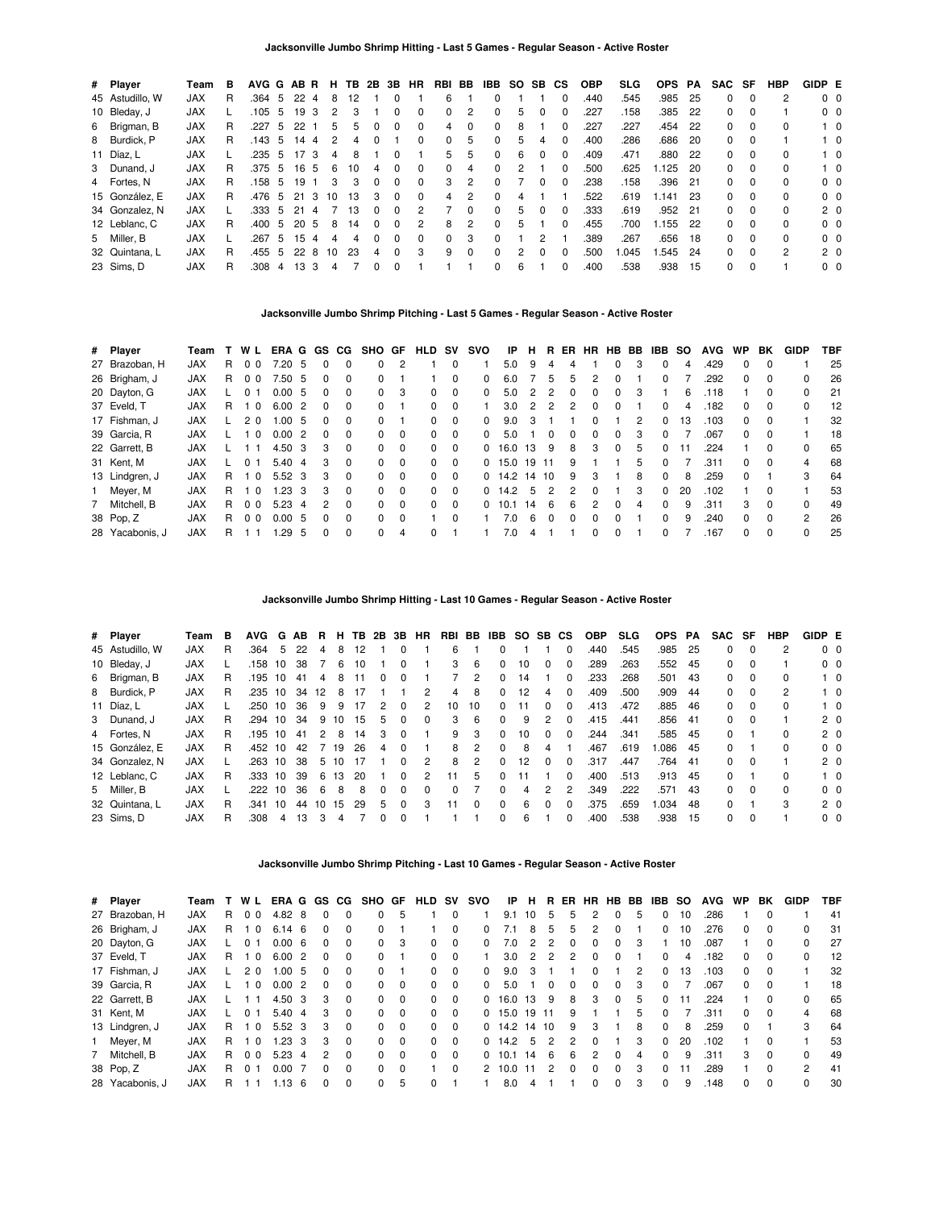## Jacksonville Jumbo Shrimp Hitting - Last 5 Games - Regular Season - Active Roster

| # | Player | Team | B | AVG | G | AB | R | H | TB | 2B | 3B | HR | RBI | BB | IBB | SO | SB | CS | OBP | SLG | OPS | PA | SAC | SF | HBP | GIDP | E |
|---|---|---|---|---|---|---|---|---|---|---|---|---|---|---|---|---|---|---|---|---|---|---|---|---|---|---|---|
| 45 | Astudillo, W | JAX | R | .364 | 5 | 22 | 4 | 8 | 12 | 1 | 0 | 1 | 6 | 1 | 0 | 1 | 1 | 0 | .440 | .545 | .985 | 25 | 0 | 0 | 2 | 0 | 0 |
| 10 | Bleday, J | JAX | L | .105 | 5 | 19 | 3 | 2 | 3 | 1 | 0 | 0 | 0 | 2 | 0 | 5 | 0 | 0 | .227 | .158 | .385 | 22 | 0 | 0 | 1 | 0 | 0 |
| 6 | Brigman, B | JAX | R | .227 | 5 | 22 | 1 | 5 | 5 | 0 | 0 | 0 | 4 | 0 | 0 | 8 | 1 | 0 | .227 | .227 | .454 | 22 | 0 | 0 | 0 | 1 | 0 |
| 8 | Burdick, P | JAX | R | .143 | 5 | 14 | 4 | 2 | 4 | 0 | 1 | 0 | 0 | 5 | 0 | 5 | 4 | 0 | .400 | .286 | .686 | 20 | 0 | 0 | 1 | 1 | 0 |
| 11 | Díaz, L | JAX | L | .235 | 5 | 17 | 3 | 4 | 8 | 1 | 0 | 1 | 5 | 5 | 0 | 6 | 0 | 0 | .409 | .471 | .880 | 22 | 0 | 0 | 0 | 1 | 0 |
| 3 | Dunand, J | JAX | R | .375 | 5 | 16 | 5 | 6 | 10 | 4 | 0 | 0 | 0 | 4 | 0 | 2 | 1 | 0 | .500 | .625 | 1.125 | 20 | 0 | 0 | 0 | 1 | 0 |
| 4 | Fortes, N | JAX | R | .158 | 5 | 19 | 1 | 3 | 3 | 0 | 0 | 0 | 3 | 2 | 0 | 7 | 0 | 0 | .238 | .158 | .396 | 21 | 0 | 0 | 0 | 0 | 0 |
| 15 | González, E | JAX | R | .476 | 5 | 21 | 3 | 10 | 13 | 3 | 0 | 0 | 4 | 2 | 0 | 4 | 1 | 1 | .522 | .619 | 1.141 | 23 | 0 | 0 | 0 | 0 | 0 |
| 34 | Gonzalez, N | JAX | L | .333 | 5 | 21 | 4 | 7 | 13 | 0 | 0 | 2 | 7 | 0 | 0 | 5 | 0 | 0 | .333 | .619 | .952 | 21 | 0 | 0 | 0 | 2 | 0 |
| 12 | Leblanc, C | JAX | R | .400 | 5 | 20 | 5 | 8 | 14 | 0 | 0 | 2 | 8 | 2 | 0 | 5 | 1 | 0 | .455 | .700 | 1.155 | 22 | 0 | 0 | 0 | 0 | 0 |
| 5 | Miller, B | JAX | L | .267 | 5 | 15 | 4 | 4 | 4 | 0 | 0 | 0 | 0 | 3 | 0 | 1 | 2 | 1 | .389 | .267 | .656 | 18 | 0 | 0 | 0 | 0 | 0 |
| 32 | Quintana, L | JAX | R | .455 | 5 | 22 | 8 | 10 | 23 | 4 | 0 | 3 | 9 | 0 | 0 | 2 | 0 | 0 | .500 | 1.045 | 1.545 | 24 | 0 | 0 | 2 | 2 | 0 |
| 23 | Sims, D | JAX | R | .308 | 4 | 13 | 3 | 4 | 7 | 0 | 0 | 1 | 1 | 1 | 0 | 6 | 1 | 0 | .400 | .538 | .938 | 15 | 0 | 0 | 1 | 0 | 0 |

## Jacksonville Jumbo Shrimp Pitching - Last 5 Games - Regular Season - Active Roster

| # | Player | Team | T | W | L | ERA | G | GS | CG | SHO | GF | HLD | SV | SVO | IP | H | R | ER | HR | HB | BB | IBB | SO | AVG | WP | BK | GIDP | TBF |
|---|---|---|---|---|---|---|---|---|---|---|---|---|---|---|---|---|---|---|---|---|---|---|---|---|---|---|---|---|
| 27 | Brazoban, H | JAX | R | 0 | 0 | 7.20 | 5 | 0 | 0 | 0 | 2 | 1 | 0 | 1 | 5.0 | 9 | 4 | 4 | 1 | 0 | 3 | 0 | 4 | .429 | 0 | 0 | 1 | 25 |
| 26 | Brigham, J | JAX | R | 0 | 0 | 7.50 | 5 | 0 | 0 | 0 | 1 | 1 | 0 | 0 | 6.0 | 7 | 5 | 5 | 2 | 0 | 1 | 0 | 7 | .292 | 0 | 0 | 0 | 26 |
| 20 | Dayton, G | JAX | L | 0 | 1 | 0.00 | 5 | 0 | 0 | 0 | 3 | 0 | 0 | 0 | 5.0 | 2 | 2 | 0 | 0 | 0 | 3 | 1 | 6 | .118 | 1 | 0 | 0 | 21 |
| 37 | Eveld, T | JAX | R | 1 | 0 | 6.00 | 2 | 0 | 0 | 0 | 1 | 0 | 0 | 1 | 3.0 | 2 | 2 | 2 | 0 | 0 | 1 | 0 | 4 | .182 | 0 | 0 | 0 | 12 |
| 17 | Fishman, J | JAX | L | 2 | 0 | 1.00 | 5 | 0 | 0 | 0 | 1 | 0 | 0 | 0 | 9.0 | 3 | 1 | 1 | 0 | 1 | 2 | 0 | 13 | .103 | 0 | 0 | 1 | 32 |
| 39 | Garcia, R | JAX | L | 1 | 0 | 0.00 | 2 | 0 | 0 | 0 | 0 | 0 | 0 | 0 | 5.0 | 1 | 0 | 0 | 0 | 0 | 3 | 0 | 7 | .067 | 0 | 0 | 1 | 18 |
| 22 | Garrett, B | JAX | L | 1 | 1 | 4.50 | 3 | 3 | 0 | 0 | 0 | 0 | 0 | 0 | 16.0 | 13 | 9 | 8 | 3 | 0 | 5 | 0 | 11 | .224 | 1 | 0 | 0 | 65 |
| 31 | Kent, M | JAX | L | 0 | 1 | 5.40 | 4 | 3 | 0 | 0 | 0 | 0 | 0 | 0 | 15.0 | 19 | 11 | 9 | 1 | 1 | 5 | 0 | 7 | .311 | 0 | 0 | 4 | 68 |
| 13 | Lindgren, J | JAX | R | 1 | 0 | 5.52 | 3 | 3 | 0 | 0 | 0 | 0 | 0 | 0 | 14.2 | 14 | 10 | 9 | 3 | 1 | 8 | 0 | 8 | .259 | 0 | 1 | 3 | 64 |
| 1 | Meyer, M | JAX | R | 1 | 0 | 1.23 | 3 | 3 | 0 | 0 | 0 | 0 | 0 | 0 | 14.2 | 5 | 2 | 2 | 0 | 1 | 3 | 0 | 20 | .102 | 1 | 0 | 1 | 53 |
| 7 | Mitchell, B | JAX | R | 0 | 0 | 5.23 | 4 | 2 | 0 | 0 | 0 | 0 | 0 | 0 | 10.1 | 14 | 6 | 6 | 2 | 0 | 4 | 0 | 9 | .311 | 3 | 0 | 0 | 49 |
| 38 | Pop, Z | JAX | R | 0 | 0 | 0.00 | 5 | 0 | 0 | 0 | 0 | 1 | 0 | 1 | 7.0 | 6 | 0 | 0 | 0 | 0 | 1 | 0 | 9 | .240 | 0 | 0 | 2 | 26 |
| 28 | Yacabonis, J | JAX | R | 1 | 1 | 1.29 | 5 | 0 | 0 | 0 | 4 | 0 | 1 | 1 | 7.0 | 4 | 1 | 1 | 0 | 0 | 1 | 0 | 7 | .167 | 0 | 0 | 0 | 25 |

## Jacksonville Jumbo Shrimp Hitting - Last 10 Games - Regular Season - Active Roster

| # | Player | Team | B | AVG | G | AB | R | H | TB | 2B | 3B | HR | RBI | BB | IBB | SO | SB | CS | OBP | SLG | OPS | PA | SAC | SF | HBP | GIDP | E |
|---|---|---|---|---|---|---|---|---|---|---|---|---|---|---|---|---|---|---|---|---|---|---|---|---|---|---|---|
| 45 | Astudillo, W | JAX | R | .364 | 5 | 22 | 4 | 8 | 12 | 1 | 0 | 1 | 6 | 1 | 0 | 1 | 1 | 0 | .440 | .545 | .985 | 25 | 0 | 0 | 2 | 0 | 0 |
| 10 | Bleday, J | JAX | L | .158 | 10 | 38 | 7 | 6 | 10 | 1 | 0 | 1 | 3 | 6 | 0 | 10 | 0 | 0 | .289 | .263 | .552 | 45 | 0 | 0 | 1 | 0 | 0 |
| 6 | Brigman, B | JAX | R | .195 | 10 | 41 | 4 | 8 | 11 | 0 | 0 | 1 | 7 | 2 | 0 | 14 | 1 | 0 | .233 | .268 | .501 | 43 | 0 | 0 | 0 | 1 | 0 |
| 8 | Burdick, P | JAX | R | .235 | 10 | 34 | 12 | 8 | 17 | 1 | 1 | 2 | 4 | 8 | 0 | 12 | 4 | 0 | .409 | .500 | .909 | 44 | 0 | 0 | 2 | 1 | 0 |
| 11 | Díaz, L | JAX | L | .250 | 10 | 36 | 9 | 9 | 17 | 2 | 0 | 2 | 10 | 10 | 0 | 11 | 0 | 0 | .413 | .472 | .885 | 46 | 0 | 0 | 0 | 1 | 0 |
| 3 | Dunand, J | JAX | R | .294 | 10 | 34 | 9 | 10 | 15 | 5 | 0 | 0 | 3 | 6 | 0 | 9 | 2 | 0 | .415 | .441 | .856 | 41 | 0 | 0 | 1 | 2 | 0 |
| 4 | Fortes, N | JAX | R | .195 | 10 | 41 | 2 | 8 | 14 | 3 | 0 | 1 | 9 | 3 | 0 | 10 | 0 | 0 | .244 | .341 | .585 | 45 | 0 | 1 | 0 | 2 | 0 |
| 15 | González, E | JAX | R | .452 | 10 | 42 | 7 | 19 | 26 | 4 | 0 | 1 | 8 | 2 | 0 | 8 | 4 | 1 | .467 | .619 | 1.086 | 45 | 0 | 1 | 0 | 0 | 0 |
| 34 | Gonzalez, N | JAX | L | .263 | 10 | 38 | 5 | 10 | 17 | 1 | 0 | 2 | 8 | 2 | 0 | 12 | 0 | 0 | .317 | .447 | .764 | 41 | 0 | 0 | 1 | 2 | 0 |
| 12 | Leblanc, C | JAX | R | .333 | 10 | 39 | 6 | 13 | 20 | 1 | 0 | 2 | 11 | 5 | 0 | 11 | 1 | 0 | .400 | .513 | .913 | 45 | 0 | 1 | 0 | 1 | 0 |
| 5 | Miller, B | JAX | L | .222 | 10 | 36 | 6 | 8 | 8 | 0 | 0 | 0 | 0 | 7 | 0 | 4 | 2 | 2 | .349 | .222 | .571 | 43 | 0 | 0 | 0 | 0 | 0 |
| 32 | Quintana, L | JAX | R | .341 | 10 | 44 | 10 | 15 | 29 | 5 | 0 | 3 | 11 | 0 | 0 | 6 | 0 | 0 | .375 | .659 | 1.034 | 48 | 0 | 1 | 3 | 2 | 0 |
| 23 | Sims, D | JAX | R | .308 | 4 | 13 | 3 | 4 | 7 | 0 | 0 | 1 | 1 | 1 | 0 | 6 | 1 | 0 | .400 | .538 | .938 | 15 | 0 | 0 | 1 | 0 | 0 |

## Jacksonville Jumbo Shrimp Pitching - Last 10 Games - Regular Season - Active Roster

| # | Player | Team | T | W | L | ERA | G | GS | CG | SHO | GF | HLD | SV | SVO | IP | H | R | ER | HR | HB | BB | IBB | SO | AVG | WP | BK | GIDP | TBF |
|---|---|---|---|---|---|---|---|---|---|---|---|---|---|---|---|---|---|---|---|---|---|---|---|---|---|---|---|---|
| 27 | Brazoban, H | JAX | R | 0 | 0 | 4.82 | 8 | 0 | 0 | 0 | 5 | 1 | 0 | 1 | 9.1 | 10 | 5 | 5 | 2 | 0 | 5 | 0 | 10 | .286 | 1 | 0 | 1 | 41 |
| 26 | Brigham, J | JAX | R | 1 | 0 | 6.14 | 6 | 0 | 0 | 0 | 1 | 1 | 0 | 0 | 7.1 | 8 | 5 | 5 | 2 | 0 | 1 | 0 | 10 | .276 | 0 | 0 | 0 | 31 |
| 20 | Dayton, G | JAX | L | 0 | 1 | 0.00 | 6 | 0 | 0 | 0 | 3 | 0 | 0 | 0 | 7.0 | 2 | 2 | 0 | 0 | 0 | 3 | 1 | 10 | .087 | 1 | 0 | 0 | 27 |
| 37 | Eveld, T | JAX | R | 1 | 0 | 6.00 | 2 | 0 | 0 | 0 | 1 | 0 | 0 | 1 | 3.0 | 2 | 2 | 2 | 0 | 0 | 1 | 0 | 4 | .182 | 0 | 0 | 0 | 12 |
| 17 | Fishman, J | JAX | L | 2 | 0 | 1.00 | 5 | 0 | 0 | 0 | 1 | 0 | 0 | 0 | 9.0 | 3 | 1 | 1 | 0 | 1 | 2 | 0 | 13 | .103 | 0 | 0 | 1 | 32 |
| 39 | Garcia, R | JAX | L | 1 | 0 | 0.00 | 2 | 0 | 0 | 0 | 0 | 0 | 0 | 0 | 5.0 | 1 | 0 | 0 | 0 | 0 | 3 | 0 | 7 | .067 | 0 | 0 | 1 | 18 |
| 22 | Garrett, B | JAX | L | 1 | 1 | 4.50 | 3 | 3 | 0 | 0 | 0 | 0 | 0 | 0 | 16.0 | 13 | 9 | 8 | 3 | 0 | 5 | 0 | 11 | .224 | 1 | 0 | 0 | 65 |
| 31 | Kent, M | JAX | L | 0 | 1 | 5.40 | 4 | 3 | 0 | 0 | 0 | 0 | 0 | 0 | 15.0 | 19 | 11 | 9 | 1 | 1 | 5 | 0 | 7 | .311 | 0 | 0 | 4 | 68 |
| 13 | Lindgren, J | JAX | R | 1 | 0 | 5.52 | 3 | 3 | 0 | 0 | 0 | 0 | 0 | 0 | 14.2 | 14 | 10 | 9 | 3 | 1 | 8 | 0 | 8 | .259 | 0 | 1 | 3 | 64 |
| 1 | Meyer, M | JAX | R | 1 | 0 | 1.23 | 3 | 3 | 0 | 0 | 0 | 0 | 0 | 0 | 14.2 | 5 | 2 | 2 | 0 | 1 | 3 | 0 | 20 | .102 | 1 | 0 | 1 | 53 |
| 7 | Mitchell, B | JAX | R | 0 | 0 | 5.23 | 4 | 2 | 0 | 0 | 0 | 0 | 0 | 0 | 10.1 | 14 | 6 | 6 | 2 | 0 | 4 | 0 | 9 | .311 | 3 | 0 | 0 | 49 |
| 38 | Pop, Z | JAX | R | 0 | 1 | 0.00 | 7 | 0 | 0 | 0 | 0 | 1 | 0 | 2 | 10.0 | 11 | 2 | 0 | 0 | 0 | 3 | 0 | 11 | .289 | 1 | 0 | 2 | 41 |
| 28 | Yacabonis, J | JAX | R | 1 | 1 | 1.13 | 6 | 0 | 0 | 0 | 5 | 0 | 1 | 1 | 8.0 | 4 | 1 | 1 | 0 | 0 | 3 | 0 | 9 | .148 | 0 | 0 | 0 | 30 |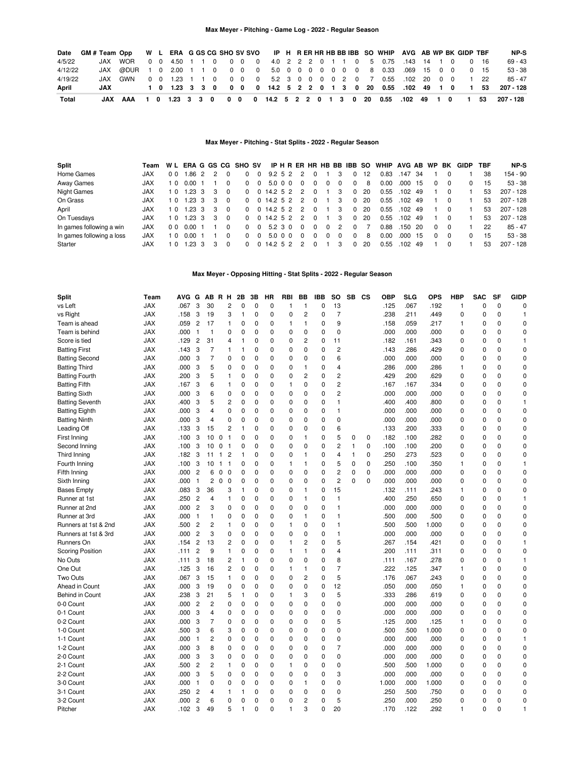### Max Meyer - Pitching - Game Log - 2022 - Regular Season

| Date | GM # | Team | Opp | W | L | ERA | G | GS | CG | SHO | SV | SVO | IP | H | R | ER | HR | HB | BB | IBB | SO | WHIP | AVG | AB | WP | BK | GIDP | TBF | NP-S |
|---|---|---|---|---|---|---|---|---|---|---|---|---|---|---|---|---|---|---|---|---|---|---|---|---|---|---|---|---|---|
| 4/5/22 | | JAX | WOR | 0 | 0 | 4.50 | 1 | 1 | 0 | 0 | 0 | 0 | 4.0 | 2 | 2 | 2 | 0 | 1 | 1 | 0 | 5 | 0.75 | .143 | 14 | 1 | 0 | 0 | 16 | 69 - 43 |
| 4/12/22 | | JAX | @DUR | 1 | 0 | 2.00 | 1 | 1 | 0 | 0 | 0 | 0 | 5.0 | 0 | 0 | 0 | 0 | 0 | 0 | 0 | 8 | 0.33 | .069 | 15 | 0 | 0 | 0 | 15 | 53 - 38 |
| 4/19/22 | | JAX | GWN | 0 | 0 | 1.23 | 1 | 1 | 0 | 0 | 0 | 0 | 5.2 | 3 | 0 | 0 | 0 | 0 | 2 | 0 | 7 | 0.55 | .102 | 20 | 0 | 0 | 1 | 22 | 85 - 47 |
| **April** | | **JAX** | | **1** | **0** | **1.23** | **3** | **3** | **0** | **0** | **0** | **0** | **14.2** | **5** | **2** | **2** | **0** | **1** | **3** | **0** | **20** | **0.55** | **.102** | **49** | **1** | **0** | **1** | **53** | **207 - 128** |
| **Total** | | **JAX** | **AAA** | **1** | **0** | **1.23** | **3** | **3** | **0** | **0** | **0** | **0** | **14.2** | **5** | **2** | **2** | **0** | **1** | **3** | **0** | **20** | **0.55** | **.102** | **49** | **1** | **0** | **1** | **53** | **207 - 128** |

### Max Meyer - Pitching - Stat Splits - 2022 - Regular Season

| Split | Team | W | L | ERA | G | GS | CG | SHO | SV | IP | H | R | ER | HR | HB | BB | IBB | SO | WHIP | AVG | AB | WP | BK | GIDP | TBF | NP-S |
|---|---|---|---|---|---|---|---|---|---|---|---|---|---|---|---|---|---|---|---|---|---|---|---|---|---|---|
| Home Games | JAX | 0 | 0 | 1.86 | 2 | 2 | 0 | 0 | 0 | 9.2 | 5 | 2 | 2 | 0 | 1 | 3 | 0 | 12 | 0.83 | .147 | 34 | 1 | 0 | 1 | 38 | 154 - 90 |
| Away Games | JAX | 1 | 0 | 0.00 | 1 | 1 | 0 | 0 | 0 | 5.0 | 0 | 0 | 0 | 0 | 0 | 0 | 0 | 8 | 0.00 | .000 | 15 | 0 | 0 | 0 | 15 | 53 - 38 |
| Night Games | JAX | 1 | 0 | 1.23 | 3 | 3 | 0 | 0 | 0 | 14.2 | 5 | 2 | 2 | 0 | 1 | 3 | 0 | 20 | 0.55 | .102 | 49 | 1 | 0 | 1 | 53 | 207 - 128 |
| On Grass | JAX | 1 | 0 | 1.23 | 3 | 3 | 0 | 0 | 0 | 14.2 | 5 | 2 | 2 | 0 | 1 | 3 | 0 | 20 | 0.55 | .102 | 49 | 1 | 0 | 1 | 53 | 207 - 128 |
| April | JAX | 1 | 0 | 1.23 | 3 | 3 | 0 | 0 | 0 | 14.2 | 5 | 2 | 2 | 0 | 1 | 3 | 0 | 20 | 0.55 | .102 | 49 | 1 | 0 | 1 | 53 | 207 - 128 |
| On Tuesdays | JAX | 1 | 0 | 1.23 | 3 | 3 | 0 | 0 | 0 | 14.2 | 5 | 2 | 2 | 0 | 1 | 3 | 0 | 20 | 0.55 | .102 | 49 | 1 | 0 | 1 | 53 | 207 - 128 |
| In games following a win | JAX | 0 | 0 | 0.00 | 1 | 1 | 0 | 0 | 0 | 5.2 | 3 | 0 | 0 | 0 | 0 | 2 | 0 | 7 | 0.88 | .150 | 20 | 0 | 0 | 1 | 22 | 85 - 47 |
| In games following a loss | JAX | 1 | 0 | 0.00 | 1 | 1 | 0 | 0 | 0 | 5.0 | 0 | 0 | 0 | 0 | 0 | 0 | 0 | 8 | 0.00 | .000 | 15 | 0 | 0 | 0 | 15 | 53 - 38 |
| Starter | JAX | 1 | 0 | 1.23 | 3 | 3 | 0 | 0 | 0 | 14.2 | 5 | 2 | 2 | 0 | 1 | 3 | 0 | 20 | 0.55 | .102 | 49 | 1 | 0 | 1 | 53 | 207 - 128 |

### Max Meyer - Opposing Hitting - Stat Splits - 2022 - Regular Season

| Split | Team | AVG | G | AB | R | H | 2B | 3B | HR | RBI | BB | IBB | SO | SB | CS | OBP | SLG | OPS | HBP | SAC | SF | GIDP |
|---|---|---|---|---|---|---|---|---|---|---|---|---|---|---|---|---|---|---|---|---|---|---|
| vs Left | JAX | .067 | 3 | 30 | | 2 | 0 | 0 | 0 | 1 | 1 | 0 | 13 | | | .125 | .067 | .192 | 1 | 0 | 0 | 0 |
| vs Right | JAX | .158 | 3 | 19 | | 3 | 1 | 0 | 0 | 0 | 2 | 0 | 7 | | | .238 | .211 | .449 | 0 | 0 | 0 | 1 |
| Team is ahead | JAX | .059 | 2 | 17 | | 1 | 0 | 0 | 0 | 1 | 1 | 0 | 9 | | | .158 | .059 | .217 | 1 | 0 | 0 | 0 |
| Team is behind | JAX | .000 | 1 | 1 | | 0 | 0 | 0 | 0 | 0 | 0 | 0 | 0 | | | .000 | .000 | .000 | 0 | 0 | 0 | 0 |
| Score is tied | JAX | .129 | 2 | 31 | | 4 | 1 | 0 | 0 | 0 | 2 | 0 | 11 | | | .182 | .161 | .343 | 0 | 0 | 0 | 1 |
| Batting First | JAX | .143 | 3 | 7 | | 1 | 1 | 0 | 0 | 0 | 0 | 0 | 2 | | | .143 | .286 | .429 | 0 | 0 | 0 | 0 |
| Batting Second | JAX | .000 | 3 | 7 | | 0 | 0 | 0 | 0 | 0 | 0 | 0 | 6 | | | .000 | .000 | .000 | 0 | 0 | 0 | 0 |
| Batting Third | JAX | .000 | 3 | 5 | | 0 | 0 | 0 | 0 | 0 | 1 | 0 | 4 | | | .286 | .000 | .286 | 1 | 0 | 0 | 0 |
| Batting Fourth | JAX | .200 | 3 | 5 | | 1 | 0 | 0 | 0 | 0 | 2 | 0 | 2 | | | .429 | .200 | .629 | 0 | 0 | 0 | 0 |
| Batting Fifth | JAX | .167 | 3 | 6 | | 1 | 0 | 0 | 0 | 1 | 0 | 0 | 2 | | | .167 | .167 | .334 | 0 | 0 | 0 | 0 |
| Batting Sixth | JAX | .000 | 3 | 6 | | 0 | 0 | 0 | 0 | 0 | 0 | 0 | 2 | | | .000 | .000 | .000 | 0 | 0 | 0 | 0 |
| Batting Seventh | JAX | .400 | 3 | 5 | | 2 | 0 | 0 | 0 | 0 | 0 | 0 | 1 | | | .400 | .400 | .800 | 0 | 0 | 0 | 1 |
| Batting Eighth | JAX | .000 | 3 | 4 | | 0 | 0 | 0 | 0 | 0 | 0 | 0 | 1 | | | .000 | .000 | .000 | 0 | 0 | 0 | 0 |
| Batting Ninth | JAX | .000 | 3 | 4 | | 0 | 0 | 0 | 0 | 0 | 0 | 0 | 0 | | | .000 | .000 | .000 | 0 | 0 | 0 | 0 |
| Leading Off | JAX | .133 | 3 | 15 | | 2 | 1 | 0 | 0 | 0 | 0 | 0 | 6 | | | .133 | .200 | .333 | 0 | 0 | 0 | 0 |
| First Inning | JAX | .100 | 3 | 10 | 0 | 1 | 0 | 0 | 0 | 0 | 1 | 0 | 5 | 0 | 0 | .182 | .100 | .282 | 0 | 0 | 0 | 0 |
| Second Inning | JAX | .100 | 3 | 10 | 0 | 1 | 0 | 0 | 0 | 0 | 0 | 0 | 2 | 1 | 0 | .100 | .100 | .200 | 0 | 0 | 0 | 0 |
| Third Inning | JAX | .182 | 3 | 11 | 1 | 2 | 1 | 0 | 0 | 0 | 1 | 0 | 4 | 1 | 0 | .250 | .273 | .523 | 0 | 0 | 0 | 0 |
| Fourth Inning | JAX | .100 | 3 | 10 | 1 | 1 | 0 | 0 | 0 | 1 | 1 | 0 | 5 | 0 | 0 | .250 | .100 | .350 | 1 | 0 | 0 | 1 |
| Fifth Inning | JAX | .000 | 2 | 6 | 0 | 0 | 0 | 0 | 0 | 0 | 0 | 0 | 2 | 0 | 0 | .000 | .000 | .000 | 0 | 0 | 0 | 0 |
| Sixth Inning | JAX | .000 | 1 | 2 | 0 | 0 | 0 | 0 | 0 | 0 | 0 | 0 | 2 | 0 | 0 | .000 | .000 | .000 | 0 | 0 | 0 | 0 |
| Bases Empty | JAX | .083 | 3 | 36 | | 3 | 1 | 0 | 0 | 0 | 1 | 0 | 15 | | | .132 | .111 | .243 | 1 | 0 | 0 | 0 |
| Runner at 1st | JAX | .250 | 2 | 4 | | 1 | 0 | 0 | 0 | 0 | 1 | 0 | 1 | | | .400 | .250 | .650 | 0 | 0 | 0 | 1 |
| Runner at 2nd | JAX | .000 | 2 | 3 | | 0 | 0 | 0 | 0 | 0 | 0 | 0 | 1 | | | .000 | .000 | .000 | 0 | 0 | 0 | 0 |
| Runner at 3rd | JAX | .000 | 1 | 1 | | 0 | 0 | 0 | 0 | 0 | 1 | 0 | 1 | | | .500 | .000 | .500 | 0 | 0 | 0 | 0 |
| Runners at 1st & 2nd | JAX | .500 | 2 | 2 | | 1 | 0 | 0 | 0 | 1 | 0 | 0 | 1 | | | .500 | .500 | 1.000 | 0 | 0 | 0 | 0 |
| Runners at 1st & 3rd | JAX | .000 | 2 | 3 | | 0 | 0 | 0 | 0 | 0 | 0 | 0 | 1 | | | .000 | .000 | .000 | 0 | 0 | 0 | 0 |
| Runners On | JAX | .154 | 2 | 13 | | 2 | 0 | 0 | 0 | 1 | 2 | 0 | 5 | | | .267 | .154 | .421 | 0 | 0 | 0 | 1 |
| Scoring Position | JAX | .111 | 2 | 9 | | 1 | 0 | 0 | 0 | 1 | 1 | 0 | 4 | | | .200 | .111 | .311 | 0 | 0 | 0 | 0 |
| No Outs | JAX | .111 | 3 | 18 | | 2 | 1 | 0 | 0 | 0 | 0 | 0 | 8 | | | .111 | .167 | .278 | 0 | 0 | 0 | 1 |
| One Out | JAX | .125 | 3 | 16 | | 2 | 0 | 0 | 0 | 1 | 1 | 0 | 7 | | | .222 | .125 | .347 | 1 | 0 | 0 | 0 |
| Two Outs | JAX | .067 | 3 | 15 | | 1 | 0 | 0 | 0 | 0 | 2 | 0 | 5 | | | .176 | .067 | .243 | 0 | 0 | 0 | 0 |
| Ahead in Count | JAX | .000 | 3 | 19 | | 0 | 0 | 0 | 0 | 0 | 0 | 0 | 12 | | | .050 | .000 | .050 | 1 | 0 | 0 | 0 |
| Behind in Count | JAX | .238 | 3 | 21 | | 5 | 1 | 0 | 0 | 1 | 3 | 0 | 5 | | | .333 | .286 | .619 | 0 | 0 | 0 | 0 |
| 0-0 Count | JAX | .000 | 2 | 2 | | 0 | 0 | 0 | 0 | 0 | 0 | 0 | 0 | | | .000 | .000 | .000 | 0 | 0 | 0 | 0 |
| 0-1 Count | JAX | .000 | 3 | 4 | | 0 | 0 | 0 | 0 | 0 | 0 | 0 | 0 | | | .000 | .000 | .000 | 0 | 0 | 0 | 0 |
| 0-2 Count | JAX | .000 | 3 | 7 | | 0 | 0 | 0 | 0 | 0 | 0 | 0 | 5 | | | .125 | .000 | .125 | 1 | 0 | 0 | 0 |
| 1-0 Count | JAX | .500 | 3 | 6 | | 3 | 0 | 0 | 0 | 0 | 0 | 0 | 0 | | | .500 | .500 | 1.000 | 0 | 0 | 0 | 0 |
| 1-1 Count | JAX | .000 | 1 | 2 | | 0 | 0 | 0 | 0 | 0 | 0 | 0 | 0 | | | .000 | .000 | .000 | 0 | 0 | 0 | 1 |
| 1-2 Count | JAX | .000 | 3 | 8 | | 0 | 0 | 0 | 0 | 0 | 0 | 0 | 7 | | | .000 | .000 | .000 | 0 | 0 | 0 | 0 |
| 2-0 Count | JAX | .000 | 3 | 3 | | 0 | 0 | 0 | 0 | 0 | 0 | 0 | 0 | | | .000 | .000 | .000 | 0 | 0 | 0 | 0 |
| 2-1 Count | JAX | .500 | 2 | 2 | | 1 | 0 | 0 | 0 | 1 | 0 | 0 | 0 | | | .500 | .500 | 1.000 | 0 | 0 | 0 | 0 |
| 2-2 Count | JAX | .000 | 3 | 5 | | 0 | 0 | 0 | 0 | 0 | 0 | 0 | 3 | | | .000 | .000 | .000 | 0 | 0 | 0 | 0 |
| 3-0 Count | JAX | .000 | 1 | 0 | | 0 | 0 | 0 | 0 | 0 | 1 | 0 | 0 | | | 1.000 | .000 | 1.000 | 0 | 0 | 0 | 0 |
| 3-1 Count | JAX | .250 | 2 | 4 | | 1 | 1 | 0 | 0 | 0 | 0 | 0 | 0 | | | .250 | .500 | .750 | 0 | 0 | 0 | 0 |
| 3-2 Count | JAX | .000 | 2 | 6 | | 0 | 0 | 0 | 0 | 0 | 2 | 0 | 5 | | | .250 | .000 | .250 | 0 | 0 | 0 | 0 |
| Pitcher | JAX | .102 | 3 | 49 | | 5 | 1 | 0 | 0 | 1 | 3 | 0 | 20 | | | .170 | .122 | .292 | 1 | 0 | 0 | 1 |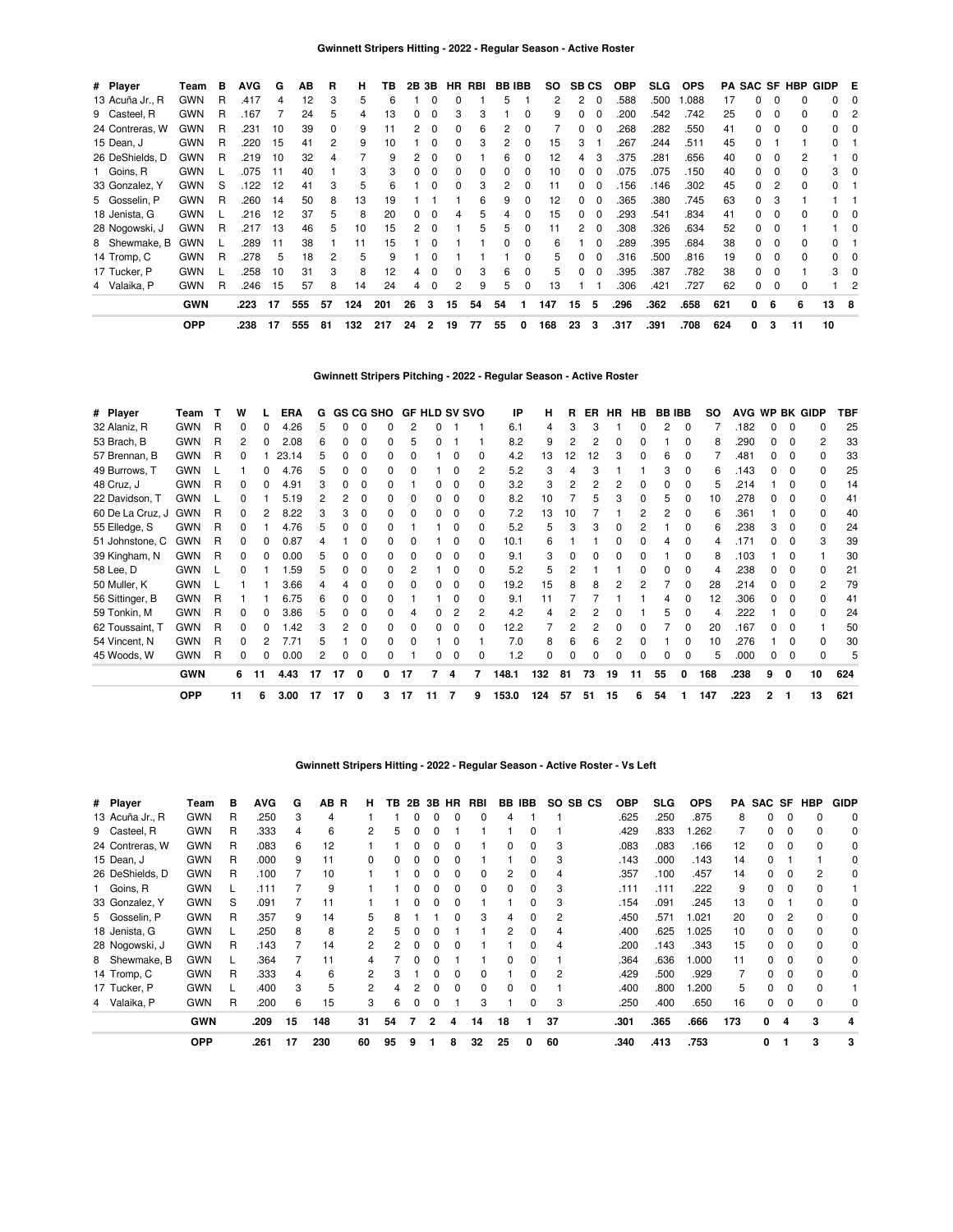## Gwinnett Stripers Hitting - 2022 - Regular Season - Active Roster

| # | Player | Team | B | AVG | G | AB | R | H | TB | 2B | 3B | HR | RBI | BB | IBB | SO | SB | CS | OBP | SLG | OPS | PA | SAC | SF | HBP | GIDP | E |
|---|---|---|---|---|---|---|---|---|---|---|---|---|---|---|---|---|---|---|---|---|---|---|---|---|---|---|---|
| 13 | Acuña Jr., R | GWN | R | .417 | 4 | 12 | 3 | 5 | 6 | 1 | 0 | 0 | 1 | 5 | 1 | 2 | 2 | 0 | .588 | .500 | 1.088 | 17 | 0 | 0 | 0 | 0 | 0 |
| 9 | Casteel, R | GWN | R | .167 | 7 | 24 | 5 | 4 | 13 | 0 | 0 | 3 | 3 | 1 | 0 | 9 | 0 | 0 | .200 | .542 | .742 | 25 | 0 | 0 | 0 | 0 | 2 |
| 24 | Contreras, W | GWN | R | .231 | 10 | 39 | 0 | 9 | 11 | 2 | 0 | 0 | 6 | 2 | 0 | 7 | 0 | 0 | .268 | .282 | .550 | 41 | 0 | 0 | 0 | 0 | 0 |
| 15 | Dean, J | GWN | R | .220 | 15 | 41 | 2 | 9 | 10 | 1 | 0 | 0 | 3 | 2 | 0 | 15 | 3 | 1 | .267 | .244 | .511 | 45 | 0 | 1 | 1 | 0 | 1 |
| 26 | DeShields, D | GWN | R | .219 | 10 | 32 | 4 | 7 | 9 | 2 | 0 | 0 | 1 | 6 | 0 | 12 | 4 | 3 | .375 | .281 | .656 | 40 | 0 | 0 | 2 | 1 | 0 |
| 1 | Goins, R | GWN | L | .075 | 11 | 40 | 1 | 3 | 3 | 0 | 0 | 0 | 0 | 0 | 0 | 10 | 0 | 0 | .075 | .075 | .150 | 40 | 0 | 0 | 0 | 3 | 0 |
| 33 | Gonzalez, Y | GWN | S | .122 | 12 | 41 | 3 | 5 | 6 | 1 | 0 | 0 | 3 | 2 | 0 | 11 | 0 | 0 | .156 | .146 | .302 | 45 | 0 | 2 | 0 | 0 | 1 |
| 5 | Gosselin, P | GWN | R | .260 | 14 | 50 | 8 | 13 | 19 | 1 | 1 | 1 | 6 | 9 | 0 | 12 | 0 | 0 | .365 | .380 | .745 | 63 | 0 | 3 | 1 | 1 | 1 |
| 18 | Jenista, G | GWN | L | .216 | 12 | 37 | 5 | 8 | 20 | 0 | 0 | 4 | 5 | 4 | 0 | 15 | 0 | 0 | .293 | .541 | .834 | 41 | 0 | 0 | 0 | 0 | 0 |
| 28 | Nogowski, J | GWN | R | .217 | 13 | 46 | 5 | 10 | 15 | 2 | 0 | 1 | 5 | 5 | 0 | 11 | 2 | 0 | .308 | .326 | .634 | 52 | 0 | 0 | 1 | 1 | 0 |
| 8 | Shewmake, B | GWN | L | .289 | 11 | 38 | 1 | 11 | 15 | 1 | 0 | 1 | 1 | 0 | 0 | 6 | 1 | 0 | .289 | .395 | .684 | 38 | 0 | 0 | 0 | 0 | 1 |
| 14 | Tromp, C | GWN | R | .278 | 5 | 18 | 2 | 5 | 9 | 1 | 0 | 1 | 1 | 1 | 0 | 5 | 0 | 0 | .316 | .500 | .816 | 19 | 0 | 0 | 0 | 0 | 0 |
| 17 | Tucker, P | GWN | L | .258 | 10 | 31 | 3 | 8 | 12 | 4 | 0 | 0 | 3 | 6 | 0 | 5 | 0 | 0 | .395 | .387 | .782 | 38 | 0 | 0 | 1 | 3 | 0 |
| 4 | Valaika, P | GWN | R | .246 | 15 | 57 | 8 | 14 | 24 | 4 | 0 | 2 | 9 | 5 | 0 | 13 | 1 | 1 | .306 | .421 | .727 | 62 | 0 | 0 | 0 | 1 | 2 |
| | | **GWN** | | **.223** | **17** | **555** | **57** | **124** | **201** | **26** | **3** | **15** | **54** | **54** | **1** | **147** | **15** | **5** | **.296** | **.362** | **.658** | **621** | **0** | **6** | **6** | **13** | **8** |
| | | **OPP** | | **.238** | **17** | **555** | **81** | **132** | **217** | **24** | **2** | **19** | **77** | **55** | **0** | **168** | **23** | **3** | **.317** | **.391** | **.708** | **624** | **0** | **3** | **11** | **10** | |

## Gwinnett Stripers Pitching - 2022 - Regular Season - Active Roster

| # | Player | Team | T | W | L | ERA | G | GS | CG | SHO | GF | HLD | SV | SVO | IP | H | R | ER | HR | HB | BB | IBB | SO | AVG | WP | BK | GIDP | TBF |
|---|---|---|---|---|---|---|---|---|---|---|---|---|---|---|---|---|---|---|---|---|---|---|---|---|---|---|---|---|
| 32 | Alaniz, R | GWN | R | 0 | 0 | 4.26 | 5 | 0 | 0 | 0 | 2 | 0 | 1 | 1 | 6.1 | 4 | 3 | 3 | 1 | 0 | 2 | 0 | 7 | .182 | 0 | 0 | 0 | 25 |
| 53 | Brach, B | GWN | R | 2 | 0 | 2.08 | 6 | 0 | 0 | 0 | 5 | 0 | 1 | 1 | 8.2 | 9 | 2 | 2 | 0 | 0 | 1 | 0 | 8 | .290 | 0 | 0 | 2 | 33 |
| 57 | Brennan, B | GWN | R | 0 | 1 | 23.14 | 5 | 0 | 0 | 0 | 0 | 1 | 0 | 0 | 4.2 | 13 | 12 | 12 | 3 | 0 | 6 | 0 | 7 | .481 | 0 | 0 | 0 | 33 |
| 49 | Burrows, T | GWN | L | 1 | 0 | 4.76 | 5 | 0 | 0 | 0 | 0 | 1 | 0 | 2 | 5.2 | 3 | 4 | 3 | 1 | 1 | 3 | 0 | 6 | .143 | 0 | 0 | 0 | 25 |
| 48 | Cruz, J | GWN | R | 0 | 0 | 4.91 | 3 | 0 | 0 | 0 | 1 | 0 | 0 | 0 | 3.2 | 3 | 2 | 2 | 2 | 0 | 0 | 0 | 5 | .214 | 1 | 0 | 0 | 14 |
| 22 | Davidson, T | GWN | L | 0 | 1 | 5.19 | 2 | 2 | 0 | 0 | 0 | 0 | 0 | 0 | 8.2 | 10 | 7 | 5 | 3 | 0 | 5 | 0 | 10 | .278 | 0 | 0 | 0 | 41 |
| 60 | De La Cruz, J | GWN | R | 0 | 2 | 8.22 | 3 | 3 | 0 | 0 | 0 | 0 | 0 | 0 | 7.2 | 13 | 10 | 7 | 1 | 2 | 2 | 0 | 6 | .361 | 1 | 0 | 0 | 40 |
| 55 | Elledge, S | GWN | R | 0 | 1 | 4.76 | 5 | 0 | 0 | 0 | 1 | 1 | 0 | 0 | 5.2 | 5 | 3 | 3 | 0 | 2 | 1 | 0 | 6 | .238 | 3 | 0 | 0 | 24 |
| 51 | Johnstone, C | GWN | R | 0 | 0 | 0.87 | 4 | 1 | 0 | 0 | 0 | 1 | 0 | 0 | 10.1 | 6 | 1 | 1 | 0 | 0 | 4 | 0 | 4 | .171 | 0 | 0 | 3 | 39 |
| 39 | Kingham, N | GWN | R | 0 | 0 | 0.00 | 5 | 0 | 0 | 0 | 0 | 0 | 0 | 0 | 9.1 | 3 | 0 | 0 | 0 | 0 | 1 | 0 | 8 | .103 | 1 | 0 | 1 | 30 |
| 58 | Lee, D | GWN | L | 0 | 1 | 1.59 | 5 | 0 | 0 | 0 | 2 | 1 | 0 | 0 | 5.2 | 5 | 2 | 1 | 1 | 0 | 0 | 0 | 4 | .238 | 0 | 0 | 0 | 21 |
| 50 | Muller, K | GWN | L | 1 | 1 | 3.66 | 4 | 4 | 0 | 0 | 0 | 0 | 0 | 0 | 19.2 | 15 | 8 | 8 | 2 | 2 | 7 | 0 | 28 | .214 | 0 | 0 | 2 | 79 |
| 56 | Sittinger, B | GWN | R | 1 | 1 | 6.75 | 6 | 0 | 0 | 0 | 1 | 1 | 0 | 0 | 9.1 | 11 | 7 | 7 | 1 | 1 | 4 | 0 | 12 | .306 | 0 | 0 | 0 | 41 |
| 59 | Tonkin, M | GWN | R | 0 | 0 | 3.86 | 5 | 0 | 0 | 0 | 4 | 0 | 2 | 2 | 4.2 | 4 | 2 | 2 | 0 | 1 | 5 | 0 | 4 | .222 | 1 | 0 | 0 | 24 |
| 62 | Toussaint, T | GWN | R | 0 | 0 | 1.42 | 3 | 2 | 0 | 0 | 0 | 0 | 0 | 0 | 12.2 | 7 | 2 | 2 | 0 | 0 | 7 | 0 | 20 | .167 | 0 | 0 | 1 | 50 |
| 54 | Vincent, N | GWN | R | 0 | 2 | 7.71 | 5 | 1 | 0 | 0 | 0 | 1 | 0 | 1 | 7.0 | 8 | 6 | 6 | 2 | 0 | 1 | 0 | 10 | .276 | 1 | 0 | 0 | 30 |
| 45 | Woods, W | GWN | R | 0 | 0 | 0.00 | 2 | 0 | 0 | 0 | 1 | 0 | 0 | 0 | 1.2 | 0 | 0 | 0 | 0 | 0 | 0 | 0 | 5 | .000 | 0 | 0 | 0 | 5 |
| | | **GWN** | | **6** | **11** | **4.43** | **17** | **17** | **0** | **0** | **17** | **7** | **4** | **7** | **148.1** | **132** | **81** | **73** | **19** | **11** | **55** | **0** | **168** | **.238** | **9** | **0** | **10** | **624** |
| | | **OPP** | | **11** | **6** | **3.00** | **17** | **17** | **0** | **3** | **17** | **11** | **7** | **9** | **153.0** | **124** | **57** | **51** | **15** | **6** | **54** | **1** | **147** | **.223** | **2** | **1** | **13** | **621** |

## Gwinnett Stripers Hitting - 2022 - Regular Season - Active Roster - Vs Left

| # | Player | Team | B | AVG | G | AB | R | H | TB | 2B | 3B | HR | RBI | BB | IBB | SO | SB | CS | OBP | SLG | OPS | PA | SAC | SF | HBP | GIDP |
|---|---|---|---|---|---|---|---|---|---|---|---|---|---|---|---|---|---|---|---|---|---|---|---|---|---|---|
| 13 | Acuña Jr., R | GWN | R | .250 | 3 | 4 | | 1 | 1 | 0 | 0 | 0 | 0 | 4 | 1 | 1 | | | .625 | .250 | .875 | 8 | 0 | 0 | 0 | 0 |
| 9 | Casteel, R | GWN | R | .333 | 4 | 6 | | 2 | 5 | 0 | 0 | 1 | 1 | 1 | 0 | 1 | | | .429 | .833 | 1.262 | 7 | 0 | 0 | 0 | 0 |
| 24 | Contreras, W | GWN | R | .083 | 6 | 12 | | 1 | 1 | 0 | 0 | 0 | 1 | 0 | 0 | 3 | | | .083 | .083 | .166 | 12 | 0 | 0 | 0 | 0 |
| 15 | Dean, J | GWN | R | .000 | 9 | 11 | | 0 | 0 | 0 | 0 | 0 | 1 | 1 | 0 | 3 | | | .143 | .000 | .143 | 14 | 0 | 1 | 1 | 0 |
| 26 | DeShields, D | GWN | R | .100 | 7 | 10 | | 1 | 1 | 0 | 0 | 0 | 0 | 2 | 0 | 4 | | | .357 | .100 | .457 | 14 | 0 | 0 | 2 | 0 |
| 1 | Goins, R | GWN | L | .111 | 7 | 9 | | 1 | 1 | 0 | 0 | 0 | 0 | 0 | 0 | 3 | | | .111 | .111 | .222 | 9 | 0 | 0 | 0 | 1 |
| 33 | Gonzalez, Y | GWN | S | .091 | 7 | 11 | | 1 | 1 | 0 | 0 | 0 | 1 | 1 | 0 | 3 | | | .154 | .091 | .245 | 13 | 0 | 1 | 0 | 0 |
| 5 | Gosselin, P | GWN | R | .357 | 9 | 14 | | 5 | 8 | 1 | 1 | 0 | 3 | 4 | 0 | 2 | | | .450 | .571 | 1.021 | 20 | 0 | 2 | 0 | 0 |
| 18 | Jenista, G | GWN | L | .250 | 8 | 8 | | 2 | 5 | 0 | 0 | 1 | 1 | 2 | 0 | 4 | | | .400 | .625 | 1.025 | 10 | 0 | 0 | 0 | 0 |
| 28 | Nogowski, J | GWN | R | .143 | 7 | 14 | | 2 | 2 | 0 | 0 | 0 | 1 | 1 | 0 | 4 | | | .200 | .143 | .343 | 15 | 0 | 0 | 0 | 0 |
| 8 | Shewmake, B | GWN | L | .364 | 7 | 11 | | 4 | 7 | 0 | 0 | 1 | 1 | 0 | 0 | 1 | | | .364 | .636 | 1.000 | 11 | 0 | 0 | 0 | 0 |
| 14 | Tromp, C | GWN | R | .333 | 4 | 6 | | 2 | 3 | 1 | 0 | 0 | 0 | 1 | 0 | 2 | | | .429 | .500 | .929 | 7 | 0 | 0 | 0 | 0 |
| 17 | Tucker, P | GWN | L | .400 | 3 | 5 | | 2 | 4 | 2 | 0 | 0 | 0 | 0 | 0 | 1 | | | .400 | .800 | 1.200 | 5 | 0 | 0 | 0 | 1 |
| 4 | Valaika, P | GWN | R | .200 | 6 | 15 | | 3 | 6 | 0 | 0 | 1 | 3 | 1 | 0 | 3 | | | .250 | .400 | .650 | 16 | 0 | 0 | 0 | 0 |
| | | **GWN** | | **.209** | **15** | **148** | | **31** | **54** | **7** | **2** | **4** | **14** | **18** | **1** | **37** | | | **.301** | **.365** | **.666** | **173** | **0** | **4** | **3** | **4** |
| | | **OPP** | | **.261** | **17** | **230** | | **60** | **95** | **9** | **1** | **8** | **32** | **25** | **0** | **60** | | | **.340** | **.413** | **.753** | | **0** | **1** | **3** | **3** |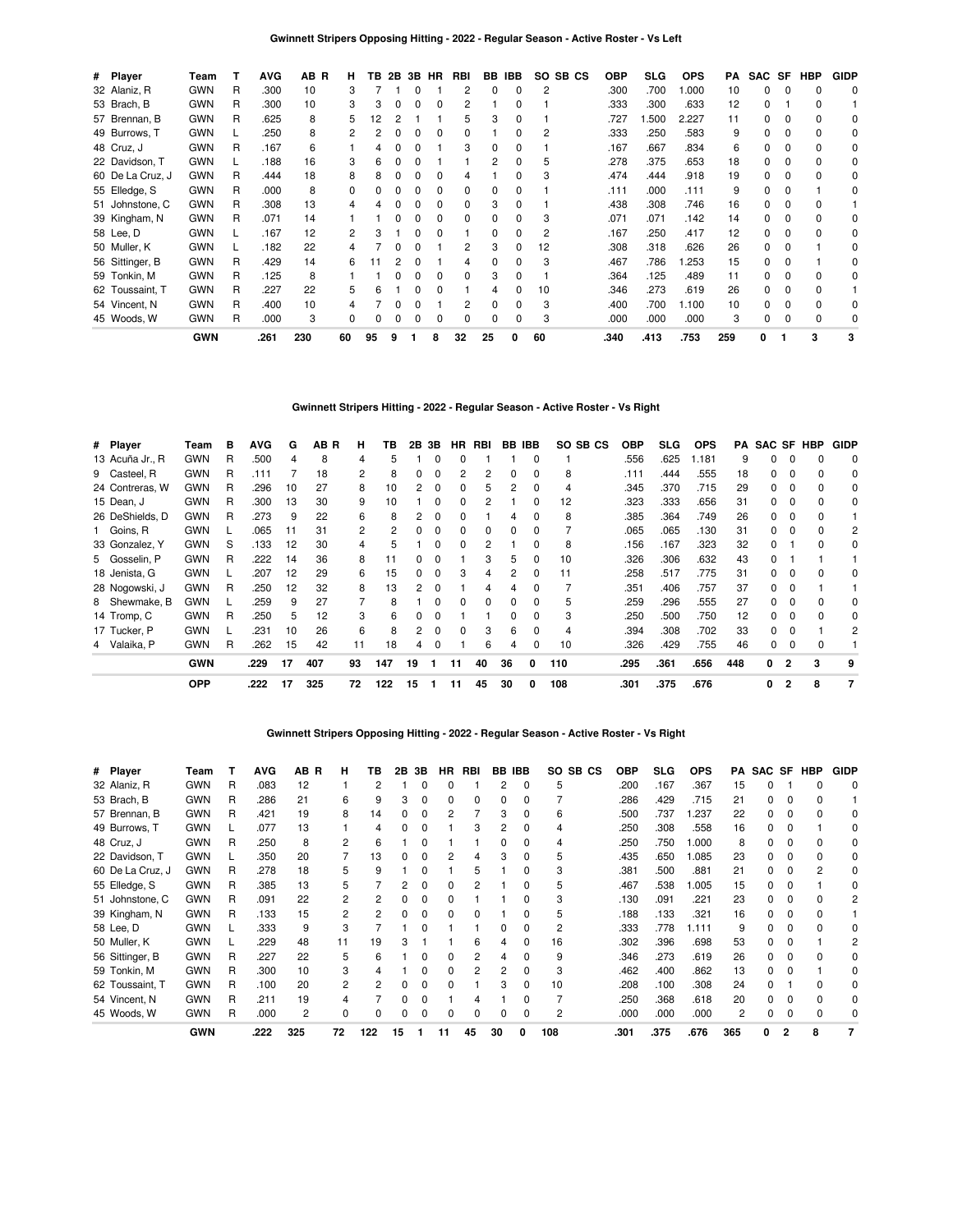**Gwinnett Stripers Opposing Hitting - 2022 - Regular Season - Active Roster - Vs Left**

| # | Player | Team | T | AVG | AB | R | H | TB | 2B | 3B | HR | RBI | BB | IBB | SO | SB | CS | OBP | SLG | OPS | PA | SAC | SF | HBP | GIDP |
|---|---|---|---|---|---|---|---|---|---|---|---|---|---|---|---|---|---|---|---|---|---|---|---|---|---|
| 32 | Alaniz, R | GWN | R | .300 | 10 | | 3 | 7 | 1 | 0 | 1 | 2 | 0 | 0 | 2 | | | .300 | .700 | 1.000 | 10 | 0 | 0 | 0 | 0 |
| 53 | Brach, B | GWN | R | .300 | 10 | | 3 | 3 | 0 | 0 | 0 | 2 | 1 | 0 | 1 | | | .333 | .300 | .633 | 12 | 0 | 1 | 0 | 1 |
| 57 | Brennan, B | GWN | R | .625 | 8 | | 5 | 12 | 2 | 1 | 1 | 5 | 3 | 0 | 1 | | | .727 | 1.500 | 2.227 | 11 | 0 | 0 | 0 | 0 |
| 49 | Burrows, T | GWN | L | .250 | 8 | | 2 | 2 | 0 | 0 | 0 | 0 | 1 | 0 | 2 | | | .333 | .250 | .583 | 9 | 0 | 0 | 0 | 0 |
| 48 | Cruz, J | GWN | R | .167 | 6 | | 1 | 4 | 0 | 0 | 1 | 3 | 0 | 0 | 1 | | | .167 | .667 | .834 | 6 | 0 | 0 | 0 | 0 |
| 22 | Davidson, T | GWN | L | .188 | 16 | | 3 | 6 | 0 | 0 | 1 | 1 | 2 | 0 | 5 | | | .278 | .375 | .653 | 18 | 0 | 0 | 0 | 0 |
| 60 | De La Cruz, J | GWN | R | .444 | 18 | | 8 | 8 | 0 | 0 | 0 | 4 | 1 | 0 | 3 | | | .474 | .444 | .918 | 19 | 0 | 0 | 0 | 0 |
| 55 | Elledge, S | GWN | R | .000 | 8 | | 0 | 0 | 0 | 0 | 0 | 0 | 0 | 0 | 1 | | | .111 | .000 | .111 | 9 | 0 | 0 | 1 | 0 |
| 51 | Johnstone, C | GWN | R | .308 | 13 | | 4 | 4 | 0 | 0 | 0 | 0 | 3 | 0 | 1 | | | .438 | .308 | .746 | 16 | 0 | 0 | 0 | 1 |
| 39 | Kingham, N | GWN | R | .071 | 14 | | 1 | 1 | 0 | 0 | 0 | 0 | 0 | 0 | 3 | | | .071 | .071 | .142 | 14 | 0 | 0 | 0 | 0 |
| 58 | Lee, D | GWN | L | .167 | 12 | | 2 | 3 | 1 | 0 | 0 | 1 | 0 | 0 | 2 | | | .167 | .250 | .417 | 12 | 0 | 0 | 0 | 0 |
| 50 | Muller, K | GWN | L | .182 | 22 | | 4 | 7 | 0 | 0 | 1 | 2 | 3 | 0 | 12 | | | .308 | .318 | .626 | 26 | 0 | 0 | 1 | 0 |
| 56 | Sittinger, B | GWN | R | .429 | 14 | | 6 | 11 | 2 | 0 | 1 | 4 | 0 | 0 | 3 | | | .467 | .786 | 1.253 | 15 | 0 | 0 | 1 | 0 |
| 59 | Tonkin, M | GWN | R | .125 | 8 | | 1 | 1 | 0 | 0 | 0 | 0 | 3 | 0 | 1 | | | .364 | .125 | .489 | 11 | 0 | 0 | 0 | 0 |
| 62 | Toussaint, T | GWN | R | .227 | 22 | | 5 | 6 | 1 | 0 | 0 | 1 | 4 | 0 | 10 | | | .346 | .273 | .619 | 26 | 0 | 0 | 0 | 1 |
| 54 | Vincent, N | GWN | R | .400 | 10 | | 4 | 7 | 0 | 0 | 1 | 2 | 0 | 0 | 3 | | | .400 | .700 | 1.100 | 10 | 0 | 0 | 0 | 0 |
| 45 | Woods, W | GWN | R | .000 | 3 | | 0 | 0 | 0 | 0 | 0 | 0 | 0 | 0 | 3 | | | .000 | .000 | .000 | 3 | 0 | 0 | 0 | 0 |
| | | **GWN** | | **.261** | **230** | | **60** | **95** | **9** | **1** | **8** | **32** | **25** | **0** | **60** | | | **.340** | **.413** | **.753** | **259** | **0** | **1** | **3** | **3** |

**Gwinnett Stripers Hitting - 2022 - Regular Season - Active Roster - Vs Right**

| # | Player | Team | B | AVG | G | AB | R | H | TB | 2B | 3B | HR | RBI | BB | IBB | SO | SB | CS | OBP | SLG | OPS | PA | SAC | SF | HBP | GIDP |
|---|---|---|---|---|---|---|---|---|---|---|---|---|---|---|---|---|---|---|---|---|---|---|---|---|---|---|
| 13 | Acuña Jr., R | GWN | R | .500 | 4 | 8 | | 4 | 5 | 1 | 0 | 0 | 1 | 1 | 0 | 1 | | | .556 | .625 | 1.181 | 9 | 0 | 0 | 0 | 0 |
| 9 | Casteel, R | GWN | R | .111 | 7 | 18 | | 2 | 8 | 0 | 0 | 2 | 2 | 0 | 0 | 8 | | | .111 | .444 | .555 | 18 | 0 | 0 | 0 | 0 |
| 24 | Contreras, W | GWN | R | .296 | 10 | 27 | | 8 | 10 | 2 | 0 | 0 | 5 | 2 | 0 | 4 | | | .345 | .370 | .715 | 29 | 0 | 0 | 0 | 0 |
| 15 | Dean, J | GWN | R | .300 | 13 | 30 | | 9 | 10 | 1 | 0 | 0 | 2 | 1 | 0 | 12 | | | .323 | .333 | .656 | 31 | 0 | 0 | 0 | 0 |
| 26 | DeShields, D | GWN | R | .273 | 9 | 22 | | 6 | 8 | 2 | 0 | 0 | 1 | 4 | 0 | 8 | | | .385 | .364 | .749 | 26 | 0 | 0 | 0 | 1 |
| 1 | Goins, R | GWN | L | .065 | 11 | 31 | | 2 | 2 | 0 | 0 | 0 | 0 | 0 | 0 | 7 | | | .065 | .065 | .130 | 31 | 0 | 0 | 0 | 2 |
| 33 | Gonzalez, Y | GWN | S | .133 | 12 | 30 | | 4 | 5 | 1 | 0 | 0 | 2 | 1 | 0 | 8 | | | .156 | .167 | .323 | 32 | 0 | 1 | 0 | 0 |
| 5 | Gosselin, P | GWN | R | .222 | 14 | 36 | | 8 | 11 | 0 | 0 | 1 | 3 | 5 | 0 | 10 | | | .326 | .306 | .632 | 43 | 0 | 1 | 1 | 1 |
| 18 | Jenista, G | GWN | L | .207 | 12 | 29 | | 6 | 15 | 0 | 0 | 3 | 4 | 2 | 0 | 11 | | | .258 | .517 | .775 | 31 | 0 | 0 | 0 | 0 |
| 28 | Nogowski, J | GWN | R | .250 | 12 | 32 | | 8 | 13 | 2 | 0 | 1 | 4 | 4 | 0 | 7 | | | .351 | .406 | .757 | 37 | 0 | 0 | 1 | 1 |
| 8 | Shewmake, B | GWN | L | .259 | 9 | 27 | | 7 | 8 | 1 | 0 | 0 | 0 | 0 | 0 | 5 | | | .259 | .296 | .555 | 27 | 0 | 0 | 0 | 0 |
| 14 | Tromp, C | GWN | R | .250 | 5 | 12 | | 3 | 6 | 0 | 0 | 1 | 1 | 0 | 0 | 3 | | | .250 | .500 | .750 | 12 | 0 | 0 | 0 | 0 |
| 17 | Tucker, P | GWN | L | .231 | 10 | 26 | | 6 | 8 | 2 | 0 | 0 | 3 | 6 | 0 | 4 | | | .394 | .308 | .702 | 33 | 0 | 0 | 1 | 2 |
| 4 | Valaika, P | GWN | R | .262 | 15 | 42 | | 11 | 18 | 4 | 0 | 1 | 6 | 4 | 0 | 10 | | | .326 | .429 | .755 | 46 | 0 | 0 | 0 | 1 |
| | | **GWN** | | **.229** | **17** | **407** | | **93** | **147** | **19** | **1** | **11** | **40** | **36** | **0** | **110** | | | **.295** | **.361** | **.656** | **448** | **0** | **2** | **3** | **9** |
| | | **OPP** | | **.222** | **17** | **325** | | **72** | **122** | **15** | **1** | **11** | **45** | **30** | **0** | **108** | | | **.301** | **.375** | **.676** | | **0** | **2** | **8** | **7** |

**Gwinnett Stripers Opposing Hitting - 2022 - Regular Season - Active Roster - Vs Right**

| # | Player | Team | T | AVG | AB | R | H | TB | 2B | 3B | HR | RBI | BB | IBB | SO | SB | CS | OBP | SLG | OPS | PA | SAC | SF | HBP | GIDP |
|---|---|---|---|---|---|---|---|---|---|---|---|---|---|---|---|---|---|---|---|---|---|---|---|---|---|
| 32 | Alaniz, R | GWN | R | .083 | 12 | | 1 | 2 | 1 | 0 | 0 | 1 | 2 | 0 | 5 | | | .200 | .167 | .367 | 15 | 0 | 1 | 0 | 0 |
| 53 | Brach, B | GWN | R | .286 | 21 | | 6 | 9 | 3 | 0 | 0 | 0 | 0 | 0 | 7 | | | .286 | .429 | .715 | 21 | 0 | 0 | 0 | 1 |
| 57 | Brennan, B | GWN | R | .421 | 19 | | 8 | 14 | 0 | 0 | 2 | 7 | 3 | 0 | 6 | | | .500 | .737 | 1.237 | 22 | 0 | 0 | 0 | 0 |
| 49 | Burrows, T | GWN | L | .077 | 13 | | 1 | 4 | 0 | 0 | 1 | 3 | 2 | 0 | 4 | | | .250 | .308 | .558 | 16 | 0 | 0 | 1 | 0 |
| 48 | Cruz, J | GWN | R | .250 | 8 | | 2 | 6 | 1 | 0 | 1 | 1 | 0 | 0 | 4 | | | .250 | .750 | 1.000 | 8 | 0 | 0 | 0 | 0 |
| 22 | Davidson, T | GWN | L | .350 | 20 | | 7 | 13 | 0 | 0 | 2 | 4 | 3 | 0 | 5 | | | .435 | .650 | 1.085 | 23 | 0 | 0 | 0 | 0 |
| 60 | De La Cruz, J | GWN | R | .278 | 18 | | 5 | 9 | 1 | 0 | 1 | 5 | 1 | 0 | 3 | | | .381 | .500 | .881 | 21 | 0 | 0 | 2 | 0 |
| 55 | Elledge, S | GWN | R | .385 | 13 | | 5 | 7 | 2 | 0 | 0 | 2 | 1 | 0 | 5 | | | .467 | .538 | 1.005 | 15 | 0 | 0 | 1 | 0 |
| 51 | Johnstone, C | GWN | R | .091 | 22 | | 2 | 2 | 0 | 0 | 0 | 1 | 1 | 0 | 3 | | | .130 | .091 | .221 | 23 | 0 | 0 | 0 | 2 |
| 39 | Kingham, N | GWN | R | .133 | 15 | | 2 | 2 | 0 | 0 | 0 | 0 | 1 | 0 | 5 | | | .188 | .133 | .321 | 16 | 0 | 0 | 0 | 1 |
| 58 | Lee, D | GWN | L | .333 | 9 | | 3 | 7 | 1 | 0 | 1 | 1 | 0 | 0 | 2 | | | .333 | .778 | 1.111 | 9 | 0 | 0 | 0 | 0 |
| 50 | Muller, K | GWN | L | .229 | 48 | | 11 | 19 | 3 | 1 | 1 | 6 | 4 | 0 | 16 | | | .302 | .396 | .698 | 53 | 0 | 0 | 1 | 2 |
| 56 | Sittinger, B | GWN | R | .227 | 22 | | 5 | 6 | 1 | 0 | 0 | 2 | 4 | 0 | 9 | | | .346 | .273 | .619 | 26 | 0 | 0 | 0 | 0 |
| 59 | Tonkin, M | GWN | R | .300 | 10 | | 3 | 4 | 1 | 0 | 0 | 2 | 2 | 0 | 3 | | | .462 | .400 | .862 | 13 | 0 | 0 | 1 | 0 |
| 62 | Toussaint, T | GWN | R | .100 | 20 | | 2 | 2 | 0 | 0 | 0 | 1 | 3 | 0 | 10 | | | .208 | .100 | .308 | 24 | 0 | 1 | 0 | 0 |
| 54 | Vincent, N | GWN | R | .211 | 19 | | 4 | 7 | 0 | 0 | 1 | 4 | 1 | 0 | 7 | | | .250 | .368 | .618 | 20 | 0 | 0 | 0 | 0 |
| 45 | Woods, W | GWN | R | .000 | 2 | | 0 | 0 | 0 | 0 | 0 | 0 | 0 | 0 | 2 | | | .000 | .000 | .000 | 2 | 0 | 0 | 0 | 0 |
| | | **GWN** | | **.222** | **325** | | **72** | **122** | **15** | **1** | **11** | **45** | **30** | **0** | **108** | | | **.301** | **.375** | **.676** | **365** | **0** | **2** | **8** | **7** |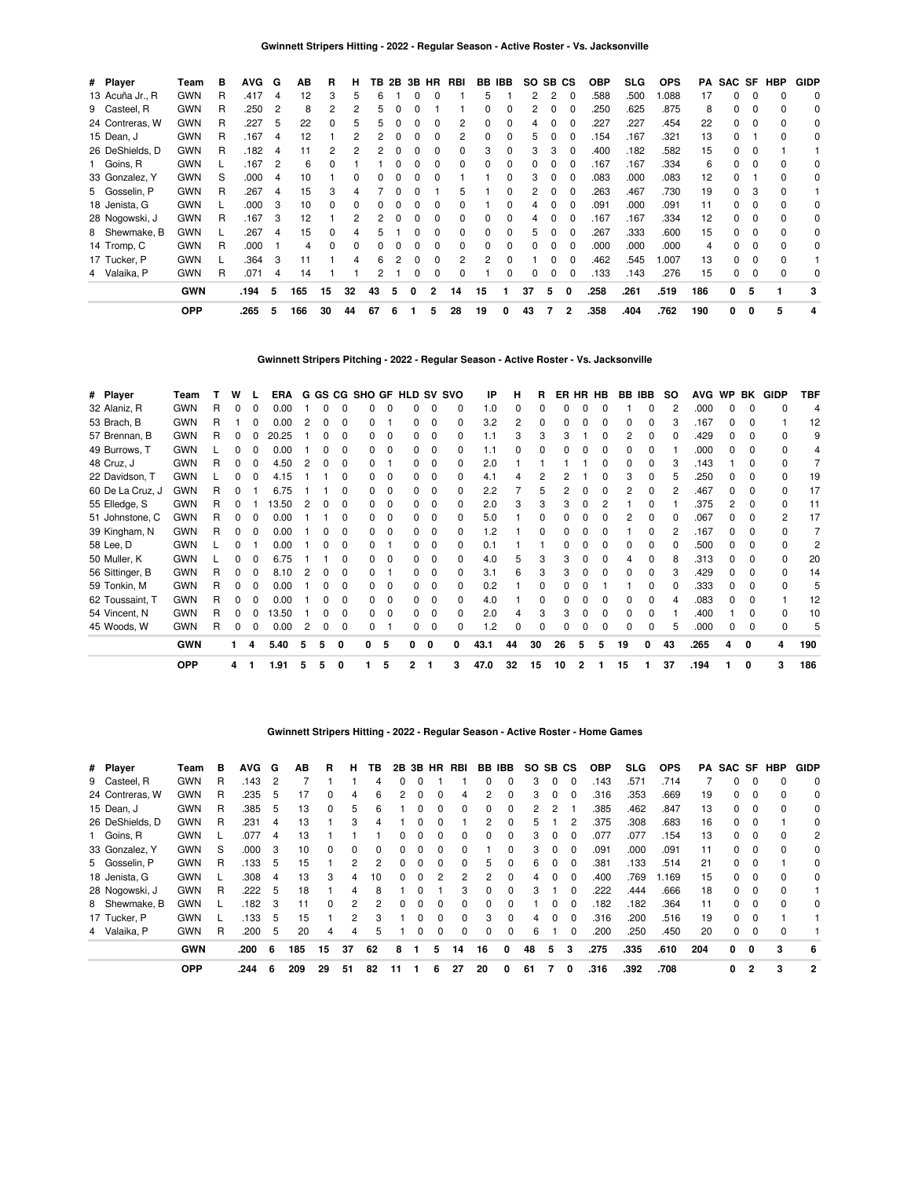### Gwinnett Stripers Hitting - 2022 - Regular Season - Active Roster - Vs. Jacksonville

| # | Player | Team | B | AVG | G | AB | R | H | TB | 2B | 3B | HR | RBI | BB | IBB | SO | SB | CS | OBP | SLG | OPS | PA | SAC | SF | HBP | GIDP |
|---|---|---|---|---|---|---|---|---|---|---|---|---|---|---|---|---|---|---|---|---|---|---|---|---|---|---|
| 13 | Acuña Jr., R | GWN | R | .417 | 4 | 12 | 3 | 5 | 6 | 1 | 0 | 0 | 1 | 5 | 1 | 2 | 2 | 0 | .588 | .500 | 1.088 | 17 | 0 | 0 | 0 | 0 |
| 9 | Casteel, R | GWN | R | .250 | 2 | 8 | 2 | 2 | 5 | 0 | 0 | 1 | 1 | 0 | 0 | 2 | 0 | 0 | .250 | .625 | .875 | 8 | 0 | 0 | 0 | 0 |
| 24 | Contreras, W | GWN | R | .227 | 5 | 22 | 0 | 5 | 5 | 0 | 0 | 0 | 2 | 0 | 0 | 4 | 0 | 0 | .227 | .227 | .454 | 22 | 0 | 0 | 0 | 0 |
| 15 | Dean, J | GWN | R | .167 | 4 | 12 | 1 | 2 | 2 | 0 | 0 | 0 | 2 | 0 | 0 | 5 | 0 | 0 | .154 | .167 | .321 | 13 | 0 | 1 | 0 | 0 |
| 26 | DeShields, D | GWN | R | .182 | 4 | 11 | 2 | 2 | 2 | 0 | 0 | 0 | 0 | 3 | 0 | 3 | 3 | 0 | .400 | .182 | .582 | 15 | 0 | 0 | 1 | 1 |
| 1 | Goins, R | GWN | L | .167 | 2 | 6 | 0 | 1 | 1 | 0 | 0 | 0 | 0 | 0 | 0 | 0 | 0 | 0 | .167 | .167 | .334 | 6 | 0 | 0 | 0 | 0 |
| 33 | Gonzalez, Y | GWN | S | .000 | 4 | 10 | 1 | 0 | 0 | 0 | 0 | 0 | 1 | 1 | 0 | 3 | 0 | 0 | .083 | .000 | .083 | 12 | 0 | 1 | 0 | 0 |
| 5 | Gosselin, P | GWN | R | .267 | 4 | 15 | 3 | 4 | 7 | 0 | 0 | 1 | 5 | 1 | 0 | 2 | 0 | 0 | .263 | .467 | .730 | 19 | 0 | 3 | 0 | 1 |
| 18 | Jenista, G | GWN | L | .000 | 3 | 10 | 0 | 0 | 0 | 0 | 0 | 0 | 0 | 1 | 0 | 4 | 0 | 0 | .091 | .000 | .091 | 11 | 0 | 0 | 0 | 0 |
| 28 | Nogowski, J | GWN | R | .167 | 3 | 12 | 1 | 2 | 2 | 0 | 0 | 0 | 0 | 0 | 0 | 4 | 0 | 0 | .167 | .167 | .334 | 12 | 0 | 0 | 0 | 0 |
| 8 | Shewmake, B | GWN | L | .267 | 4 | 15 | 0 | 4 | 5 | 1 | 0 | 0 | 0 | 0 | 0 | 5 | 0 | 0 | .267 | .333 | .600 | 15 | 0 | 0 | 0 | 0 |
| 14 | Tromp, C | GWN | R | .000 | 1 | 4 | 0 | 0 | 0 | 0 | 0 | 0 | 0 | 0 | 0 | 0 | 0 | 0 | .000 | .000 | .000 | 4 | 0 | 0 | 0 | 0 |
| 17 | Tucker, P | GWN | L | .364 | 3 | 11 | 1 | 4 | 6 | 2 | 0 | 0 | 2 | 2 | 0 | 1 | 0 | 0 | .462 | .545 | 1.007 | 13 | 0 | 0 | 0 | 1 |
| 4 | Valaika, P | GWN | R | .071 | 4 | 14 | 1 | 1 | 2 | 1 | 0 | 0 | 0 | 1 | 0 | 0 | 0 | 0 | .133 | .143 | .276 | 15 | 0 | 0 | 0 | 0 |
| | | **GWN** | | **.194** | **5** | **165** | **15** | **32** | **43** | **5** | **0** | **2** | **14** | **15** | **1** | **37** | **5** | **0** | **.258** | **.261** | **.519** | **186** | **0** | **5** | **1** | **3** |
| | | **OPP** | | **.265** | **5** | **166** | **30** | **44** | **67** | **6** | **1** | **5** | **28** | **19** | **0** | **43** | **7** | **2** | **.358** | **.404** | **.762** | **190** | **0** | **0** | **5** | **4** |

### Gwinnett Stripers Pitching - 2022 - Regular Season - Active Roster - Vs. Jacksonville

| # | Player | Team | T | W | L | ERA | G | GS | CG | SHO | GF | HLD | SV | SVO | IP | H | R | ER | HR | HB | BB | IBB | SO | AVG | WP | BK | GIDP | TBF |
|---|---|---|---|---|---|---|---|---|---|---|---|---|---|---|---|---|---|---|---|---|---|---|---|---|---|---|---|---|
| 32 | Alaniz, R | GWN | R | 0 | 0 | 0.00 | 1 | 0 | 0 | 0 | 0 | 0 | 0 | 0 | 1.0 | 0 | 0 | 0 | 0 | 0 | 1 | 0 | 2 | .000 | 0 | 0 | 0 | 4 |
| 53 | Brach, B | GWN | R | 1 | 0 | 0.00 | 2 | 0 | 0 | 0 | 1 | 0 | 0 | 0 | 3.2 | 2 | 0 | 0 | 0 | 0 | 0 | 0 | 3 | .167 | 0 | 0 | 1 | 12 |
| 57 | Brennan, B | GWN | R | 0 | 0 | 20.25 | 1 | 0 | 0 | 0 | 0 | 0 | 0 | 0 | 1.1 | 3 | 3 | 3 | 1 | 0 | 2 | 0 | 0 | .429 | 0 | 0 | 0 | 9 |
| 49 | Burrows, T | GWN | L | 0 | 0 | 0.00 | 1 | 0 | 0 | 0 | 0 | 0 | 0 | 0 | 1.1 | 0 | 0 | 0 | 0 | 0 | 0 | 0 | 1 | .000 | 0 | 0 | 0 | 4 |
| 48 | Cruz, J | GWN | R | 0 | 0 | 4.50 | 2 | 0 | 0 | 0 | 1 | 0 | 0 | 0 | 2.0 | 1 | 1 | 1 | 1 | 0 | 0 | 0 | 3 | .143 | 1 | 0 | 0 | 7 |
| 22 | Davidson, T | GWN | L | 0 | 0 | 4.15 | 1 | 1 | 0 | 0 | 0 | 0 | 0 | 0 | 4.1 | 4 | 2 | 2 | 1 | 0 | 3 | 0 | 5 | .250 | 0 | 0 | 0 | 19 |
| 60 | De La Cruz, J | GWN | R | 0 | 1 | 6.75 | 1 | 1 | 0 | 0 | 0 | 0 | 0 | 0 | 2.2 | 7 | 5 | 2 | 0 | 0 | 2 | 0 | 2 | .467 | 0 | 0 | 0 | 17 |
| 55 | Elledge, S | GWN | R | 0 | 1 | 13.50 | 2 | 0 | 0 | 0 | 0 | 0 | 0 | 0 | 2.0 | 3 | 3 | 3 | 0 | 2 | 1 | 0 | 1 | .375 | 2 | 0 | 0 | 11 |
| 51 | Johnstone, C | GWN | R | 0 | 0 | 0.00 | 1 | 1 | 0 | 0 | 0 | 0 | 0 | 0 | 5.0 | 1 | 0 | 0 | 0 | 0 | 2 | 0 | 0 | .067 | 0 | 0 | 2 | 17 |
| 39 | Kingham, N | GWN | R | 0 | 0 | 0.00 | 1 | 0 | 0 | 0 | 0 | 0 | 0 | 0 | 1.2 | 1 | 0 | 0 | 0 | 0 | 1 | 0 | 2 | .167 | 0 | 0 | 0 | 7 |
| 58 | Lee, D | GWN | L | 0 | 1 | 0.00 | 1 | 0 | 0 | 0 | 1 | 0 | 0 | 0 | 0.1 | 1 | 1 | 0 | 0 | 0 | 0 | 0 | 0 | .500 | 0 | 0 | 0 | 2 |
| 50 | Muller, K | GWN | L | 0 | 0 | 6.75 | 1 | 1 | 0 | 0 | 0 | 0 | 0 | 0 | 4.0 | 5 | 3 | 3 | 0 | 0 | 4 | 0 | 8 | .313 | 0 | 0 | 0 | 20 |
| 56 | Sittinger, B | GWN | R | 0 | 0 | 8.10 | 2 | 0 | 0 | 0 | 1 | 0 | 0 | 0 | 3.1 | 6 | 3 | 3 | 0 | 0 | 0 | 0 | 3 | .429 | 0 | 0 | 0 | 14 |
| 59 | Tonkin, M | GWN | R | 0 | 0 | 0.00 | 1 | 0 | 0 | 0 | 0 | 0 | 0 | 0 | 0.2 | 1 | 0 | 0 | 0 | 1 | 1 | 0 | 0 | .333 | 0 | 0 | 0 | 5 |
| 62 | Toussaint, T | GWN | R | 0 | 0 | 0.00 | 1 | 0 | 0 | 0 | 0 | 0 | 0 | 0 | 4.0 | 1 | 0 | 0 | 0 | 0 | 0 | 0 | 4 | .083 | 0 | 0 | 1 | 12 |
| 54 | Vincent, N | GWN | R | 0 | 0 | 13.50 | 1 | 0 | 0 | 0 | 0 | 0 | 0 | 0 | 2.0 | 4 | 3 | 3 | 0 | 0 | 0 | 0 | 1 | .400 | 1 | 0 | 0 | 10 |
| 45 | Woods, W | GWN | R | 0 | 0 | 0.00 | 2 | 0 | 0 | 0 | 1 | 0 | 0 | 0 | 1.2 | 0 | 0 | 0 | 0 | 0 | 0 | 0 | 5 | .000 | 0 | 0 | 0 | 5 |
| | | **GWN** | | **1** | **4** | **5.40** | **5** | **5** | **0** | **0** | **5** | **0** | **0** | **0** | **43.1** | **44** | **30** | **26** | **5** | **5** | **19** | **0** | **43** | **.265** | **4** | **0** | **4** | **190** |
| | | **OPP** | | **4** | **1** | **1.91** | **5** | **5** | **0** | **1** | **5** | **2** | **1** | **3** | **47.0** | **32** | **15** | **10** | **2** | **1** | **15** | **1** | **37** | **.194** | **1** | **0** | **3** | **186** |

### Gwinnett Stripers Hitting - 2022 - Regular Season - Active Roster - Home Games

| # | Player | Team | B | AVG | G | AB | R | H | TB | 2B | 3B | HR | RBI | BB | IBB | SO | SB | CS | OBP | SLG | OPS | PA | SAC | SF | HBP | GIDP |
|---|---|---|---|---|---|---|---|---|---|---|---|---|---|---|---|---|---|---|---|---|---|---|---|---|---|---|
| 9 | Casteel, R | GWN | R | .143 | 2 | 7 | 1 | 1 | 4 | 0 | 0 | 1 | 1 | 0 | 0 | 3 | 0 | 0 | .143 | .571 | .714 | 7 | 0 | 0 | 0 | 0 |
| 24 | Contreras, W | GWN | R | .235 | 5 | 17 | 0 | 4 | 6 | 2 | 0 | 0 | 4 | 2 | 0 | 3 | 0 | 0 | .316 | .353 | .669 | 19 | 0 | 0 | 0 | 0 |
| 15 | Dean, J | GWN | R | .385 | 5 | 13 | 0 | 5 | 6 | 1 | 0 | 0 | 0 | 0 | 0 | 2 | 2 | 1 | .385 | .462 | .847 | 13 | 0 | 0 | 0 | 0 |
| 26 | DeShields, D | GWN | R | .231 | 4 | 13 | 1 | 3 | 4 | 1 | 0 | 0 | 1 | 2 | 0 | 5 | 1 | 2 | .375 | .308 | .683 | 16 | 0 | 0 | 1 | 0 |
| 1 | Goins, R | GWN | L | .077 | 4 | 13 | 1 | 1 | 1 | 0 | 0 | 0 | 0 | 0 | 0 | 3 | 0 | 0 | .077 | .077 | .154 | 13 | 0 | 0 | 0 | 2 |
| 33 | Gonzalez, Y | GWN | S | .000 | 3 | 10 | 0 | 0 | 0 | 0 | 0 | 0 | 0 | 1 | 0 | 3 | 0 | 0 | .091 | .000 | .091 | 11 | 0 | 0 | 0 | 0 |
| 5 | Gosselin, P | GWN | R | .133 | 5 | 15 | 1 | 2 | 2 | 0 | 0 | 0 | 0 | 5 | 0 | 6 | 0 | 0 | .381 | .133 | .514 | 21 | 0 | 0 | 1 | 0 |
| 18 | Jenista, G | GWN | L | .308 | 4 | 13 | 3 | 4 | 10 | 0 | 0 | 2 | 2 | 2 | 0 | 4 | 0 | 0 | .400 | .769 | 1.169 | 15 | 0 | 0 | 0 | 0 |
| 28 | Nogowski, J | GWN | R | .222 | 5 | 18 | 1 | 4 | 8 | 1 | 0 | 1 | 3 | 0 | 0 | 3 | 1 | 0 | .222 | .444 | .666 | 18 | 0 | 0 | 0 | 1 |
| 8 | Shewmake, B | GWN | L | .182 | 3 | 11 | 0 | 2 | 2 | 0 | 0 | 0 | 0 | 0 | 0 | 1 | 0 | 0 | .182 | .182 | .364 | 11 | 0 | 0 | 0 | 0 |
| 17 | Tucker, P | GWN | L | .133 | 5 | 15 | 1 | 2 | 3 | 1 | 0 | 0 | 0 | 3 | 0 | 4 | 0 | 0 | .316 | .200 | .516 | 19 | 0 | 0 | 1 | 1 |
| 4 | Valaika, P | GWN | R | .200 | 5 | 20 | 4 | 4 | 5 | 1 | 0 | 0 | 0 | 0 | 0 | 6 | 1 | 0 | .200 | .250 | .450 | 20 | 0 | 0 | 0 | 1 |
| | | **GWN** | | **.200** | **6** | **185** | **15** | **37** | **62** | **8** | **1** | **5** | **14** | **16** | **0** | **48** | **5** | **3** | **.275** | **.335** | **.610** | **204** | **0** | **0** | **3** | **6** |
| | | **OPP** | | **.244** | **6** | **209** | **29** | **51** | **82** | **11** | **1** | **6** | **27** | **20** | **0** | **61** | **7** | **0** | **.316** | **.392** | **.708** | | **0** | **2** | **3** | **2** |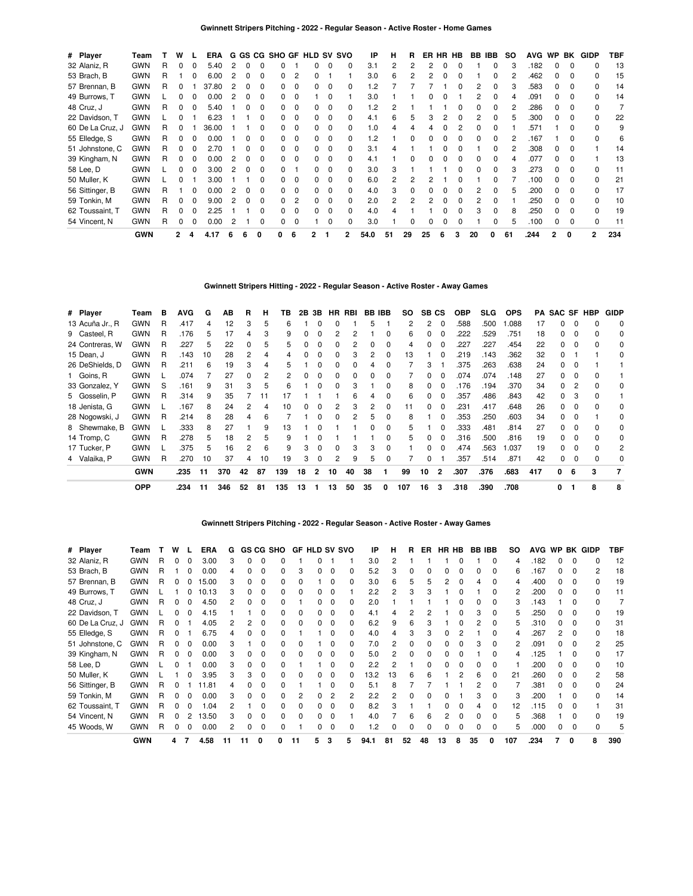## Gwinnett Stripers Pitching - 2022 - Regular Season - Active Roster - Home Games

| # | Player | Team | T | W | L | ERA | G | GS | CG | SHO | GF | HLD | SV | SVO | IP | H | R | ER | HR | HB | BB | IBB | SO | AVG | WP | BK | GIDP | TBF |
|---|---|---|---|---|---|---|---|---|---|---|---|---|---|---|---|---|---|---|---|---|---|---|---|---|---|---|---|---|
| 32 | Alaniz, R | GWN | R | 0 | 0 | 5.40 | 2 | 0 | 0 | 0 | 1 | 0 | 0 | 0 | 3.1 | 2 | 2 | 2 | 0 | 0 | 1 | 0 | 3 | .182 | 0 | 0 | 0 | 13 |
| 53 | Brach, B | GWN | R | 1 | 0 | 6.00 | 2 | 0 | 0 | 0 | 2 | 0 | 1 | 1 | 3.0 | 6 | 2 | 2 | 0 | 0 | 1 | 0 | 2 | .462 | 0 | 0 | 0 | 15 |
| 57 | Brennan, B | GWN | R | 0 | 1 | 37.80 | 2 | 0 | 0 | 0 | 0 | 0 | 0 | 0 | 1.2 | 7 | 7 | 7 | 1 | 0 | 2 | 0 | 3 | .583 | 0 | 0 | 0 | 14 |
| 49 | Burrows, T | GWN | L | 0 | 0 | 0.00 | 2 | 0 | 0 | 0 | 0 | 1 | 0 | 1 | 3.0 | 1 | 1 | 0 | 0 | 1 | 2 | 0 | 4 | .091 | 0 | 0 | 0 | 14 |
| 48 | Cruz, J | GWN | R | 0 | 0 | 5.40 | 1 | 0 | 0 | 0 | 0 | 0 | 0 | 0 | 1.2 | 2 | 1 | 1 | 1 | 0 | 0 | 0 | 2 | .286 | 0 | 0 | 0 | 7 |
| 22 | Davidson, T | GWN | L | 0 | 1 | 6.23 | 1 | 1 | 0 | 0 | 0 | 0 | 0 | 0 | 4.1 | 6 | 5 | 3 | 2 | 0 | 2 | 0 | 5 | .300 | 0 | 0 | 0 | 22 |
| 60 | De La Cruz, J | GWN | R | 0 | 1 | 36.00 | 1 | 1 | 0 | 0 | 0 | 0 | 0 | 0 | 1.0 | 4 | 4 | 4 | 0 | 2 | 0 | 0 | 1 | .571 | 1 | 0 | 0 | 9 |
| 55 | Elledge, S | GWN | R | 0 | 0 | 0.00 | 1 | 0 | 0 | 0 | 0 | 0 | 0 | 0 | 1.2 | 1 | 0 | 0 | 0 | 0 | 0 | 0 | 2 | .167 | 1 | 0 | 0 | 6 |
| 51 | Johnstone, C | GWN | R | 0 | 0 | 2.70 | 1 | 0 | 0 | 0 | 0 | 0 | 0 | 0 | 3.1 | 4 | 1 | 1 | 0 | 0 | 1 | 0 | 2 | .308 | 0 | 0 | 1 | 14 |
| 39 | Kingham, N | GWN | R | 0 | 0 | 0.00 | 2 | 0 | 0 | 0 | 0 | 0 | 0 | 0 | 4.1 | 1 | 0 | 0 | 0 | 0 | 0 | 0 | 4 | .077 | 0 | 0 | 1 | 13 |
| 58 | Lee, D | GWN | L | 0 | 0 | 3.00 | 2 | 0 | 0 | 0 | 1 | 0 | 0 | 0 | 3.0 | 3 | 1 | 1 | 1 | 0 | 0 | 0 | 3 | .273 | 0 | 0 | 0 | 11 |
| 50 | Muller, K | GWN | L | 0 | 1 | 3.00 | 1 | 1 | 0 | 0 | 0 | 0 | 0 | 0 | 6.0 | 2 | 2 | 2 | 1 | 0 | 1 | 0 | 7 | .100 | 0 | 0 | 0 | 21 |
| 56 | Sittinger, B | GWN | R | 1 | 0 | 0.00 | 2 | 0 | 0 | 0 | 0 | 0 | 0 | 0 | 4.0 | 3 | 0 | 0 | 0 | 0 | 2 | 0 | 5 | .200 | 0 | 0 | 0 | 17 |
| 59 | Tonkin, M | GWN | R | 0 | 0 | 9.00 | 2 | 0 | 0 | 0 | 2 | 0 | 0 | 0 | 2.0 | 2 | 2 | 2 | 0 | 0 | 2 | 0 | 1 | .250 | 0 | 0 | 0 | 10 |
| 62 | Toussaint, T | GWN | R | 0 | 0 | 2.25 | 1 | 1 | 0 | 0 | 0 | 0 | 0 | 0 | 4.0 | 4 | 1 | 1 | 0 | 0 | 3 | 0 | 8 | .250 | 0 | 0 | 0 | 19 |
| 54 | Vincent, N | GWN | R | 0 | 0 | 0.00 | 2 | 1 | 0 | 0 | 0 | 1 | 0 | 0 | 3.0 | 1 | 0 | 0 | 0 | 0 | 1 | 0 | 5 | .100 | 0 | 0 | 0 | 11 |
| | | **GWN** | | **2** | **4** | **4.17** | **6** | **6** | **0** | **0** | **6** | **2** | **1** | **2** | **54.0** | **51** | **29** | **25** | **6** | **3** | **20** | **0** | **61** | **.244** | **2** | **0** | **2** | **234** |

## Gwinnett Stripers Hitting - 2022 - Regular Season - Active Roster - Away Games

| # | Player | Team | B | AVG | G | AB | R | H | TB | 2B | 3B | HR | RBI | BB | IBB | SO | SB | CS | OBP | SLG | OPS | PA | SAC | SF | HBP | GIDP |
|---|---|---|---|---|---|---|---|---|---|---|---|---|---|---|---|---|---|---|---|---|---|---|---|---|---|---|
| 13 | Acuña Jr., R | GWN | R | .417 | 4 | 12 | 3 | 5 | 6 | 1 | 0 | 0 | 1 | 5 | 1 | 2 | 2 | 0 | .588 | .500 | 1.088 | 17 | 0 | 0 | 0 | 0 |
| 9 | Casteel, R | GWN | R | .176 | 5 | 17 | 4 | 3 | 9 | 0 | 0 | 2 | 2 | 1 | 0 | 6 | 0 | 0 | .222 | .529 | .751 | 18 | 0 | 0 | 0 | 0 |
| 24 | Contreras, W | GWN | R | .227 | 5 | 22 | 0 | 5 | 5 | 0 | 0 | 0 | 2 | 0 | 0 | 4 | 0 | 0 | .227 | .227 | .454 | 22 | 0 | 0 | 0 | 0 |
| 15 | Dean, J | GWN | R | .143 | 10 | 28 | 2 | 4 | 4 | 0 | 0 | 0 | 3 | 2 | 0 | 13 | 1 | 0 | .219 | .143 | .362 | 32 | 0 | 1 | 1 | 0 |
| 26 | DeShields, D | GWN | R | .211 | 6 | 19 | 3 | 4 | 5 | 1 | 0 | 0 | 0 | 4 | 0 | 7 | 3 | 1 | .375 | .263 | .638 | 24 | 0 | 0 | 1 | 1 |
| 1 | Goins, R | GWN | L | .074 | 7 | 27 | 0 | 2 | 2 | 0 | 0 | 0 | 0 | 0 | 0 | 7 | 0 | 0 | .074 | .074 | .148 | 27 | 0 | 0 | 0 | 1 |
| 33 | Gonzalez, Y | GWN | S | .161 | 9 | 31 | 3 | 5 | 6 | 1 | 0 | 0 | 3 | 1 | 0 | 8 | 0 | 0 | .176 | .194 | .370 | 34 | 0 | 2 | 0 | 0 |
| 5 | Gosselin, P | GWN | R | .314 | 9 | 35 | 7 | 11 | 17 | 1 | 1 | 1 | 6 | 4 | 0 | 6 | 0 | 0 | .357 | .486 | .843 | 42 | 0 | 3 | 0 | 1 |
| 18 | Jenista, G | GWN | L | .167 | 8 | 24 | 2 | 4 | 10 | 0 | 0 | 2 | 3 | 2 | 0 | 11 | 0 | 0 | .231 | .417 | .648 | 26 | 0 | 0 | 0 | 0 |
| 28 | Nogowski, J | GWN | R | .214 | 8 | 28 | 4 | 6 | 7 | 1 | 0 | 0 | 2 | 5 | 0 | 8 | 1 | 0 | .353 | .250 | .603 | 34 | 0 | 0 | 1 | 0 |
| 8 | Shewmake, B | GWN | L | .333 | 8 | 27 | 1 | 9 | 13 | 1 | 0 | 1 | 1 | 0 | 0 | 5 | 1 | 0 | .333 | .481 | .814 | 27 | 0 | 0 | 0 | 0 |
| 14 | Tromp, C | GWN | R | .278 | 5 | 18 | 2 | 5 | 9 | 1 | 0 | 1 | 1 | 1 | 0 | 5 | 0 | 0 | .316 | .500 | .816 | 19 | 0 | 0 | 0 | 0 |
| 17 | Tucker, P | GWN | L | .375 | 5 | 16 | 2 | 6 | 9 | 3 | 0 | 0 | 3 | 3 | 0 | 1 | 0 | 0 | .474 | .563 | 1.037 | 19 | 0 | 0 | 0 | 2 |
| 4 | Valaika, P | GWN | R | .270 | 10 | 37 | 4 | 10 | 19 | 3 | 0 | 2 | 9 | 5 | 0 | 7 | 0 | 1 | .357 | .514 | .871 | 42 | 0 | 0 | 0 | 0 |
| | | **GWN** | | **.235** | **11** | **370** | **42** | **87** | **139** | **18** | **2** | **10** | **40** | **38** | **1** | **99** | **10** | **2** | **.307** | **.376** | **.683** | **417** | **0** | **6** | **3** | **7** |
| | | **OPP** | | **.234** | **11** | **346** | **52** | **81** | **135** | **13** | **1** | **13** | **50** | **35** | **0** | **107** | **16** | **3** | **.318** | **.390** | **.708** | | **0** | **1** | **8** | **8** |

## Gwinnett Stripers Pitching - 2022 - Regular Season - Active Roster - Away Games

| # | Player | Team | T | W | L | ERA | G | GS | CG | SHO | GF | HLD | SV | SVO | IP | H | R | ER | HR | HB | BB | IBB | SO | AVG | WP | BK | GIDP | TBF |
|---|---|---|---|---|---|---|---|---|---|---|---|---|---|---|---|---|---|---|---|---|---|---|---|---|---|---|---|---|
| 32 | Alaniz, R | GWN | R | 0 | 0 | 3.00 | 3 | 0 | 0 | 0 | 1 | 0 | 1 | 1 | 3.0 | 2 | 1 | 1 | 1 | 0 | 1 | 0 | 4 | .182 | 0 | 0 | 0 | 12 |
| 53 | Brach, B | GWN | R | 1 | 0 | 0.00 | 4 | 0 | 0 | 0 | 3 | 0 | 0 | 0 | 5.2 | 3 | 0 | 0 | 0 | 0 | 0 | 0 | 6 | .167 | 0 | 0 | 2 | 18 |
| 57 | Brennan, B | GWN | R | 0 | 0 | 15.00 | 3 | 0 | 0 | 0 | 0 | 1 | 0 | 0 | 3.0 | 6 | 5 | 5 | 2 | 0 | 4 | 0 | 4 | .400 | 0 | 0 | 0 | 19 |
| 49 | Burrows, T | GWN | L | 1 | 0 | 10.13 | 3 | 0 | 0 | 0 | 0 | 0 | 0 | 1 | 2.2 | 2 | 3 | 3 | 1 | 0 | 1 | 0 | 2 | .200 | 0 | 0 | 0 | 11 |
| 48 | Cruz, J | GWN | R | 0 | 0 | 4.50 | 2 | 0 | 0 | 0 | 1 | 0 | 0 | 0 | 2.0 | 1 | 1 | 1 | 1 | 0 | 0 | 0 | 3 | .143 | 1 | 0 | 0 | 7 |
| 22 | Davidson, T | GWN | L | 0 | 0 | 4.15 | 1 | 1 | 0 | 0 | 0 | 0 | 0 | 0 | 4.1 | 4 | 2 | 2 | 1 | 0 | 3 | 0 | 5 | .250 | 0 | 0 | 0 | 19 |
| 60 | De La Cruz, J | GWN | R | 0 | 1 | 4.05 | 2 | 2 | 0 | 0 | 0 | 0 | 0 | 0 | 6.2 | 9 | 6 | 3 | 1 | 0 | 2 | 0 | 5 | .310 | 0 | 0 | 0 | 31 |
| 55 | Elledge, S | GWN | R | 0 | 1 | 6.75 | 4 | 0 | 0 | 0 | 1 | 1 | 0 | 0 | 4.0 | 4 | 3 | 3 | 0 | 2 | 1 | 0 | 4 | .267 | 2 | 0 | 0 | 18 |
| 51 | Johnstone, C | GWN | R | 0 | 0 | 0.00 | 3 | 1 | 0 | 0 | 0 | 1 | 0 | 0 | 7.0 | 2 | 0 | 0 | 0 | 0 | 3 | 0 | 2 | .091 | 0 | 0 | 2 | 25 |
| 39 | Kingham, N | GWN | R | 0 | 0 | 0.00 | 3 | 0 | 0 | 0 | 0 | 0 | 0 | 0 | 5.0 | 2 | 0 | 0 | 0 | 0 | 1 | 0 | 4 | .125 | 1 | 0 | 0 | 17 |
| 58 | Lee, D | GWN | L | 0 | 1 | 0.00 | 3 | 0 | 0 | 0 | 1 | 1 | 0 | 0 | 2.2 | 2 | 1 | 0 | 0 | 0 | 0 | 0 | 1 | .200 | 0 | 0 | 0 | 10 |
| 50 | Muller, K | GWN | L | 1 | 0 | 3.95 | 3 | 3 | 0 | 0 | 0 | 0 | 0 | 0 | 13.2 | 13 | 6 | 6 | 1 | 2 | 6 | 0 | 21 | .260 | 0 | 0 | 2 | 58 |
| 56 | Sittinger, B | GWN | R | 0 | 1 | 11.81 | 4 | 0 | 0 | 0 | 1 | 1 | 0 | 0 | 5.1 | 8 | 7 | 7 | 1 | 1 | 2 | 0 | 7 | .381 | 0 | 0 | 0 | 24 |
| 59 | Tonkin, M | GWN | R | 0 | 0 | 0.00 | 3 | 0 | 0 | 0 | 2 | 0 | 2 | 2 | 2.2 | 2 | 0 | 0 | 0 | 1 | 3 | 0 | 3 | .200 | 1 | 0 | 0 | 14 |
| 62 | Toussaint, T | GWN | R | 0 | 0 | 1.04 | 2 | 1 | 0 | 0 | 0 | 0 | 0 | 0 | 8.2 | 3 | 1 | 1 | 0 | 0 | 4 | 0 | 12 | .115 | 0 | 0 | 1 | 31 |
| 54 | Vincent, N | GWN | R | 0 | 2 | 13.50 | 3 | 0 | 0 | 0 | 0 | 0 | 0 | 1 | 4.0 | 7 | 6 | 6 | 2 | 0 | 0 | 0 | 5 | .368 | 1 | 0 | 0 | 19 |
| 45 | Woods, W | GWN | R | 0 | 0 | 0.00 | 2 | 0 | 0 | 0 | 1 | 0 | 0 | 0 | 1.2 | 0 | 0 | 0 | 0 | 0 | 0 | 0 | 5 | .000 | 0 | 0 | 0 | 5 |
| | | **GWN** | | **4** | **7** | **4.58** | **11** | **11** | **0** | **0** | **11** | **5** | **3** | **5** | **94.1** | **81** | **52** | **48** | **13** | **8** | **35** | **0** | **107** | **.234** | **7** | **0** | **8** | **390** |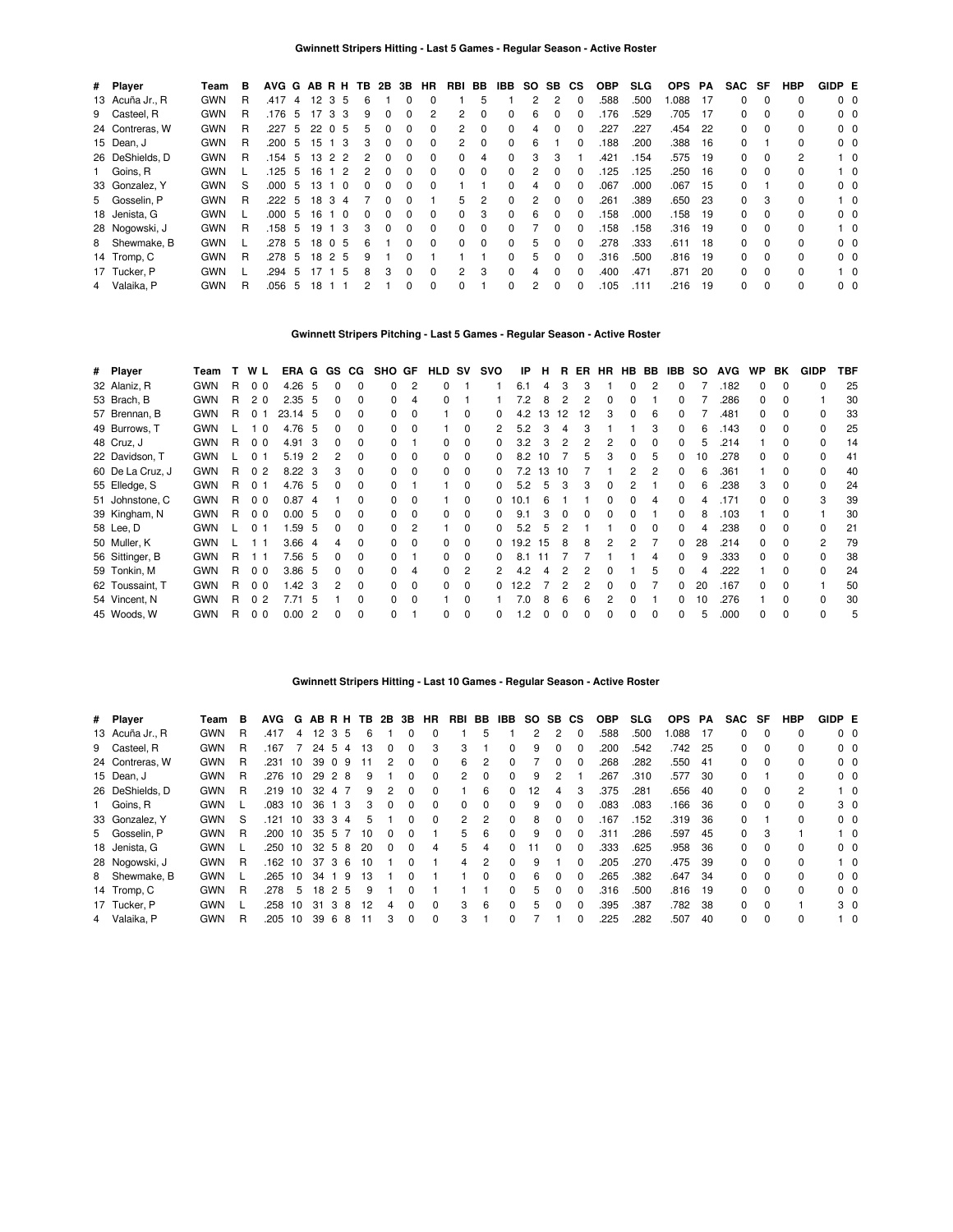### Gwinnett Stripers Hitting - Last 5 Games - Regular Season - Active Roster

| # | Player | Team | B | AVG | G | AB | R | H | TB | 2B | 3B | HR | RBI | BB | IBB | SO | SB | CS | OBP | SLG | OPS | PA | SAC | SF | HBP | GIDP | E |
|---|---|---|---|---|---|---|---|---|---|---|---|---|---|---|---|---|---|---|---|---|---|---|---|---|---|---|---|
| 13 | Acuña Jr., R | GWN | R | .417 | 4 | 12 | 3 | 5 | 6 | 1 | 0 | 0 | 1 | 5 | 1 | 2 | 2 | 0 | .588 | .500 | 1.088 | 17 | 0 | 0 | 0 | 0 | 0 |
| 9 | Casteel, R | GWN | R | .176 | 5 | 17 | 3 | 3 | 9 | 0 | 0 | 2 | 2 | 0 | 0 | 6 | 0 | 0 | .176 | .529 | .705 | 17 | 0 | 0 | 0 | 0 | 0 |
| 24 | Contreras, W | GWN | R | .227 | 5 | 22 | 0 | 5 | 5 | 0 | 0 | 0 | 2 | 0 | 0 | 4 | 0 | 0 | .227 | .227 | .454 | 22 | 0 | 0 | 0 | 0 | 0 |
| 15 | Dean, J | GWN | R | .200 | 5 | 15 | 1 | 3 | 3 | 0 | 0 | 0 | 2 | 0 | 0 | 6 | 1 | 0 | .188 | .200 | .388 | 16 | 0 | 1 | 0 | 0 | 0 |
| 26 | DeShields, D | GWN | R | .154 | 5 | 13 | 2 | 2 | 2 | 0 | 0 | 0 | 0 | 4 | 0 | 3 | 3 | 1 | .421 | .154 | .575 | 19 | 0 | 0 | 2 | 1 | 0 |
| 1 | Goins, R | GWN | L | .125 | 5 | 16 | 1 | 2 | 2 | 0 | 0 | 0 | 0 | 0 | 0 | 2 | 0 | 0 | .125 | .125 | .250 | 16 | 0 | 0 | 0 | 1 | 0 |
| 33 | Gonzalez, Y | GWN | S | .000 | 5 | 13 | 1 | 0 | 0 | 0 | 0 | 0 | 1 | 1 | 0 | 4 | 0 | 0 | .067 | .000 | .067 | 15 | 0 | 1 | 0 | 0 | 0 |
| 5 | Gosselin, P | GWN | R | .222 | 5 | 18 | 3 | 4 | 7 | 0 | 0 | 1 | 5 | 2 | 0 | 2 | 0 | 0 | .261 | .389 | .650 | 23 | 0 | 3 | 0 | 1 | 0 |
| 18 | Jenista, G | GWN | L | .000 | 5 | 16 | 1 | 0 | 0 | 0 | 0 | 0 | 0 | 3 | 0 | 6 | 0 | 0 | .158 | .000 | .158 | 19 | 0 | 0 | 0 | 0 | 0 |
| 28 | Nogowski, J | GWN | R | .158 | 5 | 19 | 1 | 3 | 3 | 0 | 0 | 0 | 0 | 0 | 0 | 7 | 0 | 0 | .158 | .158 | .316 | 19 | 0 | 0 | 0 | 1 | 0 |
| 8 | Shewmake, B | GWN | L | .278 | 5 | 18 | 0 | 5 | 6 | 1 | 0 | 0 | 0 | 0 | 0 | 5 | 0 | 0 | .278 | .333 | .611 | 18 | 0 | 0 | 0 | 0 | 0 |
| 14 | Tromp, C | GWN | R | .278 | 5 | 18 | 2 | 5 | 9 | 1 | 0 | 1 | 1 | 1 | 0 | 5 | 0 | 0 | .316 | .500 | .816 | 19 | 0 | 0 | 0 | 0 | 0 |
| 17 | Tucker, P | GWN | L | .294 | 5 | 17 | 1 | 5 | 8 | 3 | 0 | 0 | 2 | 3 | 0 | 4 | 0 | 0 | .400 | .471 | .871 | 20 | 0 | 0 | 0 | 1 | 0 |
| 4 | Valaika, P | GWN | R | .056 | 5 | 18 | 1 | 1 | 2 | 1 | 0 | 0 | 0 | 1 | 0 | 2 | 0 | 0 | .105 | .111 | .216 | 19 | 0 | 0 | 0 | 0 | 0 |

### Gwinnett Stripers Pitching - Last 5 Games - Regular Season - Active Roster

| # | Player | Team | T | W | L | ERA | G | GS | CG | SHO | GF | HLD | SV | SVO | IP | H | R | ER | HR | HB | BB | IBB | SO | AVG | WP | BK | GIDP | TBF |
|---|---|---|---|---|---|---|---|---|---|---|---|---|---|---|---|---|---|---|---|---|---|---|---|---|---|---|---|---|
| 32 | Alaniz, R | GWN | R | 0 | 0 | 4.26 | 5 | 0 | 0 | 0 | 2 | 0 | 1 | 1 | 6.1 | 4 | 3 | 3 | 1 | 0 | 2 | 0 | 7 | .182 | 0 | 0 | 0 | 25 |
| 53 | Brach, B | GWN | R | 2 | 0 | 2.35 | 5 | 0 | 0 | 0 | 4 | 0 | 1 | 1 | 7.2 | 8 | 2 | 2 | 0 | 0 | 1 | 0 | 7 | .286 | 0 | 0 | 1 | 30 |
| 57 | Brennan, B | GWN | R | 0 | 1 | 23.14 | 5 | 0 | 0 | 0 | 0 | 1 | 0 | 0 | 4.2 | 13 | 12 | 12 | 3 | 0 | 6 | 0 | 7 | .481 | 0 | 0 | 0 | 33 |
| 49 | Burrows, T | GWN | L | 1 | 0 | 4.76 | 5 | 0 | 0 | 0 | 0 | 1 | 0 | 2 | 5.2 | 3 | 4 | 3 | 1 | 1 | 3 | 0 | 6 | .143 | 0 | 0 | 0 | 25 |
| 48 | Cruz, J | GWN | R | 0 | 0 | 4.91 | 3 | 0 | 0 | 0 | 1 | 0 | 0 | 0 | 3.2 | 3 | 2 | 2 | 2 | 0 | 0 | 0 | 5 | .214 | 1 | 0 | 0 | 14 |
| 22 | Davidson, T | GWN | L | 0 | 1 | 5.19 | 2 | 2 | 0 | 0 | 0 | 0 | 0 | 0 | 8.2 | 10 | 7 | 5 | 3 | 0 | 5 | 0 | 10 | .278 | 0 | 0 | 0 | 41 |
| 60 | De La Cruz, J | GWN | R | 0 | 2 | 8.22 | 3 | 3 | 0 | 0 | 0 | 0 | 0 | 0 | 7.2 | 13 | 10 | 7 | 1 | 2 | 2 | 0 | 6 | .361 | 1 | 0 | 0 | 40 |
| 55 | Elledge, S | GWN | R | 0 | 1 | 4.76 | 5 | 0 | 0 | 0 | 1 | 1 | 0 | 0 | 5.2 | 5 | 3 | 3 | 0 | 2 | 1 | 0 | 6 | .238 | 3 | 0 | 0 | 24 |
| 51 | Johnstone, C | GWN | R | 0 | 0 | 0.87 | 4 | 1 | 0 | 0 | 0 | 1 | 0 | 0 | 10.1 | 6 | 1 | 1 | 0 | 0 | 4 | 0 | 4 | .171 | 0 | 0 | 3 | 39 |
| 39 | Kingham, N | GWN | R | 0 | 0 | 0.00 | 5 | 0 | 0 | 0 | 0 | 0 | 0 | 0 | 9.1 | 3 | 0 | 0 | 0 | 0 | 1 | 0 | 8 | .103 | 1 | 0 | 1 | 30 |
| 58 | Lee, D | GWN | L | 0 | 1 | 1.59 | 5 | 0 | 0 | 0 | 2 | 1 | 0 | 0 | 5.2 | 5 | 2 | 1 | 1 | 0 | 0 | 0 | 4 | .238 | 0 | 0 | 0 | 21 |
| 50 | Muller, K | GWN | L | 1 | 1 | 3.66 | 4 | 4 | 0 | 0 | 0 | 0 | 0 | 0 | 19.2 | 15 | 8 | 8 | 2 | 2 | 7 | 0 | 28 | .214 | 0 | 0 | 2 | 79 |
| 56 | Sittinger, B | GWN | R | 1 | 1 | 7.56 | 5 | 0 | 0 | 0 | 1 | 0 | 0 | 0 | 8.1 | 11 | 7 | 7 | 1 | 1 | 4 | 0 | 9 | .333 | 0 | 0 | 0 | 38 |
| 59 | Tonkin, M | GWN | R | 0 | 0 | 3.86 | 5 | 0 | 0 | 0 | 4 | 0 | 2 | 2 | 4.2 | 4 | 2 | 2 | 0 | 1 | 5 | 0 | 4 | .222 | 1 | 0 | 0 | 24 |
| 62 | Toussaint, T | GWN | R | 0 | 0 | 1.42 | 3 | 2 | 0 | 0 | 0 | 0 | 0 | 0 | 12.2 | 7 | 2 | 2 | 0 | 0 | 7 | 0 | 20 | .167 | 0 | 0 | 1 | 50 |
| 54 | Vincent, N | GWN | R | 0 | 2 | 7.71 | 5 | 1 | 0 | 0 | 0 | 1 | 0 | 1 | 7.0 | 8 | 6 | 6 | 2 | 0 | 1 | 0 | 10 | .276 | 1 | 0 | 0 | 30 |
| 45 | Woods, W | GWN | R | 0 | 0 | 0.00 | 2 | 0 | 0 | 0 | 1 | 0 | 0 | 0 | 1.2 | 0 | 0 | 0 | 0 | 0 | 0 | 0 | 5 | .000 | 0 | 0 | 0 | 5 |

### Gwinnett Stripers Hitting - Last 10 Games - Regular Season - Active Roster

| # | Player | Team | B | AVG | G | AB | R | H | TB | 2B | 3B | HR | RBI | BB | IBB | SO | SB | CS | OBP | SLG | OPS | PA | SAC | SF | HBP | GIDP | E |
|---|---|---|---|---|---|---|---|---|---|---|---|---|---|---|---|---|---|---|---|---|---|---|---|---|---|---|---|
| 13 | Acuña Jr., R | GWN | R | .417 | 4 | 12 | 3 | 5 | 6 | 1 | 0 | 0 | 1 | 5 | 1 | 2 | 2 | 0 | .588 | .500 | 1.088 | 17 | 0 | 0 | 0 | 0 | 0 |
| 9 | Casteel, R | GWN | R | .167 | 7 | 24 | 5 | 4 | 13 | 0 | 0 | 3 | 3 | 1 | 0 | 9 | 0 | 0 | .200 | .542 | .742 | 25 | 0 | 0 | 0 | 0 | 0 |
| 24 | Contreras, W | GWN | R | .231 | 10 | 39 | 0 | 9 | 11 | 2 | 0 | 0 | 6 | 2 | 0 | 7 | 0 | 0 | .268 | .282 | .550 | 41 | 0 | 0 | 0 | 0 | 0 |
| 15 | Dean, J | GWN | R | .276 | 10 | 29 | 2 | 8 | 9 | 1 | 0 | 0 | 2 | 0 | 0 | 9 | 2 | 1 | .267 | .310 | .577 | 30 | 0 | 1 | 0 | 0 | 0 |
| 26 | DeShields, D | GWN | R | .219 | 10 | 32 | 4 | 7 | 9 | 2 | 0 | 0 | 1 | 6 | 0 | 12 | 4 | 3 | .375 | .281 | .656 | 40 | 0 | 0 | 2 | 1 | 0 |
| 1 | Goins, R | GWN | L | .083 | 10 | 36 | 1 | 3 | 3 | 0 | 0 | 0 | 0 | 0 | 0 | 9 | 0 | 0 | .083 | .083 | .166 | 36 | 0 | 0 | 0 | 3 | 0 |
| 33 | Gonzalez, Y | GWN | S | .121 | 10 | 33 | 3 | 4 | 5 | 1 | 0 | 0 | 2 | 2 | 0 | 8 | 0 | 0 | .167 | .152 | .319 | 36 | 0 | 1 | 0 | 0 | 0 |
| 5 | Gosselin, P | GWN | R | .200 | 10 | 35 | 5 | 7 | 10 | 0 | 0 | 1 | 5 | 6 | 0 | 9 | 0 | 0 | .311 | .286 | .597 | 45 | 0 | 3 | 1 | 1 | 0 |
| 18 | Jenista, G | GWN | L | .250 | 10 | 32 | 5 | 8 | 20 | 0 | 0 | 4 | 5 | 4 | 0 | 11 | 0 | 0 | .333 | .625 | .958 | 36 | 0 | 0 | 0 | 0 | 0 |
| 28 | Nogowski, J | GWN | R | .162 | 10 | 37 | 3 | 6 | 10 | 1 | 0 | 1 | 4 | 2 | 0 | 9 | 1 | 0 | .205 | .270 | .475 | 39 | 0 | 0 | 0 | 1 | 0 |
| 8 | Shewmake, B | GWN | L | .265 | 10 | 34 | 1 | 9 | 13 | 1 | 0 | 1 | 1 | 0 | 0 | 6 | 0 | 0 | .265 | .382 | .647 | 34 | 0 | 0 | 0 | 0 | 0 |
| 14 | Tromp, C | GWN | R | .278 | 5 | 18 | 2 | 5 | 9 | 1 | 0 | 1 | 1 | 1 | 0 | 5 | 0 | 0 | .316 | .500 | .816 | 19 | 0 | 0 | 0 | 0 | 0 |
| 17 | Tucker, P | GWN | L | .258 | 10 | 31 | 3 | 8 | 12 | 4 | 0 | 0 | 3 | 6 | 0 | 5 | 0 | 0 | .395 | .387 | .782 | 38 | 0 | 0 | 1 | 3 | 0 |
| 4 | Valaika, P | GWN | R | .205 | 10 | 39 | 6 | 8 | 11 | 3 | 0 | 0 | 3 | 1 | 0 | 7 | 1 | 0 | .225 | .282 | .507 | 40 | 0 | 0 | 0 | 1 | 0 |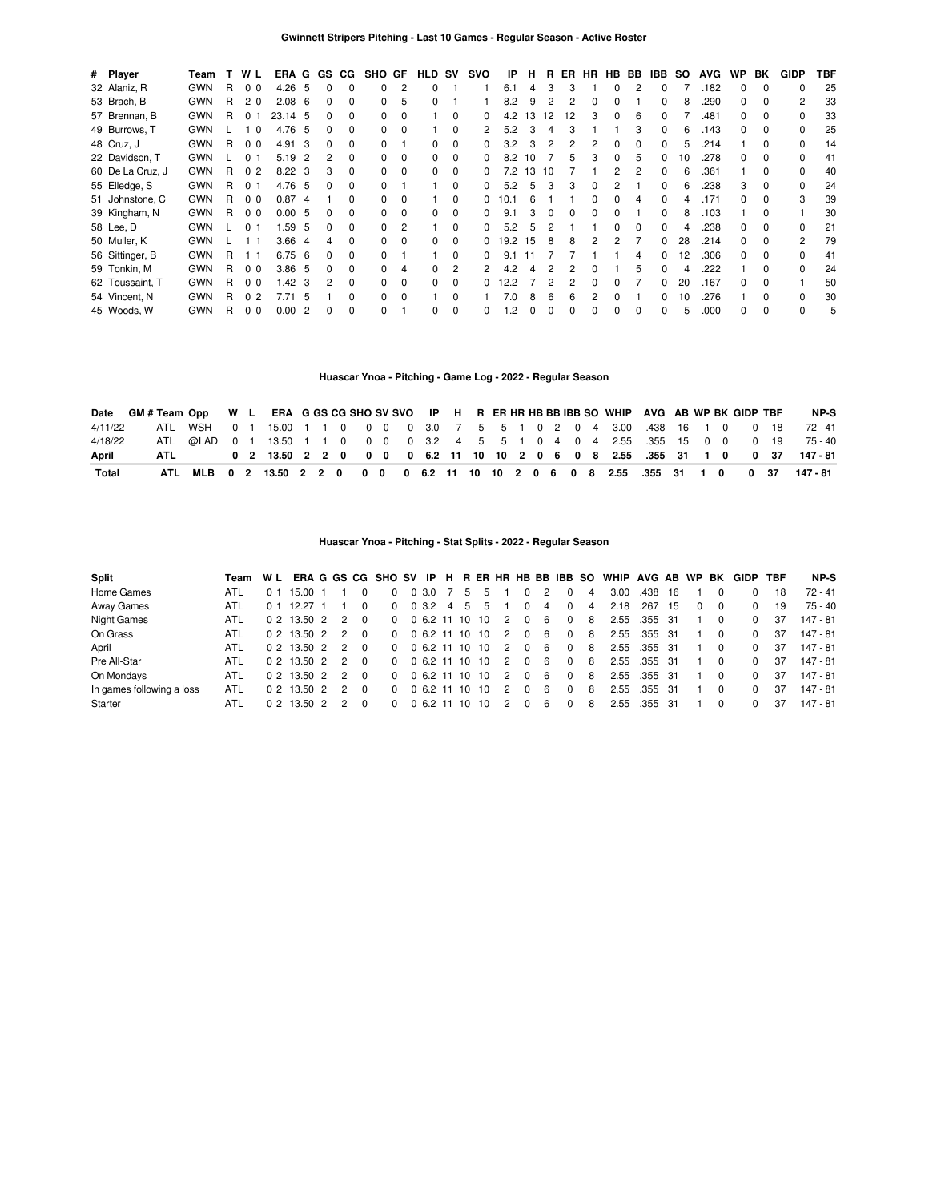### Gwinnett Stripers Pitching - Last 10 Games - Regular Season - Active Roster

| # | Player | Team | T | W | L | ERA | G | GS | CG | SHO | GF | HLD | SV | SVO | IP | H | R | ER | HR | HB | BB | IBB | SO | AVG | WP | BK | GIDP | TBF |
|---|---|---|---|---|---|---|---|---|---|---|---|---|---|---|---|---|---|---|---|---|---|---|---|---|---|---|---|---|
| 32 | Alaniz, R | GWN | R | 0 | 0 | 4.26 | 5 | 0 | 0 | 0 | 2 | 0 | 1 | 1 | 6.1 | 4 | 3 | 3 | 1 | 0 | 2 | 0 | 7 | .182 | 0 | 0 | 0 | 25 |
| 53 | Brach, B | GWN | R | 2 | 0 | 2.08 | 6 | 0 | 0 | 0 | 5 | 0 | 1 | 1 | 8.2 | 9 | 2 | 2 | 0 | 0 | 1 | 0 | 8 | .290 | 0 | 0 | 2 | 33 |
| 57 | Brennan, B | GWN | R | 0 | 1 | 23.14 | 5 | 0 | 0 | 0 | 0 | 1 | 0 | 0 | 4.2 | 13 | 12 | 12 | 3 | 0 | 6 | 0 | 7 | .481 | 0 | 0 | 0 | 33 |
| 49 | Burrows, T | GWN | L | 1 | 0 | 4.76 | 5 | 0 | 0 | 0 | 0 | 1 | 0 | 2 | 5.2 | 3 | 4 | 3 | 1 | 1 | 3 | 0 | 6 | .143 | 0 | 0 | 0 | 25 |
| 48 | Cruz, J | GWN | R | 0 | 0 | 4.91 | 3 | 0 | 0 | 0 | 1 | 0 | 0 | 0 | 3.2 | 3 | 2 | 2 | 2 | 0 | 0 | 0 | 5 | .214 | 1 | 0 | 0 | 14 |
| 22 | Davidson, T | GWN | L | 0 | 1 | 5.19 | 2 | 2 | 0 | 0 | 0 | 0 | 0 | 0 | 8.2 | 10 | 7 | 5 | 3 | 0 | 5 | 0 | 10 | .278 | 0 | 0 | 0 | 41 |
| 60 | De La Cruz, J | GWN | R | 0 | 2 | 8.22 | 3 | 3 | 0 | 0 | 0 | 0 | 0 | 0 | 7.2 | 13 | 10 | 7 | 1 | 2 | 2 | 0 | 6 | .361 | 1 | 0 | 0 | 40 |
| 55 | Elledge, S | GWN | R | 0 | 1 | 4.76 | 5 | 0 | 0 | 0 | 1 | 1 | 0 | 0 | 5.2 | 5 | 3 | 3 | 0 | 2 | 1 | 0 | 6 | .238 | 3 | 0 | 0 | 24 |
| 51 | Johnstone, C | GWN | R | 0 | 0 | 0.87 | 4 | 1 | 0 | 0 | 0 | 1 | 0 | 0 | 10.1 | 6 | 1 | 1 | 0 | 0 | 4 | 0 | 4 | .171 | 0 | 0 | 3 | 39 |
| 39 | Kingham, N | GWN | R | 0 | 0 | 0.00 | 5 | 0 | 0 | 0 | 0 | 0 | 0 | 0 | 9.1 | 3 | 0 | 0 | 0 | 0 | 1 | 0 | 8 | .103 | 1 | 0 | 1 | 30 |
| 58 | Lee, D | GWN | L | 0 | 1 | 1.59 | 5 | 0 | 0 | 0 | 2 | 1 | 0 | 0 | 5.2 | 5 | 2 | 1 | 1 | 0 | 0 | 0 | 4 | .238 | 0 | 0 | 0 | 21 |
| 50 | Muller, K | GWN | L | 1 | 1 | 3.66 | 4 | 4 | 0 | 0 | 0 | 0 | 0 | 0 | 19.2 | 15 | 8 | 8 | 2 | 2 | 7 | 0 | 28 | .214 | 0 | 0 | 2 | 79 |
| 56 | Sittinger, B | GWN | R | 1 | 1 | 6.75 | 6 | 0 | 0 | 0 | 1 | 1 | 0 | 0 | 9.1 | 11 | 7 | 7 | 1 | 1 | 4 | 0 | 12 | .306 | 0 | 0 | 0 | 41 |
| 59 | Tonkin, M | GWN | R | 0 | 0 | 3.86 | 5 | 0 | 0 | 0 | 4 | 0 | 2 | 2 | 4.2 | 4 | 2 | 2 | 0 | 1 | 5 | 0 | 4 | .222 | 1 | 0 | 0 | 24 |
| 62 | Toussaint, T | GWN | R | 0 | 0 | 1.42 | 3 | 2 | 0 | 0 | 0 | 0 | 0 | 0 | 12.2 | 7 | 2 | 2 | 0 | 0 | 7 | 0 | 20 | .167 | 0 | 0 | 1 | 50 |
| 54 | Vincent, N | GWN | R | 0 | 2 | 7.71 | 5 | 1 | 0 | 0 | 0 | 1 | 0 | 1 | 7.0 | 8 | 6 | 6 | 2 | 0 | 1 | 0 | 10 | .276 | 1 | 0 | 0 | 30 |
| 45 | Woods, W | GWN | R | 0 | 0 | 0.00 | 2 | 0 | 0 | 0 | 1 | 0 | 0 | 0 | 1.2 | 0 | 0 | 0 | 0 | 0 | 0 | 0 | 5 | .000 | 0 | 0 | 0 | 5 |

### Huascar Ynoa - Pitching - Game Log - 2022 - Regular Season

| Date | GM # | Team | Opp | W | L | ERA | G | GS | CG | SHO | SV | SVO | IP | H | R | ER | HR | HB | BB | IBB | SO | WHIP | AVG | AB | WP | BK | GIDP | TBF | NP-S |
|---|---|---|---|---|---|---|---|---|---|---|---|---|---|---|---|---|---|---|---|---|---|---|---|---|---|---|---|---|---|
| 4/11/22 | | ATL | WSH | 0 | 1 | 15.00 | 1 | 1 | 0 | 0 | 0 | 0 | 3.0 | 7 | 5 | 5 | 1 | 0 | 2 | 0 | 4 | 3.00 | .438 | 16 | 1 | 0 | 0 | 18 | 72 - 41 |
| 4/18/22 | | ATL | @LAD | 0 | 1 | 13.50 | 1 | 1 | 0 | 0 | 0 | 0 | 3.2 | 4 | 5 | 5 | 1 | 0 | 4 | 0 | 4 | 2.55 | .355 | 15 | 0 | 0 | 0 | 19 | 75 - 40 |
| **April** | | **ATL** | | **0** | **2** | **13.50** | **2** | **2** | **0** | **0** | **0** | **0** | **6.2** | **11** | **10** | **10** | **2** | **0** | **6** | **0** | **8** | **2.55** | **.355** | **31** | **1** | **0** | **0** | **37** | **147 - 81** |
| **Total** | | **ATL** | **MLB** | **0** | **2** | **13.50** | **2** | **2** | **0** | **0** | **0** | **0** | **6.2** | **11** | **10** | **10** | **2** | **0** | **6** | **0** | **8** | **2.55** | **.355** | **31** | **1** | **0** | **0** | **37** | **147 - 81** |

### Huascar Ynoa - Pitching - Stat Splits - 2022 - Regular Season

| Split | Team | W | L | ERA | G | GS | CG | SHO | SV | IP | H | R | ER | HR | HB | BB | IBB | SO | WHIP | AVG | AB | WP | BK | GIDP | TBF | NP-S |
|---|---|---|---|---|---|---|---|---|---|---|---|---|---|---|---|---|---|---|---|---|---|---|---|---|---|---|
| Home Games | ATL | 0 | 1 | 15.00 | 1 | 1 | 0 | 0 | 0 | 3.0 | 7 | 5 | 5 | 1 | 0 | 2 | 0 | 4 | 3.00 | .438 | 16 | 1 | 0 | 0 | 18 | 72 - 41 |
| Away Games | ATL | 0 | 1 | 12.27 | 1 | 1 | 0 | 0 | 0 | 3.2 | 4 | 5 | 5 | 1 | 0 | 4 | 0 | 4 | 2.18 | .267 | 15 | 0 | 0 | 0 | 19 | 75 - 40 |
| Night Games | ATL | 0 | 2 | 13.50 | 2 | 2 | 0 | 0 | 0 | 6.2 | 11 | 10 | 10 | 2 | 0 | 6 | 0 | 8 | 2.55 | .355 | 31 | 1 | 0 | 0 | 37 | 147 - 81 |
| On Grass | ATL | 0 | 2 | 13.50 | 2 | 2 | 0 | 0 | 0 | 6.2 | 11 | 10 | 10 | 2 | 0 | 6 | 0 | 8 | 2.55 | .355 | 31 | 1 | 0 | 0 | 37 | 147 - 81 |
| April | ATL | 0 | 2 | 13.50 | 2 | 2 | 0 | 0 | 0 | 6.2 | 11 | 10 | 10 | 2 | 0 | 6 | 0 | 8 | 2.55 | .355 | 31 | 1 | 0 | 0 | 37 | 147 - 81 |
| Pre All-Star | ATL | 0 | 2 | 13.50 | 2 | 2 | 0 | 0 | 0 | 6.2 | 11 | 10 | 10 | 2 | 0 | 6 | 0 | 8 | 2.55 | .355 | 31 | 1 | 0 | 0 | 37 | 147 - 81 |
| On Mondays | ATL | 0 | 2 | 13.50 | 2 | 2 | 0 | 0 | 0 | 6.2 | 11 | 10 | 10 | 2 | 0 | 6 | 0 | 8 | 2.55 | .355 | 31 | 1 | 0 | 0 | 37 | 147 - 81 |
| In games following a loss | ATL | 0 | 2 | 13.50 | 2 | 2 | 0 | 0 | 0 | 6.2 | 11 | 10 | 10 | 2 | 0 | 6 | 0 | 8 | 2.55 | .355 | 31 | 1 | 0 | 0 | 37 | 147 - 81 |
| Starter | ATL | 0 | 2 | 13.50 | 2 | 2 | 0 | 0 | 0 | 6.2 | 11 | 10 | 10 | 2 | 0 | 6 | 0 | 8 | 2.55 | .355 | 31 | 1 | 0 | 0 | 37 | 147 - 81 |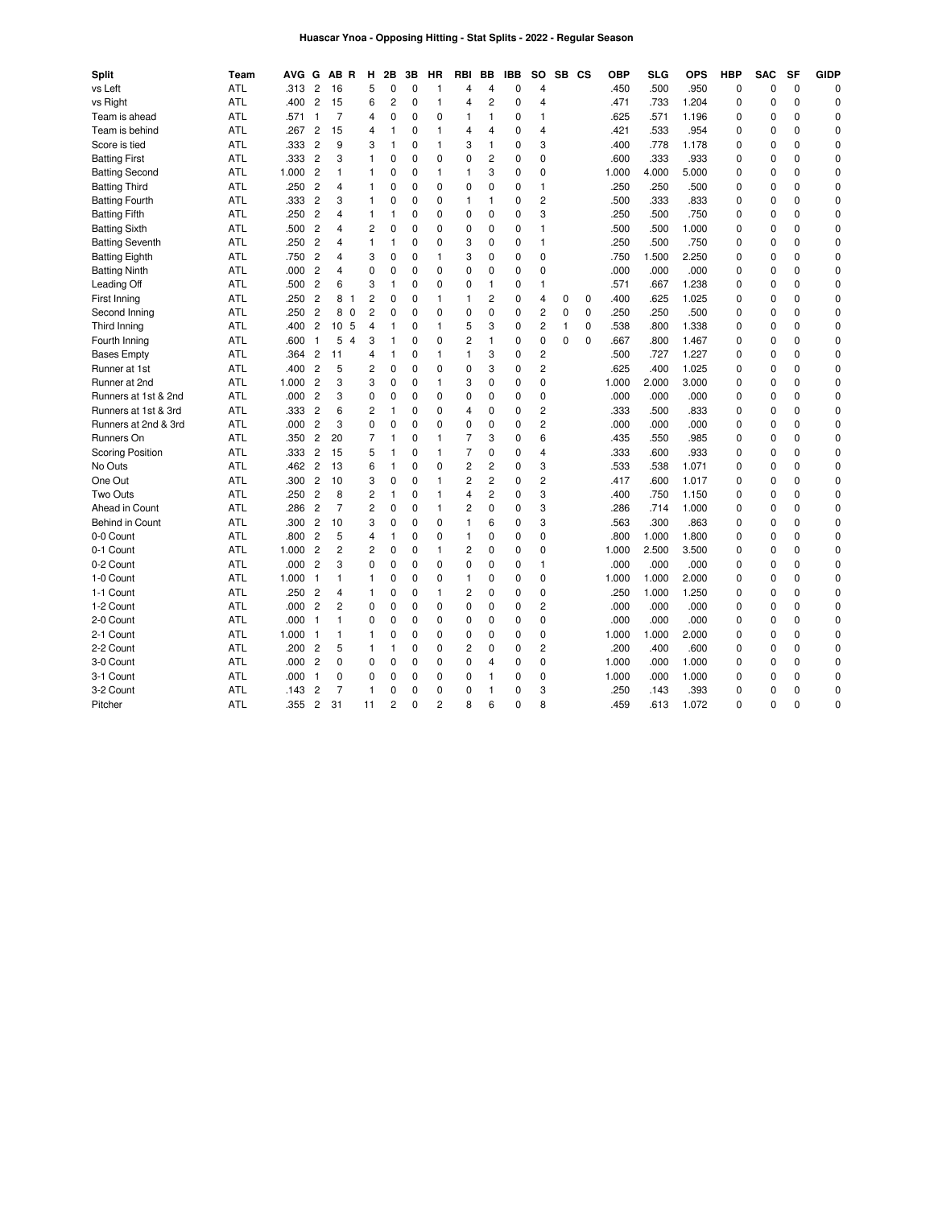# Huascar Ynoa - Opposing Hitting - Stat Splits - 2022 - Regular Season

| Split | Team | AVG | G | AB | R | H | 2B | 3B | HR | RBI | BB | IBB | SO | SB | CS | OBP | SLG | OPS | HBP | SAC | SF | GIDP |
|---|---|---|---|---|---|---|---|---|---|---|---|---|---|---|---|---|---|---|---|---|---|---|
| vs Left | ATL | .313 | 2 | 16 | | 5 | 0 | 0 | 1 | 4 | 4 | 0 | 4 | | | .450 | .500 | .950 | 0 | 0 | 0 | 0 |
| vs Right | ATL | .400 | 2 | 15 | | 6 | 2 | 0 | 1 | 4 | 2 | 0 | 4 | | | .471 | .733 | 1.204 | 0 | 0 | 0 | 0 |
| Team is ahead | ATL | .571 | 1 | 7 | | 4 | 0 | 0 | 0 | 1 | 1 | 0 | 1 | | | .625 | .571 | 1.196 | 0 | 0 | 0 | 0 |
| Team is behind | ATL | .267 | 2 | 15 | | 4 | 1 | 0 | 1 | 4 | 4 | 0 | 4 | | | .421 | .533 | .954 | 0 | 0 | 0 | 0 |
| Score is tied | ATL | .333 | 2 | 9 | | 3 | 1 | 0 | 1 | 3 | 1 | 0 | 3 | | | .400 | .778 | 1.178 | 0 | 0 | 0 | 0 |
| Batting First | ATL | .333 | 2 | 3 | | 1 | 0 | 0 | 0 | 0 | 2 | 0 | 0 | | | .600 | .333 | .933 | 0 | 0 | 0 | 0 |
| Batting Second | ATL | 1.000 | 2 | 1 | | 1 | 0 | 0 | 1 | 1 | 3 | 0 | 0 | | | 1.000 | 4.000 | 5.000 | 0 | 0 | 0 | 0 |
| Batting Third | ATL | .250 | 2 | 4 | | 1 | 0 | 0 | 0 | 0 | 0 | 0 | 1 | | | .250 | .250 | .500 | 0 | 0 | 0 | 0 |
| Batting Fourth | ATL | .333 | 2 | 3 | | 1 | 0 | 0 | 0 | 1 | 1 | 0 | 2 | | | .500 | .333 | .833 | 0 | 0 | 0 | 0 |
| Batting Fifth | ATL | .250 | 2 | 4 | | 1 | 1 | 0 | 0 | 0 | 0 | 0 | 3 | | | .250 | .500 | .750 | 0 | 0 | 0 | 0 |
| Batting Sixth | ATL | .500 | 2 | 4 | | 2 | 0 | 0 | 0 | 0 | 0 | 0 | 1 | | | .500 | .500 | 1.000 | 0 | 0 | 0 | 0 |
| Batting Seventh | ATL | .250 | 2 | 4 | | 1 | 1 | 0 | 0 | 3 | 0 | 0 | 1 | | | .250 | .500 | .750 | 0 | 0 | 0 | 0 |
| Batting Eighth | ATL | .750 | 2 | 4 | | 3 | 0 | 0 | 1 | 3 | 0 | 0 | 0 | | | .750 | 1.500 | 2.250 | 0 | 0 | 0 | 0 |
| Batting Ninth | ATL | .000 | 2 | 4 | | 0 | 0 | 0 | 0 | 0 | 0 | 0 | 0 | | | .000 | .000 | .000 | 0 | 0 | 0 | 0 |
| Leading Off | ATL | .500 | 2 | 6 | | 3 | 1 | 0 | 0 | 0 | 1 | 0 | 1 | | | .571 | .667 | 1.238 | 0 | 0 | 0 | 0 |
| First Inning | ATL | .250 | 2 | 8 | 1 | 2 | 0 | 0 | 1 | 1 | 2 | 0 | 4 | 0 | 0 | .400 | .625 | 1.025 | 0 | 0 | 0 | 0 |
| Second Inning | ATL | .250 | 2 | 8 | 0 | 2 | 0 | 0 | 0 | 0 | 0 | 0 | 2 | 0 | 0 | .250 | .250 | .500 | 0 | 0 | 0 | 0 |
| Third Inning | ATL | .400 | 2 | 10 | 5 | 4 | 1 | 0 | 1 | 5 | 3 | 0 | 2 | 1 | 0 | .538 | .800 | 1.338 | 0 | 0 | 0 | 0 |
| Fourth Inning | ATL | .600 | 1 | 5 | 4 | 3 | 1 | 0 | 0 | 2 | 1 | 0 | 0 | 0 | 0 | .667 | .800 | 1.467 | 0 | 0 | 0 | 0 |
| Bases Empty | ATL | .364 | 2 | 11 | | 4 | 1 | 0 | 1 | 1 | 3 | 0 | 2 | | | .500 | .727 | 1.227 | 0 | 0 | 0 | 0 |
| Runner at 1st | ATL | .400 | 2 | 5 | | 2 | 0 | 0 | 0 | 0 | 3 | 0 | 2 | | | .625 | .400 | 1.025 | 0 | 0 | 0 | 0 |
| Runner at 2nd | ATL | 1.000 | 2 | 3 | | 3 | 0 | 0 | 1 | 3 | 0 | 0 | 0 | | | 1.000 | 2.000 | 3.000 | 0 | 0 | 0 | 0 |
| Runners at 1st & 2nd | ATL | .000 | 2 | 3 | | 0 | 0 | 0 | 0 | 0 | 0 | 0 | 0 | | | .000 | .000 | .000 | 0 | 0 | 0 | 0 |
| Runners at 1st & 3rd | ATL | .333 | 2 | 6 | | 2 | 1 | 0 | 0 | 4 | 0 | 0 | 2 | | | .333 | .500 | .833 | 0 | 0 | 0 | 0 |
| Runners at 2nd & 3rd | ATL | .000 | 2 | 3 | | 0 | 0 | 0 | 0 | 0 | 0 | 0 | 2 | | | .000 | .000 | .000 | 0 | 0 | 0 | 0 |
| Runners On | ATL | .350 | 2 | 20 | | 7 | 1 | 0 | 1 | 7 | 3 | 0 | 6 | | | .435 | .550 | .985 | 0 | 0 | 0 | 0 |
| Scoring Position | ATL | .333 | 2 | 15 | | 5 | 1 | 0 | 1 | 7 | 0 | 0 | 4 | | | .333 | .600 | .933 | 0 | 0 | 0 | 0 |
| No Outs | ATL | .462 | 2 | 13 | | 6 | 1 | 0 | 0 | 2 | 2 | 0 | 3 | | | .533 | .538 | 1.071 | 0 | 0 | 0 | 0 |
| One Out | ATL | .300 | 2 | 10 | | 3 | 0 | 0 | 1 | 2 | 2 | 0 | 2 | | | .417 | .600 | 1.017 | 0 | 0 | 0 | 0 |
| Two Outs | ATL | .250 | 2 | 8 | | 2 | 1 | 0 | 1 | 4 | 2 | 0 | 3 | | | .400 | .750 | 1.150 | 0 | 0 | 0 | 0 |
| Ahead in Count | ATL | .286 | 2 | 7 | | 2 | 0 | 0 | 1 | 2 | 0 | 0 | 3 | | | .286 | .714 | 1.000 | 0 | 0 | 0 | 0 |
| Behind in Count | ATL | .300 | 2 | 10 | | 3 | 0 | 0 | 0 | 1 | 6 | 0 | 3 | | | .563 | .300 | .863 | 0 | 0 | 0 | 0 |
| 0-0 Count | ATL | .800 | 2 | 5 | | 4 | 1 | 0 | 0 | 1 | 0 | 0 | 0 | | | .800 | 1.000 | 1.800 | 0 | 0 | 0 | 0 |
| 0-1 Count | ATL | 1.000 | 2 | 2 | | 2 | 0 | 0 | 1 | 2 | 0 | 0 | 0 | | | 1.000 | 2.500 | 3.500 | 0 | 0 | 0 | 0 |
| 0-2 Count | ATL | .000 | 2 | 3 | | 0 | 0 | 0 | 0 | 0 | 0 | 0 | 1 | | | .000 | .000 | .000 | 0 | 0 | 0 | 0 |
| 1-0 Count | ATL | 1.000 | 1 | 1 | | 1 | 0 | 0 | 0 | 1 | 0 | 0 | 0 | | | 1.000 | 1.000 | 2.000 | 0 | 0 | 0 | 0 |
| 1-1 Count | ATL | .250 | 2 | 4 | | 1 | 0 | 0 | 1 | 2 | 0 | 0 | 0 | | | .250 | 1.000 | 1.250 | 0 | 0 | 0 | 0 |
| 1-2 Count | ATL | .000 | 2 | 2 | | 0 | 0 | 0 | 0 | 0 | 0 | 0 | 2 | | | .000 | .000 | .000 | 0 | 0 | 0 | 0 |
| 2-0 Count | ATL | .000 | 1 | 1 | | 0 | 0 | 0 | 0 | 0 | 0 | 0 | 0 | | | .000 | .000 | .000 | 0 | 0 | 0 | 0 |
| 2-1 Count | ATL | 1.000 | 1 | 1 | | 1 | 0 | 0 | 0 | 0 | 0 | 0 | 0 | | | 1.000 | 1.000 | 2.000 | 0 | 0 | 0 | 0 |
| 2-2 Count | ATL | .200 | 2 | 5 | | 1 | 1 | 0 | 0 | 2 | 0 | 0 | 2 | | | .200 | .400 | .600 | 0 | 0 | 0 | 0 |
| 3-0 Count | ATL | .000 | 2 | 0 | | 0 | 0 | 0 | 0 | 0 | 4 | 0 | 0 | | | 1.000 | .000 | 1.000 | 0 | 0 | 0 | 0 |
| 3-1 Count | ATL | .000 | 1 | 0 | | 0 | 0 | 0 | 0 | 0 | 1 | 0 | 0 | | | 1.000 | .000 | 1.000 | 0 | 0 | 0 | 0 |
| 3-2 Count | ATL | .143 | 2 | 7 | | 1 | 0 | 0 | 0 | 0 | 1 | 0 | 3 | | | .250 | .143 | .393 | 0 | 0 | 0 | 0 |
| Pitcher | ATL | .355 | 2 | 31 | | 11 | 2 | 0 | 2 | 8 | 6 | 0 | 8 | | | .459 | .613 | 1.072 | 0 | 0 | 0 | 0 |